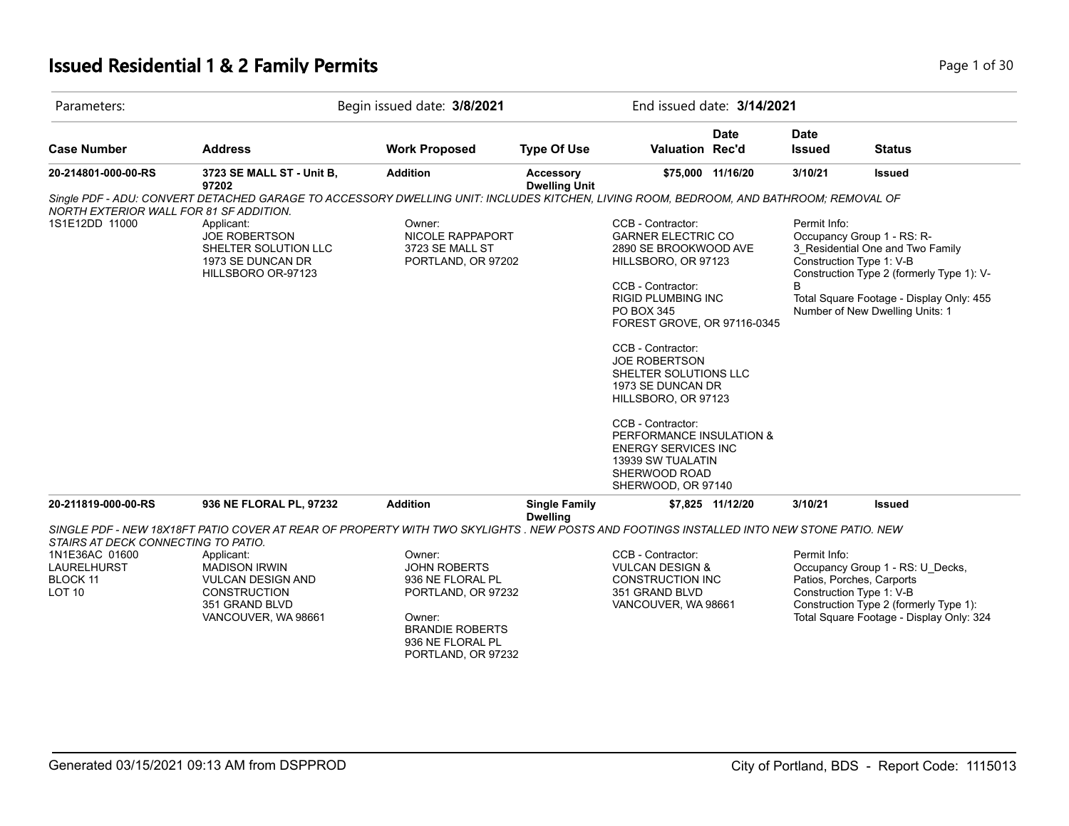# Issued Residential 1 & 2 Family Permits

| Parameters: | Begin issued date: **3/8/2021** | End issued date: **3/14/2021** |
|---|---|---|

| Case Number | Address | Work Proposed | Type Of Use | Valuation | Date Rec'd | Date Issued | Status |
|---|---|---|---|---|---|---|---|
| **20-214801-000-00-RS** | **3723 SE MALL ST - Unit B, 97202** | **Addition** | **Accessory Dwelling Unit** | **$75,000** | **11/16/20** | **3/10/21** | **Issued** |

*Single PDF - ADU: CONVERT DETACHED GARAGE TO ACCESSORY DWELLING UNIT: INCLUDES KITCHEN, LIVING ROOM, BEDROOM, AND BATHROOM; REMOVAL OF NORTH EXTERIOR WALL FOR 81 SF ADDITION.*

1S1E12DD 11000

Applicant:
JOE ROBERTSON
SHELTER SOLUTION LLC
1973 SE DUNCAN DR
HILLSBORO OR-97123

Owner:
NICOLE RAPPAPORT
3723 SE MALL ST
PORTLAND, OR 97202

CCB - Contractor:
GARNER ELECTRIC CO
2890 SE BROOKWOOD AVE
HILLSBORO, OR 97123

CCB - Contractor:
RIGID PLUMBING INC
PO BOX 345
FOREST GROVE, OR 97116-0345

CCB - Contractor:
JOE ROBERTSON
SHELTER SOLUTIONS LLC
1973 SE DUNCAN DR
HILLSBORO, OR 97123

CCB - Contractor:
PERFORMANCE INSULATION & ENERGY SERVICES INC
13939 SW TUALATIN SHERWOOD ROAD
SHERWOOD, OR 97140

Permit Info:
Occupancy Group 1 - RS: R-3_Residential One and Two Family
Construction Type 1: V-B
Construction Type 2 (formerly Type 1): V-B
Total Square Footage - Display Only: 455
Number of New Dwelling Units: 1

| Case Number | Address | Work Proposed | Type Of Use | Valuation | Date Rec'd | Date Issued | Status |
|---|---|---|---|---|---|---|---|
| **20-211819-000-00-RS** | **936 NE FLORAL PL, 97232** | **Addition** | **Single Family Dwelling** | **$7,825** | **11/12/20** | **3/10/21** | **Issued** |

*SINGLE PDF - NEW 18X18FT PATIO COVER AT REAR OF PROPERTY WITH TWO SKYLIGHTS . NEW POSTS AND FOOTINGS INSTALLED INTO NEW STONE PATIO. NEW STAIRS AT DECK CONNECTING TO PATIO.*

1N1E36AC 01600
LAURELHURST
BLOCK 11
LOT 10

Applicant:
MADISON IRWIN
VULCAN DESIGN AND CONSTRUCTION
351 GRAND BLVD
VANCOUVER, WA 98661

Owner:
JOHN ROBERTS
936 NE FLORAL PL
PORTLAND, OR 97232

Owner:
BRANDIE ROBERTS
936 NE FLORAL PL
PORTLAND, OR 97232

CCB - Contractor:
VULCAN DESIGN & CONSTRUCTION INC
351 GRAND BLVD
VANCOUVER, WA 98661

Permit Info:
Occupancy Group 1 - RS: U_Decks, Patios, Porches, Carports
Construction Type 1: V-B
Construction Type 2 (formerly Type 1):
Total Square Footage - Display Only: 324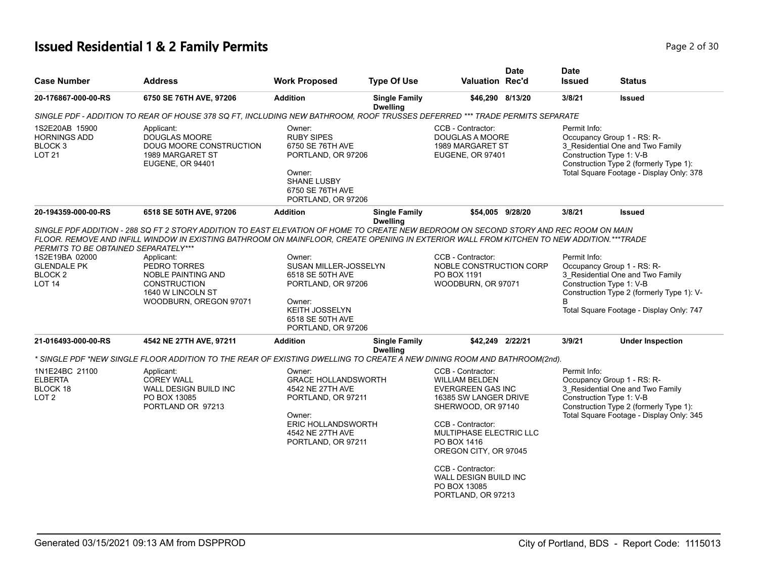# Issued Residential 1 & 2 Family Permits

| Case Number | Address | Work Proposed | Type Of Use | Valuation | Date Rec'd | Date Issued | Status |
|---|---|---|---|---|---|---|---|
| 20-176867-000-00-RS | 6750 SE 76TH AVE, 97206 | Addition | Single Family Dwelling | $46,290 | 8/13/20 | 3/8/21 | Issued |

*SINGLE PDF - ADDITION TO REAR OF HOUSE 378 SQ FT, INCLUDING NEW BATHROOM, ROOF TRUSSES DEFERRED *** TRADE PERMITS SEPARATE*

1S2E20AB 15900
HORNINGS ADD
BLOCK 3
LOT 21

Applicant:
DOUGLAS MOORE
DOUG MOORE CONSTRUCTION
1989 MARGARET ST
EUGENE, OR 94401

Owner:
RUBY SIPES
6750 SE 76TH AVE
PORTLAND, OR 97206

Owner:
SHANE LUSBY
6750 SE 76TH AVE
PORTLAND, OR 97206

CCB - Contractor:
DOUGLAS A MOORE
1989 MARGARET ST
EUGENE, OR 97401

Permit Info:
Occupancy Group 1 - RS: R-3_Residential One and Two Family
Construction Type 1: V-B
Construction Type 2 (formerly Type 1):
Total Square Footage - Display Only: 378

| Case Number | Address | Work Proposed | Type Of Use | Valuation | Date Rec'd | Date Issued | Status |
|---|---|---|---|---|---|---|---|
| 20-194359-000-00-RS | 6518 SE 50TH AVE, 97206 | Addition | Single Family Dwelling | $54,005 | 9/28/20 | 3/8/21 | Issued |

*SINGLE PDF ADDITION - 288 SQ FT 2 STORY ADDITION TO EAST ELEVATION OF HOME TO CREATE NEW BEDROOM ON SECOND STORY AND REC ROOM ON MAIN FLOOR. REMOVE AND INFILL WINDOW IN EXISTING BATHROOM ON MAINFLOOR, CREATE OPENING IN EXTERIOR WALL FROM KITCHEN TO NEW ADDITION.***TRADE PERMITS TO BE OBTAINED SEPARATELY****

1S2E19BA 02000
GLENDALE PK
BLOCK 2
LOT 14

Applicant:
PEDRO TORRES
NOBLE PAINTING AND CONSTRUCTION
1640 W LINCOLN ST
WOODBURN, OREGON 97071

Owner:
SUSAN MILLER-JOSSELYN
6518 SE 50TH AVE
PORTLAND, OR 97206

Owner:
KEITH JOSSELYN
6518 SE 50TH AVE
PORTLAND, OR 97206

CCB - Contractor:
NOBLE CONSTRUCTION CORP
PO BOX 1191
WOODBURN, OR 97071

Permit Info:
Occupancy Group 1 - RS: R-3_Residential One and Two Family
Construction Type 1: V-B
Construction Type 2 (formerly Type 1): V-B
Total Square Footage - Display Only: 747

| Case Number | Address | Work Proposed | Type Of Use | Valuation | Date Rec'd | Date Issued | Status |
|---|---|---|---|---|---|---|---|
| 21-016493-000-00-RS | 4542 NE 27TH AVE, 97211 | Addition | Single Family Dwelling | $42,249 | 2/22/21 | 3/9/21 | Under Inspection |

** SINGLE PDF *NEW SINGLE FLOOR ADDITION TO THE REAR OF EXISTING DWELLING TO CREATE A NEW DINING ROOM AND BATHROOM(2nd).*

1N1E24BC 21100
ELBERTA
BLOCK 18
LOT 2

Applicant:
COREY WALL
WALL DESIGN BUILD INC
PO BOX 13085
PORTLAND OR 97213

Owner:
GRACE HOLLANDSWORTH
4542 NE 27TH AVE
PORTLAND, OR 97211

Owner:
ERIC HOLLANDSWORTH
4542 NE 27TH AVE
PORTLAND, OR 97211

CCB - Contractor:
WILLIAM BELDEN
EVERGREEN GAS INC
16385 SW LANGER DRIVE
SHERWOOD, OR 97140

CCB - Contractor:
MULTIPHASE ELECTRIC LLC
PO BOX 1416
OREGON CITY, OR 97045

CCB - Contractor:
WALL DESIGN BUILD INC
PO BOX 13085
PORTLAND, OR 97213

Permit Info:
Occupancy Group 1 - RS: R-3_Residential One and Two Family
Construction Type 1: V-B
Construction Type 2 (formerly Type 1):
Total Square Footage - Display Only: 345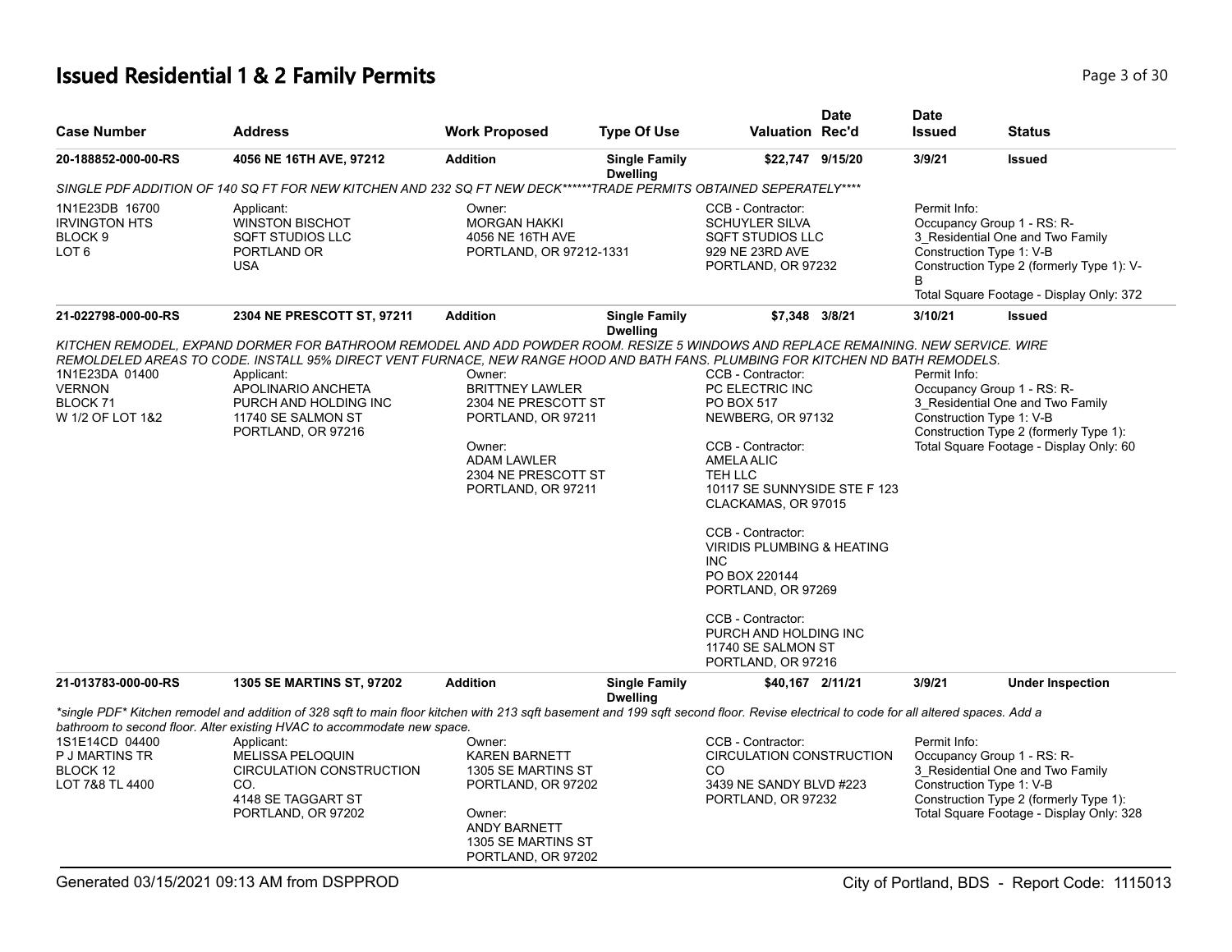# Issued Residential 1 & 2 Family Permits

| Case Number | Address | Work Proposed | Type Of Use | Valuation | Date Rec'd | Date Issued | Status |
|---|---|---|---|---|---|---|---|
| 20-188852-000-00-RS | 4056 NE 16TH AVE, 97212 | Addition | Single Family Dwelling | $22,747 | 9/15/20 | 3/9/21 | Issued |

*SINGLE PDF ADDITION OF 140 SQ FT FOR NEW KITCHEN AND 232 SQ FT NEW DECK******TRADE PERMITS OBTAINED SEPERATELY*****

1N1E23DB 16700
IRVINGTON HTS
BLOCK 9
LOT 6

Applicant:
WINSTON BISCHOT
SQFT STUDIOS LLC
PORTLAND OR
USA

Owner:
MORGAN HAKKI
4056 NE 16TH AVE
PORTLAND, OR 97212-1331

CCB - Contractor:
SCHUYLER SILVA
SQFT STUDIOS LLC
929 NE 23RD AVE
PORTLAND, OR 97232

Permit Info:
Occupancy Group 1 - RS: R-3_Residential One and Two Family
Construction Type 1: V-B
Construction Type 2 (formerly Type 1): V-B
Total Square Footage - Display Only: 372

| Case Number | Address | Work Proposed | Type Of Use | Valuation | Date Rec'd | Date Issued | Status |
|---|---|---|---|---|---|---|---|
| 21-022798-000-00-RS | 2304 NE PRESCOTT ST, 97211 | Addition | Single Family Dwelling | $7,348 | 3/8/21 | 3/10/21 | Issued |

*KITCHEN REMODEL, EXPAND DORMER FOR BATHROOM REMODEL AND ADD POWDER ROOM. RESIZE 5 WINDOWS AND REPLACE REMAINING. NEW SERVICE. WIRE REMOLDELED AREAS TO CODE. INSTALL 95% DIRECT VENT FURNACE, NEW RANGE HOOD AND BATH FANS. PLUMBING FOR KITCHEN ND BATH REMODELS.*

1N1E23DA 01400
VERNON
BLOCK 71
W 1/2 OF LOT 1&2

Applicant:
APOLINARIO ANCHETA
PURCH AND HOLDING INC
11740 SE SALMON ST
PORTLAND, OR 97216

Owner:
BRITTNEY LAWLER
2304 NE PRESCOTT ST
PORTLAND, OR 97211

Owner:
ADAM LAWLER
2304 NE PRESCOTT ST
PORTLAND, OR 97211

CCB - Contractor:
PC ELECTRIC INC
PO BOX 517
NEWBERG, OR 97132

CCB - Contractor:
AMELA ALIC
TEH LLC
10117 SE SUNNYSIDE STE F 123
CLACKAMAS, OR 97015

CCB - Contractor:
VIRIDIS PLUMBING & HEATING INC
PO BOX 220144
PORTLAND, OR 97269

CCB - Contractor:
PURCH AND HOLDING INC
11740 SE SALMON ST
PORTLAND, OR 97216

Permit Info:
Occupancy Group 1 - RS: R-3_Residential One and Two Family
Construction Type 1: V-B
Construction Type 2 (formerly Type 1):
Total Square Footage - Display Only: 60

| Case Number | Address | Work Proposed | Type Of Use | Valuation | Date Rec'd | Date Issued | Status |
|---|---|---|---|---|---|---|---|
| 21-013783-000-00-RS | 1305 SE MARTINS ST, 97202 | Addition | Single Family Dwelling | $40,167 | 2/11/21 | 3/9/21 | Under Inspection |

*\*single PDF\* Kitchen remodel and addition of 328 sqft to main floor kitchen with 213 sqft basement and 199 sqft second floor. Revise electrical to code for all altered spaces. Add a bathroom to second floor. Alter existing HVAC to accommodate new space.*

1S1E14CD 04400
P J MARTINS TR
BLOCK 12
LOT 7&8 TL 4400

Applicant:
MELISSA PELOQUIN
CIRCULATION CONSTRUCTION CO.
4148 SE TAGGART ST
PORTLAND, OR 97202

Owner:
KAREN BARNETT
1305 SE MARTINS ST
PORTLAND, OR 97202

Owner:
ANDY BARNETT
1305 SE MARTINS ST
PORTLAND, OR 97202

CCB - Contractor:
CIRCULATION CONSTRUCTION CO
3439 NE SANDY BLVD #223
PORTLAND, OR 97232

Permit Info:
Occupancy Group 1 - RS: R-3_Residential One and Two Family
Construction Type 1: V-B
Construction Type 2 (formerly Type 1):
Total Square Footage - Display Only: 328

Generated 03/15/2021 09:13 AM from DSPPROD — City of Portland, BDS - Report Code: 1115013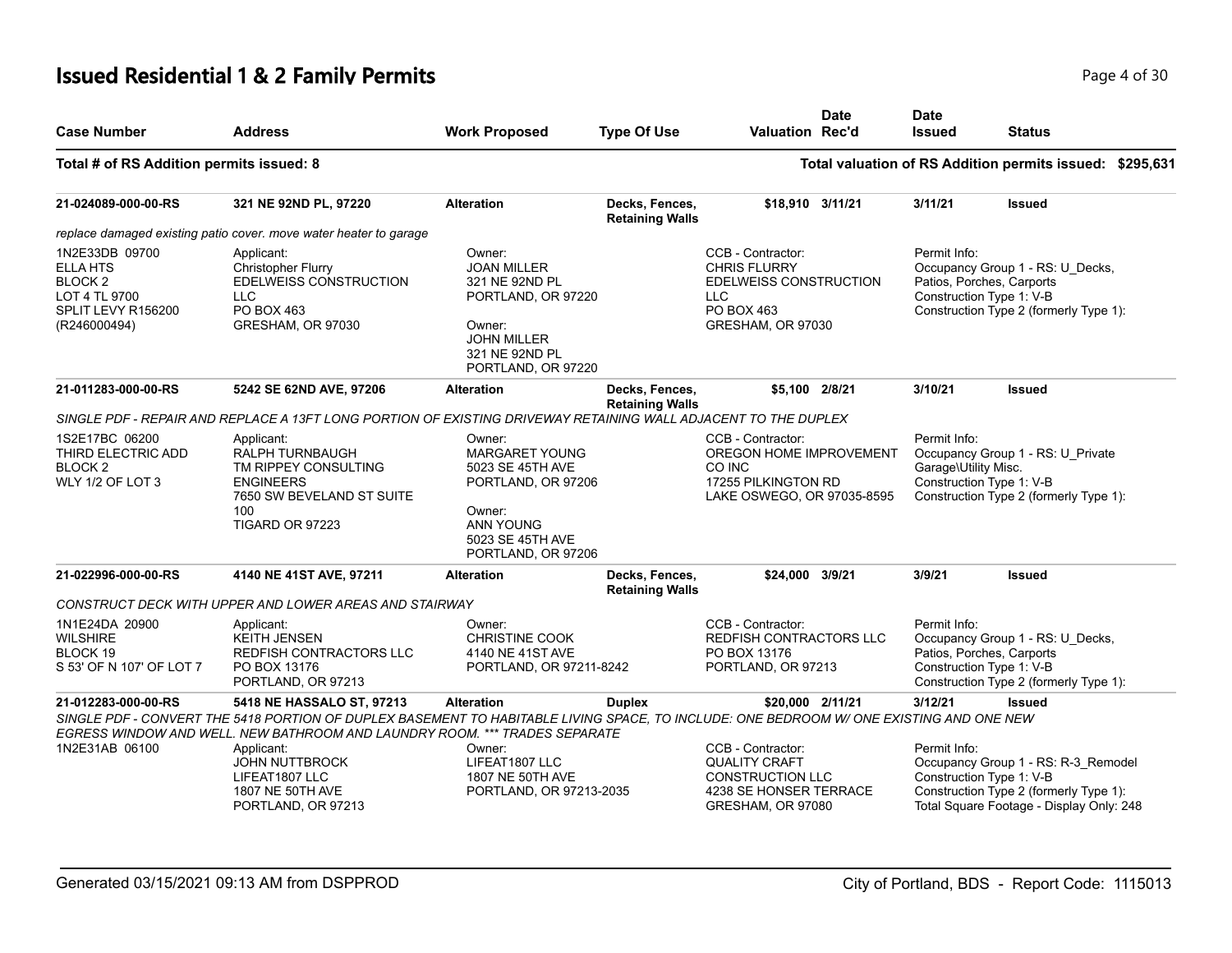# Issued Residential 1 & 2 Family Permits

| Case Number | Address | Work Proposed | Type Of Use | Valuation | Date Rec'd | Date Issued | Status |
|---|---|---|---|---|---|---|---|
| **Total # of RS Addition permits issued: 8** | | | | | | **Total valuation of RS Addition permits issued:** | **$295,631** |

**21-024089-000-00-RS** | **321 NE 92ND PL, 97220** | **Alteration** | **Decks, Fences, Retaining Walls** | **$18,910** | **3/11/21** | **3/11/21** | **Issued**

*replace damaged existing patio cover. move water heater to garage*

1N2E33DB 09700
ELLA HTS
BLOCK 2
LOT 4 TL 9700
SPLIT LEVY R156200
(R246000494)

Applicant:
Christopher Flurry
EDELWEISS CONSTRUCTION LLC
PO BOX 463
GRESHAM, OR 97030

Owner:
JOAN MILLER
321 NE 92ND PL
PORTLAND, OR 97220

Owner:
JOHN MILLER
321 NE 92ND PL
PORTLAND, OR 97220

CCB - Contractor:
CHRIS FLURRY
EDELWEISS CONSTRUCTION LLC
PO BOX 463
GRESHAM, OR 97030

Permit Info:
Occupancy Group 1 - RS: U_Decks, Patios, Porches, Carports
Construction Type 1: V-B
Construction Type 2 (formerly Type 1):

---

**21-011283-000-00-RS** | **5242 SE 62ND AVE, 97206** | **Alteration** | **Decks, Fences, Retaining Walls** | **$5,100** | **2/8/21** | **3/10/21** | **Issued**

*SINGLE PDF - REPAIR AND REPLACE A 13FT LONG PORTION OF EXISTING DRIVEWAY RETAINING WALL ADJACENT TO THE DUPLEX*

1S2E17BC 06200
THIRD ELECTRIC ADD
BLOCK 2
WLY 1/2 OF LOT 3

Applicant:
RALPH TURNBAUGH
TM RIPPEY CONSULTING ENGINEERS
7650 SW BEVELAND ST SUITE 100
TIGARD OR 97223

Owner:
MARGARET YOUNG
5023 SE 45TH AVE
PORTLAND, OR 97206

Owner:
ANN YOUNG
5023 SE 45TH AVE
PORTLAND, OR 97206

CCB - Contractor:
OREGON HOME IMPROVEMENT CO INC
17255 PILKINGTON RD
LAKE OSWEGO, OR 97035-8595

Permit Info:
Occupancy Group 1 - RS: U_Private Garage\Utility Misc.
Construction Type 1: V-B
Construction Type 2 (formerly Type 1):

---

**21-022996-000-00-RS** | **4140 NE 41ST AVE, 97211** | **Alteration** | **Decks, Fences, Retaining Walls** | **$24,000** | **3/9/21** | **3/9/21** | **Issued**

*CONSTRUCT DECK WITH UPPER AND LOWER AREAS AND STAIRWAY*

1N1E24DA 20900
WILSHIRE
BLOCK 19
S 53' OF N 107' OF LOT 7

Applicant:
KEITH JENSEN
REDFISH CONTRACTORS LLC
PO BOX 13176
PORTLAND, OR 97213

Owner:
CHRISTINE COOK
4140 NE 41ST AVE
PORTLAND, OR 97211-8242

CCB - Contractor:
REDFISH CONTRACTORS LLC
PO BOX 13176
PORTLAND, OR 97213

Permit Info:
Occupancy Group 1 - RS: U_Decks, Patios, Porches, Carports
Construction Type 1: V-B
Construction Type 2 (formerly Type 1):

---

**21-012283-000-00-RS** | **5418 NE HASSALO ST, 97213** | **Alteration** | **Duplex** | **$20,000** | **2/11/21** | **3/12/21** | **Issued**

*SINGLE PDF - CONVERT THE 5418 PORTION OF DUPLEX BASEMENT TO HABITABLE LIVING SPACE, TO INCLUDE: ONE BEDROOM W/ ONE EXISTING AND ONE NEW EGRESS WINDOW AND WELL. NEW BATHROOM AND LAUNDRY ROOM. *** TRADES SEPARATE*

1N2E31AB 06100

Applicant:
JOHN NUTTBROCK
LIFEAT1807 LLC
1807 NE 50TH AVE
PORTLAND, OR 97213

Owner:
LIFEAT1807 LLC
1807 NE 50TH AVE
PORTLAND, OR 97213-2035

CCB - Contractor:
QUALITY CRAFT CONSTRUCTION LLC
4238 SE HONSER TERRACE
GRESHAM, OR 97080

Permit Info:
Occupancy Group 1 - RS: R-3_Remodel
Construction Type 1: V-B
Construction Type 2 (formerly Type 1):
Total Square Footage - Display Only: 248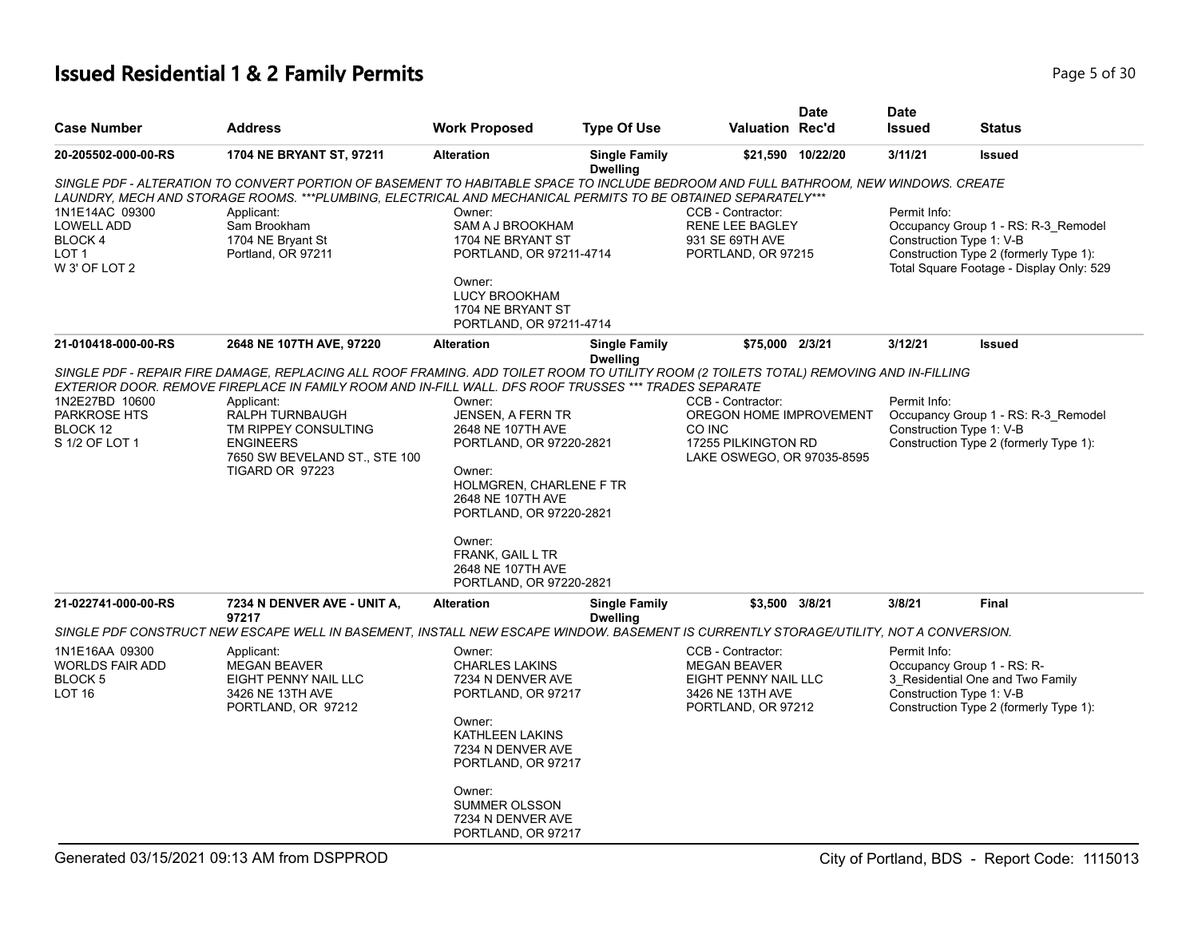# Issued Residential 1 & 2 Family Permits

| Case Number | Address | Work Proposed | Type Of Use | Valuation | Date Rec'd | Date Issued | Status |
|---|---|---|---|---|---|---|---|
| 20-205502-000-00-RS | 1704 NE BRYANT ST, 97211 | Alteration | Single Family Dwelling | $21,590 | 10/22/20 | 3/11/21 | Issued |

*SINGLE PDF - ALTERATION TO CONVERT PORTION OF BASEMENT TO HABITABLE SPACE TO INCLUDE BEDROOM AND FULL BATHROOM, NEW WINDOWS. CREATE LAUNDRY, MECH AND STORAGE ROOMS. ***PLUMBING, ELECTRICAL AND MECHANICAL PERMITS TO BE OBTAINED SEPARATELY****

1N1E14AC 09300
LOWELL ADD
BLOCK 4
LOT 1
W 3' OF LOT 2

Applicant:
Sam Brookham
1704 NE Bryant St
Portland, OR 97211

Owner:
SAM A J BROOKHAM
1704 NE BRYANT ST
PORTLAND, OR 97211-4714

Owner:
LUCY BROOKHAM
1704 NE BRYANT ST
PORTLAND, OR 97211-4714

CCB - Contractor:
RENE LEE BAGLEY
931 SE 69TH AVE
PORTLAND, OR 97215

Permit Info:
Occupancy Group 1 - RS: R-3_Remodel
Construction Type 1: V-B
Construction Type 2 (formerly Type 1):
Total Square Footage - Display Only: 529

| Case Number | Address | Work Proposed | Type Of Use | Valuation | Date Rec'd | Date Issued | Status |
|---|---|---|---|---|---|---|---|
| 21-010418-000-00-RS | 2648 NE 107TH AVE, 97220 | Alteration | Single Family Dwelling | $75,000 | 2/3/21 | 3/12/21 | Issued |

*SINGLE PDF - REPAIR FIRE DAMAGE, REPLACING ALL ROOF FRAMING. ADD TOILET ROOM TO UTILITY ROOM (2 TOILETS TOTAL) REMOVING AND IN-FILLING EXTERIOR DOOR. REMOVE FIREPLACE IN FAMILY ROOM AND IN-FILL WALL. DFS ROOF TRUSSES *** TRADES SEPARATE*

1N2E27BD 10600
PARKROSE HTS
BLOCK 12
S 1/2 OF LOT 1

Applicant:
RALPH TURNBAUGH
TM RIPPEY CONSULTING ENGINEERS
7650 SW BEVELAND ST., STE 100
TIGARD OR 97223

Owner:
JENSEN, A FERN TR
2648 NE 107TH AVE
PORTLAND, OR 97220-2821

Owner:
HOLMGREN, CHARLENE F TR
2648 NE 107TH AVE
PORTLAND, OR 97220-2821

Owner:
FRANK, GAIL L TR
2648 NE 107TH AVE
PORTLAND, OR 97220-2821

CCB - Contractor:
OREGON HOME IMPROVEMENT CO INC
17255 PILKINGTON RD
LAKE OSWEGO, OR 97035-8595

Permit Info:
Occupancy Group 1 - RS: R-3_Remodel
Construction Type 1: V-B
Construction Type 2 (formerly Type 1):

| Case Number | Address | Work Proposed | Type Of Use | Valuation | Date Rec'd | Date Issued | Status |
|---|---|---|---|---|---|---|---|
| 21-022741-000-00-RS | 7234 N DENVER AVE - UNIT A, 97217 | Alteration | Single Family Dwelling | $3,500 | 3/8/21 | 3/8/21 | Final |

*SINGLE PDF CONSTRUCT NEW ESCAPE WELL IN BASEMENT, INSTALL NEW ESCAPE WINDOW. BASEMENT IS CURRENTLY STORAGE/UTILITY, NOT A CONVERSION.*

1N1E16AA 09300
WORLDS FAIR ADD
BLOCK 5
LOT 16

Applicant:
MEGAN BEAVER
EIGHT PENNY NAIL LLC
3426 NE 13TH AVE
PORTLAND, OR 97212

Owner:
CHARLES LAKINS
7234 N DENVER AVE
PORTLAND, OR 97217

Owner:
KATHLEEN LAKINS
7234 N DENVER AVE
PORTLAND, OR 97217

Owner:
SUMMER OLSSON
7234 N DENVER AVE
PORTLAND, OR 97217

CCB - Contractor:
MEGAN BEAVER
EIGHT PENNY NAIL LLC
3426 NE 13TH AVE
PORTLAND, OR 97212

Permit Info:
Occupancy Group 1 - RS: R-3_Residential One and Two Family
Construction Type 1: V-B
Construction Type 2 (formerly Type 1):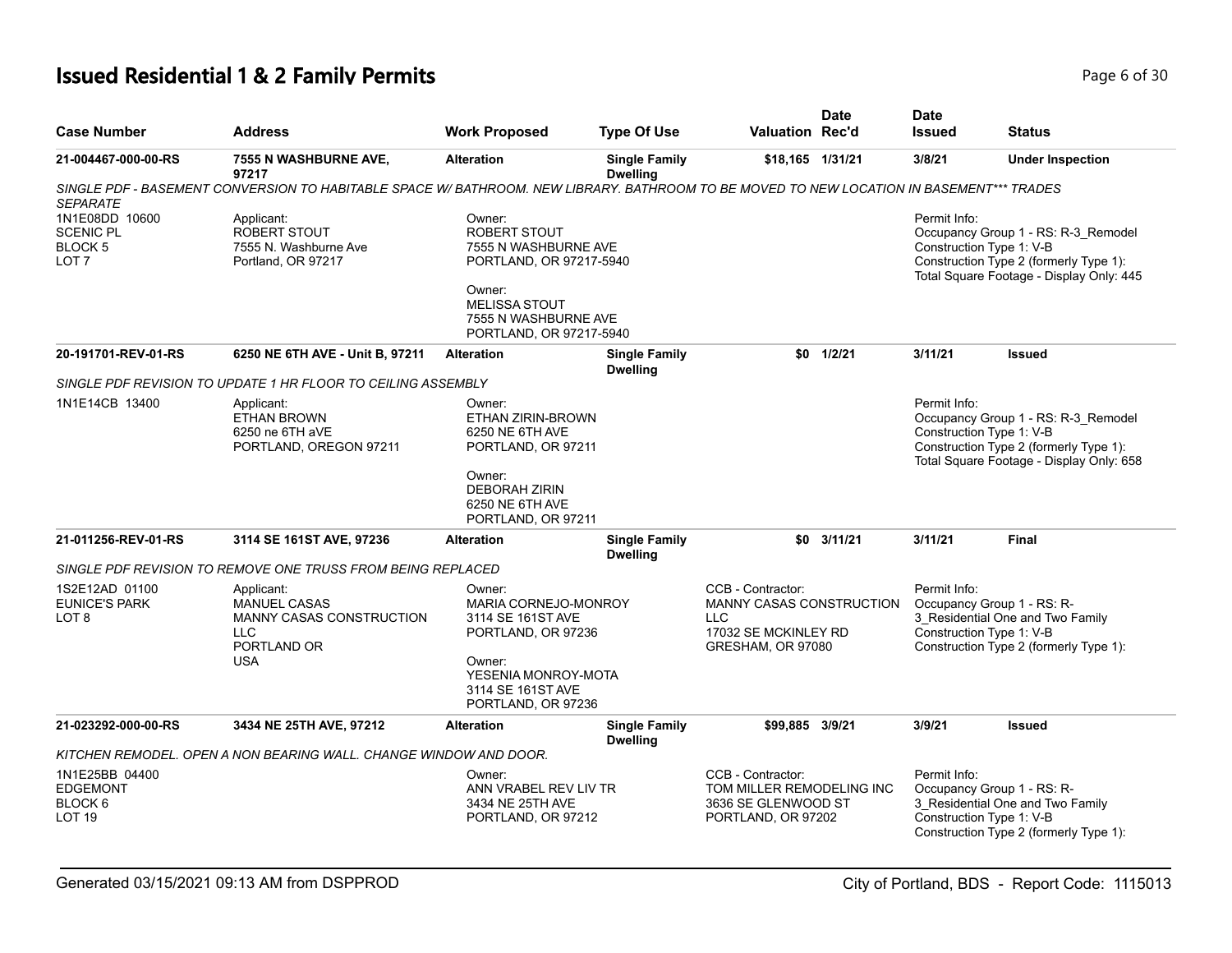# Issued Residential 1 & 2 Family Permits

| Case Number | Address | Work Proposed | Type Of Use | Valuation | Date Rec'd | Date Issued | Status |
|---|---|---|---|---|---|---|---|
| 21-004467-000-00-RS | 7555 N WASHBURNE AVE, 97217 | Alteration | Single Family Dwelling | $18,165 | 1/31/21 | 3/8/21 | Under Inspection |

*SINGLE PDF - BASEMENT CONVERSION TO HABITABLE SPACE W/ BATHROOM. NEW LIBRARY. BATHROOM TO BE MOVED TO NEW LOCATION IN BASEMENT*** TRADES SEPARATE*

1N1E08DD 10600
SCENIC PL
BLOCK 5
LOT 7

Applicant:
ROBERT STOUT
7555 N. Washburne Ave
Portland, OR 97217

Owner:
ROBERT STOUT
7555 N WASHBURNE AVE
PORTLAND, OR 97217-5940

Owner:
MELISSA STOUT
7555 N WASHBURNE AVE
PORTLAND, OR 97217-5940

Permit Info:
Occupancy Group 1 - RS: R-3_Remodel
Construction Type 1: V-B
Construction Type 2 (formerly Type 1):
Total Square Footage - Display Only: 445

| Case Number | Address | Work Proposed | Type Of Use | Valuation | Date Rec'd | Date Issued | Status |
|---|---|---|---|---|---|---|---|
| 20-191701-REV-01-RS | 6250 NE 6TH AVE - Unit B, 97211 | Alteration | Single Family Dwelling | $0 | 1/2/21 | 3/11/21 | Issued |

*SINGLE PDF REVISION TO UPDATE 1 HR FLOOR TO CEILING ASSEMBLY*

1N1E14CB 13400

Applicant:
ETHAN BROWN
6250 ne 6TH aVE
PORTLAND, OREGON 97211

Owner:
ETHAN ZIRIN-BROWN
6250 NE 6TH AVE
PORTLAND, OR 97211

Owner:
DEBORAH ZIRIN
6250 NE 6TH AVE
PORTLAND, OR 97211

Permit Info:
Occupancy Group 1 - RS: R-3_Remodel
Construction Type 1: V-B
Construction Type 2 (formerly Type 1):
Total Square Footage - Display Only: 658

| Case Number | Address | Work Proposed | Type Of Use | Valuation | Date Rec'd | Date Issued | Status |
|---|---|---|---|---|---|---|---|
| 21-011256-REV-01-RS | 3114 SE 161ST AVE, 97236 | Alteration | Single Family Dwelling | $0 | 3/11/21 | 3/11/21 | Final |

*SINGLE PDF REVISION TO REMOVE ONE TRUSS FROM BEING REPLACED*

1S2E12AD 01100
EUNICE'S PARK
LOT 8

Applicant:
MANUEL CASAS
MANNY CASAS CONSTRUCTION LLC
PORTLAND OR
USA

Owner:
MARIA CORNEJO-MONROY
3114 SE 161ST AVE
PORTLAND, OR 97236

Owner:
YESENIA MONROY-MOTA
3114 SE 161ST AVE
PORTLAND, OR 97236

CCB - Contractor:
MANNY CASAS CONSTRUCTION LLC
17032 SE MCKINLEY RD
GRESHAM, OR 97080

Permit Info:
Occupancy Group 1 - RS: R-3_Residential One and Two Family
Construction Type 1: V-B
Construction Type 2 (formerly Type 1):

| Case Number | Address | Work Proposed | Type Of Use | Valuation | Date Rec'd | Date Issued | Status |
|---|---|---|---|---|---|---|---|
| 21-023292-000-00-RS | 3434 NE 25TH AVE, 97212 | Alteration | Single Family Dwelling | $99,885 | 3/9/21 | 3/9/21 | Issued |

*KITCHEN REMODEL. OPEN A NON BEARING WALL. CHANGE WINDOW AND DOOR.*

1N1E25BB 04400
EDGEMONT
BLOCK 6
LOT 19

Owner:
ANN VRABEL REV LIV TR
3434 NE 25TH AVE
PORTLAND, OR 97212

CCB - Contractor:
TOM MILLER REMODELING INC
3636 SE GLENWOOD ST
PORTLAND, OR 97202

Permit Info:
Occupancy Group 1 - RS: R-3_Residential One and Two Family
Construction Type 1: V-B
Construction Type 2 (formerly Type 1):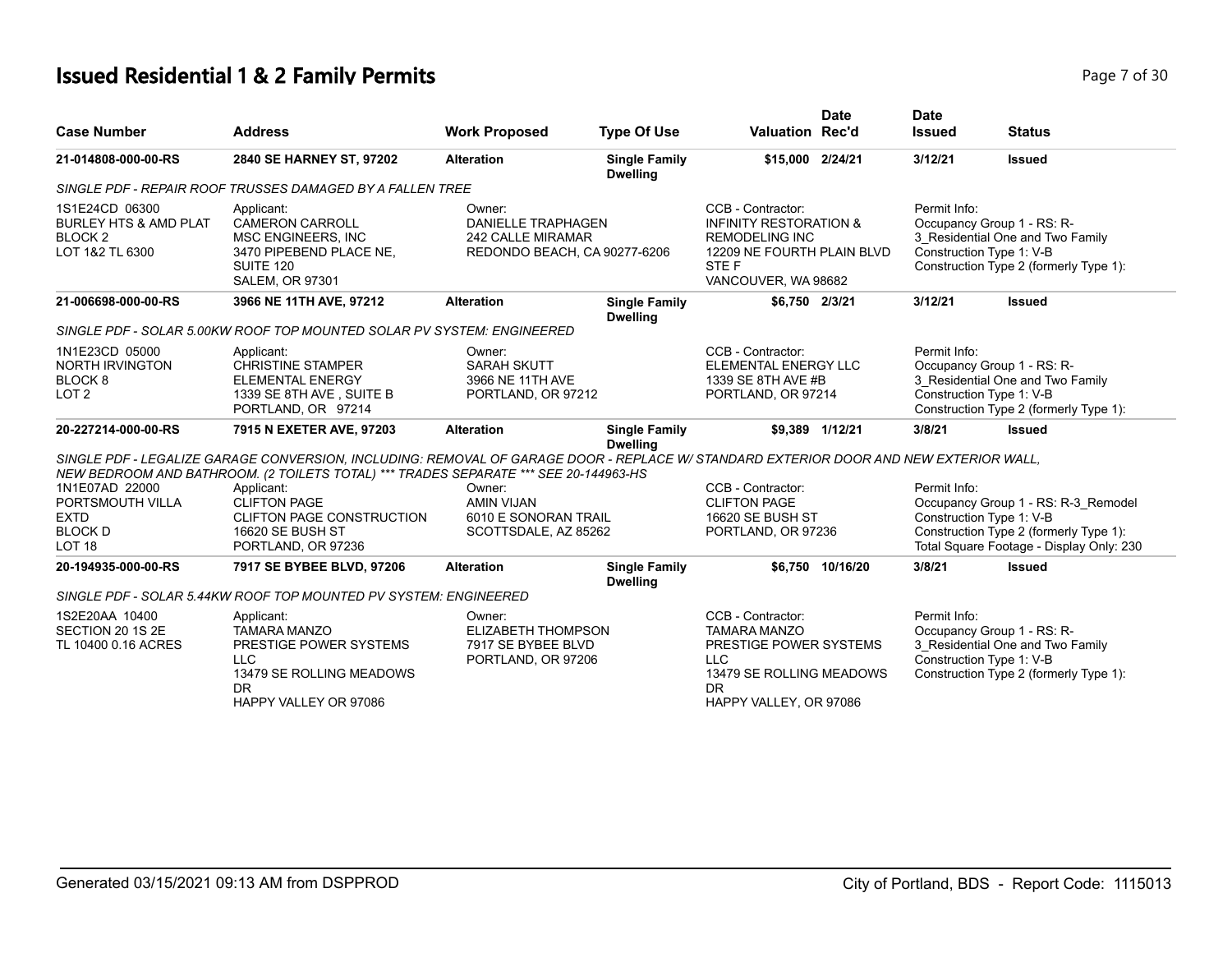## Issued Residential 1 & 2 Family Permits

| Case Number | Address | Work Proposed | Type Of Use | Valuation | Date Rec'd | Date Issued | Status |
|---|---|---|---|---|---|---|---|
| 21-014808-000-00-RS | 2840 SE HARNEY ST, 97202 | Alteration | Single Family Dwelling | $15,000 | 2/24/21 | 3/12/21 | Issued |

*SINGLE PDF - REPAIR ROOF TRUSSES DAMAGED BY A FALLEN TREE*

1S1E24CD 06300
BURLEY HTS & AMD PLAT
BLOCK 2
LOT 1&2 TL 6300

Applicant:
CAMERON CARROLL
MSC ENGINEERS, INC
3470 PIPEBEND PLACE NE, SUITE 120
SALEM, OR 97301

Owner:
DANIELLE TRAPHAGEN
242 CALLE MIRAMAR
REDONDO BEACH, CA 90277-6206

CCB - Contractor:
INFINITY RESTORATION & REMODELING INC
12209 NE FOURTH PLAIN BLVD STE F
VANCOUVER, WA 98682

Permit Info:
Occupancy Group 1 - RS: R-3_Residential One and Two Family
Construction Type 1: V-B
Construction Type 2 (formerly Type 1):

| Case Number | Address | Work Proposed | Type Of Use | Valuation | Date Rec'd | Date Issued | Status |
|---|---|---|---|---|---|---|---|
| 21-006698-000-00-RS | 3966 NE 11TH AVE, 97212 | Alteration | Single Family Dwelling | $6,750 | 2/3/21 | 3/12/21 | Issued |

*SINGLE PDF - SOLAR 5.00KW ROOF TOP MOUNTED SOLAR PV SYSTEM: ENGINEERED*

1N1E23CD 05000
NORTH IRVINGTON
BLOCK 8
LOT 2

Applicant:
CHRISTINE STAMPER
ELEMENTAL ENERGY
1339 SE 8TH AVE , SUITE B
PORTLAND, OR 97214

Owner:
SARAH SKUTT
3966 NE 11TH AVE
PORTLAND, OR 97212

CCB - Contractor:
ELEMENTAL ENERGY LLC
1339 SE 8TH AVE #B
PORTLAND, OR 97214

Permit Info:
Occupancy Group 1 - RS: R-3_Residential One and Two Family
Construction Type 1: V-B
Construction Type 2 (formerly Type 1):

| Case Number | Address | Work Proposed | Type Of Use | Valuation | Date Rec'd | Date Issued | Status |
|---|---|---|---|---|---|---|---|
| 20-227214-000-00-RS | 7915 N EXETER AVE, 97203 | Alteration | Single Family Dwelling | $9,389 | 1/12/21 | 3/8/21 | Issued |

*SINGLE PDF - LEGALIZE GARAGE CONVERSION, INCLUDING: REMOVAL OF GARAGE DOOR - REPLACE W/ STANDARD EXTERIOR DOOR AND NEW EXTERIOR WALL, NEW BEDROOM AND BATHROOM. (2 TOILETS TOTAL) *** TRADES SEPARATE *** SEE 20-144963-HS*

1N1E07AD 22000
PORTSMOUTH VILLA EXTD
BLOCK D
LOT 18

Applicant:
CLIFTON PAGE
CLIFTON PAGE CONSTRUCTION
16620 SE BUSH ST
PORTLAND, OR 97236

Owner:
AMIN VIJAN
6010 E SONORAN TRAIL
SCOTTSDALE, AZ 85262

CCB - Contractor:
CLIFTON PAGE
16620 SE BUSH ST
PORTLAND, OR 97236

Permit Info:
Occupancy Group 1 - RS: R-3_Remodel
Construction Type 1: V-B
Construction Type 2 (formerly Type 1):
Total Square Footage - Display Only: 230

| Case Number | Address | Work Proposed | Type Of Use | Valuation | Date Rec'd | Date Issued | Status |
|---|---|---|---|---|---|---|---|
| 20-194935-000-00-RS | 7917 SE BYBEE BLVD, 97206 | Alteration | Single Family Dwelling | $6,750 | 10/16/20 | 3/8/21 | Issued |

*SINGLE PDF - SOLAR 5.44KW ROOF TOP MOUNTED PV SYSTEM: ENGINEERED*

1S2E20AA 10400
SECTION 20 1S 2E
TL 10400 0.16 ACRES

Applicant:
TAMARA MANZO
PRESTIGE POWER SYSTEMS LLC
13479 SE ROLLING MEADOWS DR
HAPPY VALLEY OR 97086

Owner:
ELIZABETH THOMPSON
7917 SE BYBEE BLVD
PORTLAND, OR 97206

CCB - Contractor:
TAMARA MANZO
PRESTIGE POWER SYSTEMS LLC
13479 SE ROLLING MEADOWS DR
HAPPY VALLEY, OR 97086

Permit Info:
Occupancy Group 1 - RS: R-3_Residential One and Two Family
Construction Type 1: V-B
Construction Type 2 (formerly Type 1):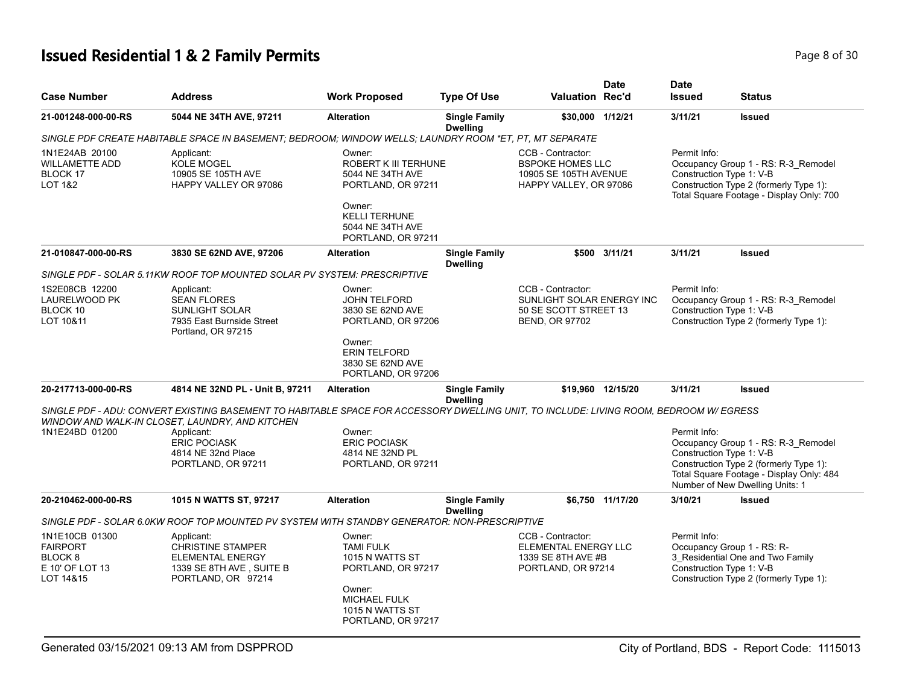## Issued Residential 1 & 2 Family Permits

| Case Number | Address | Work Proposed | Type Of Use | Valuation | Date Rec'd | Date Issued | Status |
|---|---|---|---|---|---|---|---|
| 21-001248-000-00-RS | 5044 NE 34TH AVE, 97211 | Alteration | Single Family Dwelling | $30,000 | 1/12/21 | 3/11/21 | Issued |

*SINGLE PDF CREATE HABITABLE SPACE IN BASEMENT; BEDROOM; WINDOW WELLS; LAUNDRY ROOM *ET, PT, MT SEPARATE*

1N1E24AB 20100
WILLAMETTE ADD
BLOCK 17
LOT 1&2

Applicant:
KOLE MOGEL
10905 SE 105TH AVE
HAPPY VALLEY OR 97086

Owner:
ROBERT K III TERHUNE
5044 NE 34TH AVE
PORTLAND, OR 97211

Owner:
KELLI TERHUNE
5044 NE 34TH AVE
PORTLAND, OR 97211

CCB - Contractor:
BSPOKE HOMES LLC
10905 SE 105TH AVENUE
HAPPY VALLEY, OR 97086

Permit Info:
Occupancy Group 1 - RS: R-3_Remodel
Construction Type 1: V-B
Construction Type 2 (formerly Type 1):
Total Square Footage - Display Only: 700

---

| Case Number | Address | Work Proposed | Type Of Use | Valuation | Date Rec'd | Date Issued | Status |
|---|---|---|---|---|---|---|---|
| 21-010847-000-00-RS | 3830 SE 62ND AVE, 97206 | Alteration | Single Family Dwelling | $500 | 3/11/21 | 3/11/21 | Issued |

*SINGLE PDF - SOLAR 5.11KW ROOF TOP MOUNTED SOLAR PV SYSTEM: PRESCRIPTIVE*

1S2E08CB 12200
LAURELWOOD PK
BLOCK 10
LOT 10&11

Applicant:
SEAN FLORES
SUNLIGHT SOLAR
7935 East Burnside Street
Portland, OR 97215

Owner:
JOHN TELFORD
3830 SE 62ND AVE
PORTLAND, OR 97206

Owner:
ERIN TELFORD
3830 SE 62ND AVE
PORTLAND, OR 97206

CCB - Contractor:
SUNLIGHT SOLAR ENERGY INC
50 SE SCOTT STREET 13
BEND, OR 97702

Permit Info:
Occupancy Group 1 - RS: R-3_Remodel
Construction Type 1: V-B
Construction Type 2 (formerly Type 1):

---

| Case Number | Address | Work Proposed | Type Of Use | Valuation | Date Rec'd | Date Issued | Status |
|---|---|---|---|---|---|---|---|
| 20-217713-000-00-RS | 4814 NE 32ND PL - Unit B, 97211 | Alteration | Single Family Dwelling | $19,960 | 12/15/20 | 3/11/21 | Issued |

*SINGLE PDF - ADU: CONVERT EXISTING BASEMENT TO HABITABLE SPACE FOR ACCESSORY DWELLING UNIT, TO INCLUDE: LIVING ROOM, BEDROOM W/ EGRESS WINDOW AND WALK-IN CLOSET, LAUNDRY, AND KITCHEN*

1N1E24BD 01200

Applicant:
ERIC POCIASK
4814 NE 32nd Place
PORTLAND, OR 97211

Owner:
ERIC POCIASK
4814 NE 32ND PL
PORTLAND, OR 97211

Permit Info:
Occupancy Group 1 - RS: R-3_Remodel
Construction Type 1: V-B
Construction Type 2 (formerly Type 1):
Total Square Footage - Display Only: 484
Number of New Dwelling Units: 1

---

| Case Number | Address | Work Proposed | Type Of Use | Valuation | Date Rec'd | Date Issued | Status |
|---|---|---|---|---|---|---|---|
| 20-210462-000-00-RS | 1015 N WATTS ST, 97217 | Alteration | Single Family Dwelling | $6,750 | 11/17/20 | 3/10/21 | Issued |

*SINGLE PDF - SOLAR 6.0KW ROOF TOP MOUNTED PV SYSTEM WITH STANDBY GENERATOR: NON-PRESCRIPTIVE*

1N1E10CB 01300
FAIRPORT
BLOCK 8
E 10' OF LOT 13
LOT 14&15

Applicant:
CHRISTINE STAMPER
ELEMENTAL ENERGY
1339 SE 8TH AVE , SUITE B
PORTLAND, OR 97214

Owner:
TAMI FULK
1015 N WATTS ST
PORTLAND, OR 97217

Owner:
MICHAEL FULK
1015 N WATTS ST
PORTLAND, OR 97217

CCB - Contractor:
ELEMENTAL ENERGY LLC
1339 SE 8TH AVE #B
PORTLAND, OR 97214

Permit Info:
Occupancy Group 1 - RS: R-3_Residential One and Two Family
Construction Type 1: V-B
Construction Type 2 (formerly Type 1):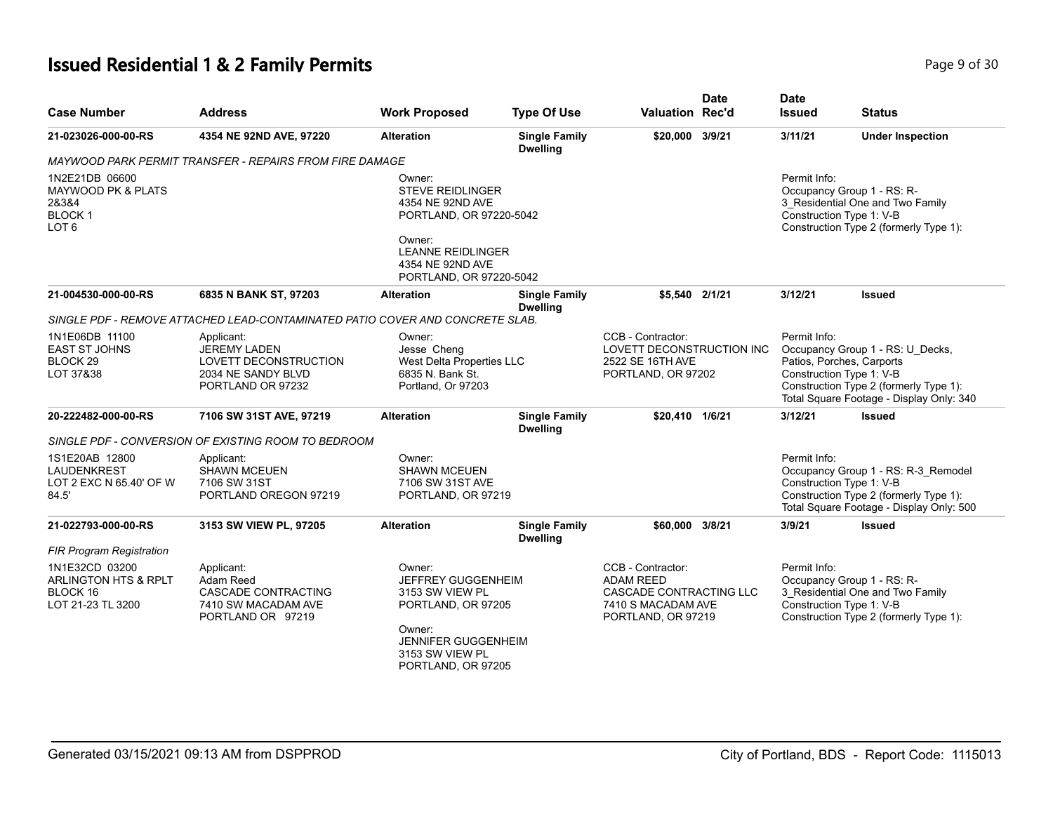# Issued Residential 1 & 2 Family Permits

| Case Number | Address | Work Proposed | Type Of Use | Valuation | Date Rec'd | Date Issued | Status |
|---|---|---|---|---|---|---|---|
| 21-023026-000-00-RS | 4354 NE 92ND AVE, 97220 | Alteration | Single Family Dwelling | $20,000 | 3/9/21 | 3/11/21 | Under Inspection |

*MAYWOOD PARK PERMIT TRANSFER - REPAIRS FROM FIRE DAMAGE*

1N2E21DB 06600
MAYWOOD PK & PLATS 2&3&4
BLOCK 1
LOT 6

Owner:
STEVE REIDLINGER
4354 NE 92ND AVE
PORTLAND, OR 97220-5042

Owner:
LEANNE REIDLINGER
4354 NE 92ND AVE
PORTLAND, OR 97220-5042

Permit Info:
Occupancy Group 1 - RS: R-3_Residential One and Two Family
Construction Type 1: V-B
Construction Type 2 (formerly Type 1):

---

| Case Number | Address | Work Proposed | Type Of Use | Valuation | Date Rec'd | Date Issued | Status |
|---|---|---|---|---|---|---|---|
| 21-004530-000-00-RS | 6835 N BANK ST, 97203 | Alteration | Single Family Dwelling | $5,540 | 2/1/21 | 3/12/21 | Issued |

*SINGLE PDF - REMOVE ATTACHED LEAD-CONTAMINATED PATIO COVER AND CONCRETE SLAB.*

1N1E06DB 11100
EAST ST JOHNS
BLOCK 29
LOT 37&38

Applicant:
JEREMY LADEN
LOVETT DECONSTRUCTION
2034 NE SANDY BLVD
PORTLAND OR 97232

Owner:
Jesse Cheng
West Delta Properties LLC
6835 N. Bank St.
Portland, Or 97203

CCB - Contractor:
LOVETT DECONSTRUCTION INC
2522 SE 16TH AVE
PORTLAND, OR 97202

Permit Info:
Occupancy Group 1 - RS: U_Decks, Patios, Porches, Carports
Construction Type 1: V-B
Construction Type 2 (formerly Type 1):
Total Square Footage - Display Only: 340

---

| Case Number | Address | Work Proposed | Type Of Use | Valuation | Date Rec'd | Date Issued | Status |
|---|---|---|---|---|---|---|---|
| 20-222482-000-00-RS | 7106 SW 31ST AVE, 97219 | Alteration | Single Family Dwelling | $20,410 | 1/6/21 | 3/12/21 | Issued |

*SINGLE PDF - CONVERSION OF EXISTING ROOM TO BEDROOM*

1S1E20AB 12800
LAUDENKREST
LOT 2 EXC N 65.40' OF W 84.5'

Applicant:
SHAWN MCEUEN
7106 SW 31ST
PORTLAND OREGON 97219

Owner:
SHAWN MCEUEN
7106 SW 31ST AVE
PORTLAND, OR 97219

Permit Info:
Occupancy Group 1 - RS: R-3_Remodel
Construction Type 1: V-B
Construction Type 2 (formerly Type 1):
Total Square Footage - Display Only: 500

---

| Case Number | Address | Work Proposed | Type Of Use | Valuation | Date Rec'd | Date Issued | Status |
|---|---|---|---|---|---|---|---|
| 21-022793-000-00-RS | 3153 SW VIEW PL, 97205 | Alteration | Single Family Dwelling | $60,000 | 3/8/21 | 3/9/21 | Issued |

*FIR Program Registration*

1N1E32CD 03200
ARLINGTON HTS & RPLT
BLOCK 16
LOT 21-23 TL 3200

Applicant:
Adam Reed
CASCADE CONTRACTING
7410 SW MACADAM AVE
PORTLAND OR 97219

Owner:
JEFFREY GUGGENHEIM
3153 SW VIEW PL
PORTLAND, OR 97205

Owner:
JENNIFER GUGGENHEIM
3153 SW VIEW PL
PORTLAND, OR 97205

CCB - Contractor:
ADAM REED
CASCADE CONTRACTING LLC
7410 S MACADAM AVE
PORTLAND, OR 97219

Permit Info:
Occupancy Group 1 - RS: R-3_Residential One and Two Family
Construction Type 1: V-B
Construction Type 2 (formerly Type 1):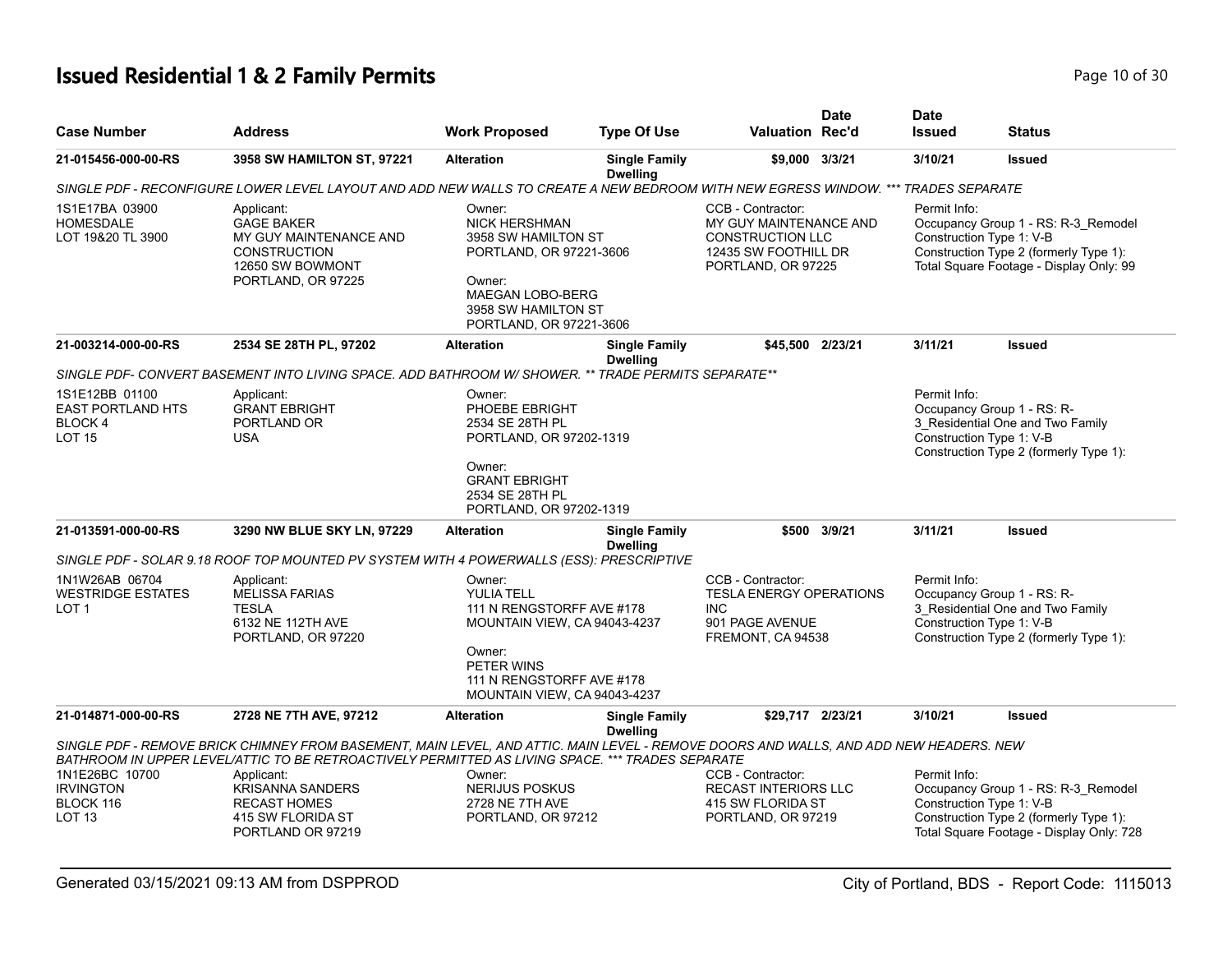# Issued Residential 1 & 2 Family Permits

| Case Number | Address | Work Proposed | Type Of Use | Valuation | Date Rec'd | Date Issued | Status |
|---|---|---|---|---|---|---|---|
| 21-015456-000-00-RS | 3958 SW HAMILTON ST, 97221 | Alteration | Single Family Dwelling | $9,000 | 3/3/21 | 3/10/21 | Issued |

SINGLE PDF - RECONFIGURE LOWER LEVEL LAYOUT AND ADD NEW WALLS TO CREATE A NEW BEDROOM WITH NEW EGRESS WINDOW. *** TRADES SEPARATE

1S1E17BA 03900
HOMESDALE
LOT 19&20 TL 3900

Applicant:
GAGE BAKER
MY GUY MAINTENANCE AND CONSTRUCTION
12650 SW BOWMONT
PORTLAND, OR 97225

Owner:
NICK HERSHMAN
3958 SW HAMILTON ST
PORTLAND, OR 97221-3606

Owner:
MAEGAN LOBO-BERG
3958 SW HAMILTON ST
PORTLAND, OR 97221-3606

CCB - Contractor:
MY GUY MAINTENANCE AND CONSTRUCTION LLC
12435 SW FOOTHILL DR
PORTLAND, OR 97225

Permit Info:
Occupancy Group 1 - RS: R-3_Remodel
Construction Type 1: V-B
Construction Type 2 (formerly Type 1):
Total Square Footage - Display Only: 99

| Case Number | Address | Work Proposed | Type Of Use | Valuation | Date Rec'd | Date Issued | Status |
|---|---|---|---|---|---|---|---|
| 21-003214-000-00-RS | 2534 SE 28TH PL, 97202 | Alteration | Single Family Dwelling | $45,500 | 2/23/21 | 3/11/21 | Issued |

SINGLE PDF- CONVERT BASEMENT INTO LIVING SPACE. ADD BATHROOM W/ SHOWER. ** TRADE PERMITS SEPARATE**

1S1E12BB 01100
EAST PORTLAND HTS
BLOCK 4
LOT 15

Applicant:
GRANT EBRIGHT
PORTLAND OR
USA

Owner:
PHOEBE EBRIGHT
2534 SE 28TH PL
PORTLAND, OR 97202-1319

Owner:
GRANT EBRIGHT
2534 SE 28TH PL
PORTLAND, OR 97202-1319

Permit Info:
Occupancy Group 1 - RS: R-3_Residential One and Two Family
Construction Type 1: V-B
Construction Type 2 (formerly Type 1):

| Case Number | Address | Work Proposed | Type Of Use | Valuation | Date Rec'd | Date Issued | Status |
|---|---|---|---|---|---|---|---|
| 21-013591-000-00-RS | 3290 NW BLUE SKY LN, 97229 | Alteration | Single Family Dwelling | $500 | 3/9/21 | 3/11/21 | Issued |

SINGLE PDF - SOLAR 9.18 ROOF TOP MOUNTED PV SYSTEM WITH 4 POWERWALLS (ESS): PRESCRIPTIVE

1N1W26AB 06704
WESTRIDGE ESTATES
LOT 1

Applicant:
MELISSA FARIAS
TESLA
6132 NE 112TH AVE
PORTLAND, OR 97220

Owner:
YULIA TELL
111 N RENGSTORFF AVE #178
MOUNTAIN VIEW, CA 94043-4237

Owner:
PETER WINS
111 N RENGSTORFF AVE #178
MOUNTAIN VIEW, CA 94043-4237

CCB - Contractor:
TESLA ENERGY OPERATIONS INC
901 PAGE AVENUE
FREMONT, CA 94538

Permit Info:
Occupancy Group 1 - RS: R-3_Residential One and Two Family
Construction Type 1: V-B
Construction Type 2 (formerly Type 1):

| Case Number | Address | Work Proposed | Type Of Use | Valuation | Date Rec'd | Date Issued | Status |
|---|---|---|---|---|---|---|---|
| 21-014871-000-00-RS | 2728 NE 7TH AVE, 97212 | Alteration | Single Family Dwelling | $29,717 | 2/23/21 | 3/10/21 | Issued |

SINGLE PDF - REMOVE BRICK CHIMNEY FROM BASEMENT, MAIN LEVEL, AND ATTIC. MAIN LEVEL - REMOVE DOORS AND WALLS, AND ADD NEW HEADERS. NEW BATHROOM IN UPPER LEVEL/ATTIC TO BE RETROACTIVELY PERMITTED AS LIVING SPACE. *** TRADES SEPARATE

1N1E26BC 10700
IRVINGTON
BLOCK 116
LOT 13

Applicant:
KRISANNA SANDERS
RECAST HOMES
415 SW FLORIDA ST
PORTLAND OR 97219

Owner:
NERIJUS POSKUS
2728 NE 7TH AVE
PORTLAND, OR 97212

CCB - Contractor:
RECAST INTERIORS LLC
415 SW FLORIDA ST
PORTLAND, OR 97219

Permit Info:
Occupancy Group 1 - RS: R-3_Remodel
Construction Type 1: V-B
Construction Type 2 (formerly Type 1):
Total Square Footage - Display Only: 728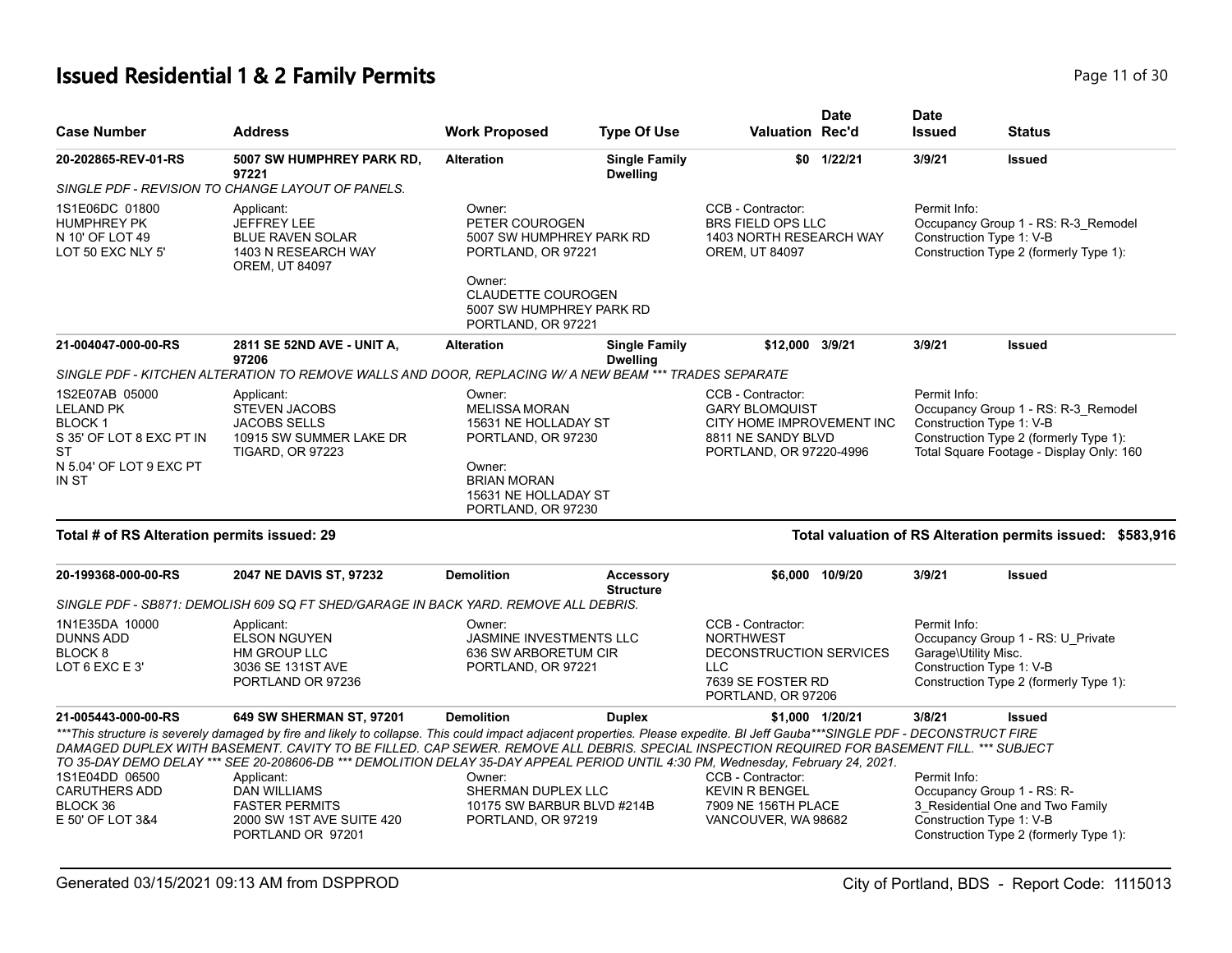## Issued Residential 1 & 2 Family Permits

| Case Number | Address | Work Proposed | Type Of Use | Valuation | Date Rec'd | Date Issued | Status |
|---|---|---|---|---|---|---|---|
| **20-202865-REV-01-RS** | **5007 SW HUMPHREY PARK RD, 97221** | **Alteration** | **Single Family Dwelling** | **$0** | **1/22/21** | **3/9/21** | **Issued** |

*SINGLE PDF - REVISION TO CHANGE LAYOUT OF PANELS.*

1S1E06DC 01800
HUMPHREY PK
N 10' OF LOT 49
LOT 50 EXC NLY 5'

Applicant:
JEFFREY LEE
BLUE RAVEN SOLAR
1403 N RESEARCH WAY
OREM, UT 84097

Owner:
PETER COUROGEN
5007 SW HUMPHREY PARK RD
PORTLAND, OR 97221

Owner:
CLAUDETTE COUROGEN
5007 SW HUMPHREY PARK RD
PORTLAND, OR 97221

CCB - Contractor:
BRS FIELD OPS LLC
1403 NORTH RESEARCH WAY
OREM, UT 84097

Permit Info:
Occupancy Group 1 - RS: R-3_Remodel
Construction Type 1: V-B
Construction Type 2 (formerly Type 1):

| Case Number | Address | Work Proposed | Type Of Use | Valuation | Date Rec'd | Date Issued | Status |
|---|---|---|---|---|---|---|---|
| **21-004047-000-00-RS** | **2811 SE 52ND AVE - UNIT A, 97206** | **Alteration** | **Single Family Dwelling** | **$12,000** | **3/9/21** | **3/9/21** | **Issued** |

*SINGLE PDF - KITCHEN ALTERATION TO REMOVE WALLS AND DOOR, REPLACING W/ A NEW BEAM *** TRADES SEPARATE*

1S2E07AB 05000
LELAND PK
BLOCK 1
S 35' OF LOT 8 EXC PT IN ST
N 5.04' OF LOT 9 EXC PT IN ST

Applicant:
STEVEN JACOBS
JACOBS SELLS
10915 SW SUMMER LAKE DR
TIGARD, OR 97223

Owner:
MELISSA MORAN
15631 NE HOLLADAY ST
PORTLAND, OR 97230

Owner:
BRIAN MORAN
15631 NE HOLLADAY ST
PORTLAND, OR 97230

CCB - Contractor:
GARY BLOMQUIST
CITY HOME IMPROVEMENT INC
8811 NE SANDY BLVD
PORTLAND, OR 97220-4996

Permit Info:
Occupancy Group 1 - RS: R-3_Remodel
Construction Type 1: V-B
Construction Type 2 (formerly Type 1):
Total Square Footage - Display Only: 160

**Total # of RS Alteration permits issued: 29** — **Total valuation of RS Alteration permits issued: $583,916**

| Case Number | Address | Work Proposed | Type Of Use | Valuation | Date Rec'd | Date Issued | Status |
|---|---|---|---|---|---|---|---|
| **20-199368-000-00-RS** | **2047 NE DAVIS ST, 97232** | **Demolition** | **Accessory Structure** | **$6,000** | **10/9/20** | **3/9/21** | **Issued** |

*SINGLE PDF - SB871: DEMOLISH 609 SQ FT SHED/GARAGE IN BACK YARD. REMOVE ALL DEBRIS.*

1N1E35DA 10000
DUNNS ADD
BLOCK 8
LOT 6 EXC E 3'

Applicant:
ELSON NGUYEN
HM GROUP LLC
3036 SE 131ST AVE
PORTLAND OR 97236

Owner:
JASMINE INVESTMENTS LLC
636 SW ARBORETUM CIR
PORTLAND, OR 97221

CCB - Contractor:
NORTHWEST DECONSTRUCTION SERVICES LLC
7639 SE FOSTER RD
PORTLAND, OR 97206

Permit Info:
Occupancy Group 1 - RS: U_Private Garage\Utility Misc.
Construction Type 1: V-B
Construction Type 2 (formerly Type 1):

| Case Number | Address | Work Proposed | Type Of Use | Valuation | Date Rec'd | Date Issued | Status |
|---|---|---|---|---|---|---|---|
| **21-005443-000-00-RS** | **649 SW SHERMAN ST, 97201** | **Demolition** | **Duplex** | **$1,000** | **1/20/21** | **3/8/21** | **Issued** |

****This structure is severely damaged by fire and likely to collapse. This could impact adjacent properties. Please expedite. BI Jeff Gauba***SINGLE PDF - DECONSTRUCT FIRE DAMAGED DUPLEX WITH BASEMENT. CAVITY TO BE FILLED. CAP SEWER. REMOVE ALL DEBRIS. SPECIAL INSPECTION REQUIRED FOR BASEMENT FILL. *** SUBJECT TO 35-DAY DEMO DELAY *** SEE 20-208606-DB *** DEMOLITION DELAY 35-DAY APPEAL PERIOD UNTIL 4:30 PM, Wednesday, February 24, 2021.*

1S1E04DD 06500
CARUTHERS ADD
BLOCK 36
E 50' OF LOT 3&4

Applicant:
DAN WILLIAMS
FASTER PERMITS
2000 SW 1ST AVE SUITE 420
PORTLAND OR 97201

Owner:
SHERMAN DUPLEX LLC
10175 SW BARBUR BLVD #214B
PORTLAND, OR 97219

CCB - Contractor:
KEVIN R BENGEL
7909 NE 156TH PLACE
VANCOUVER, WA 98682

Permit Info:
Occupancy Group 1 - RS: R-3_Residential One and Two Family
Construction Type 1: V-B
Construction Type 2 (formerly Type 1):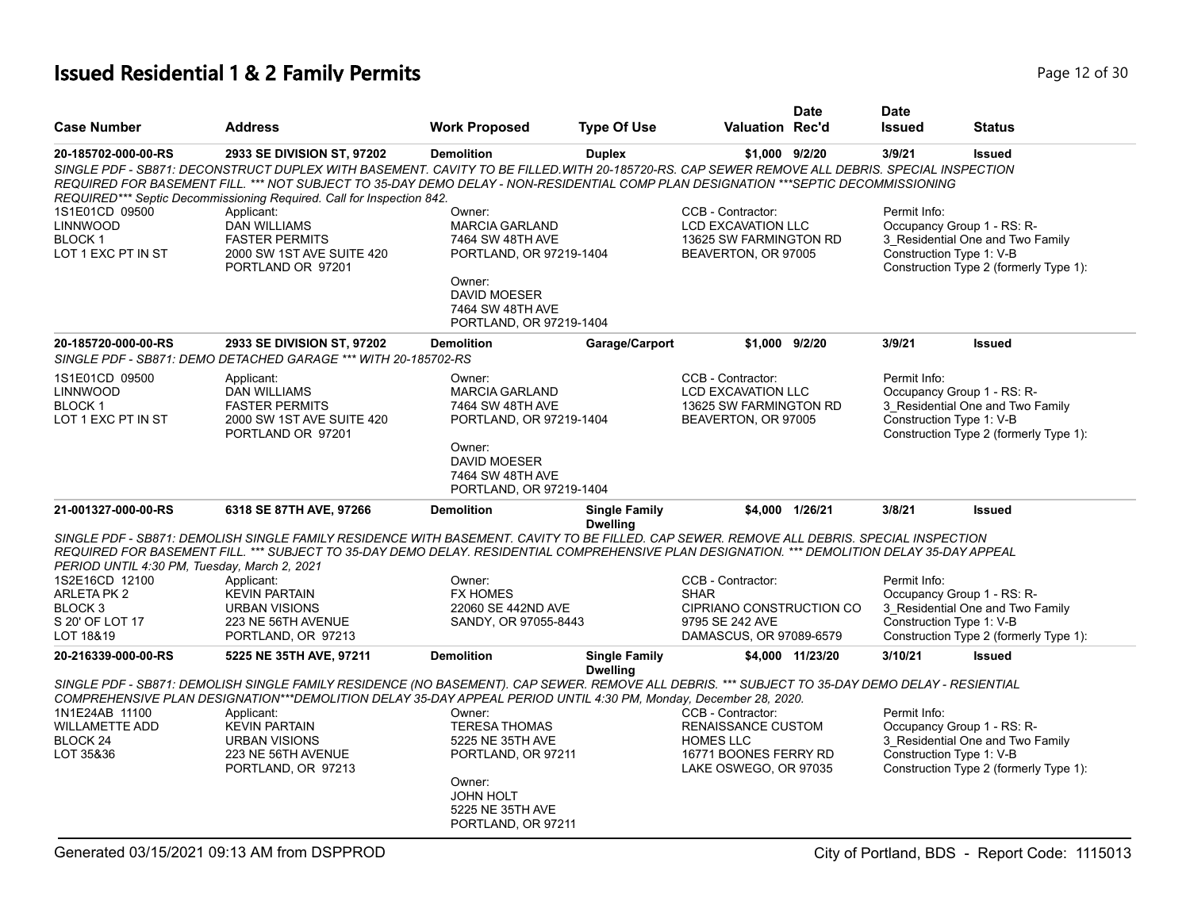# Issued Residential 1 & 2 Family Permits

| Case Number | Address | Work Proposed | Type Of Use | Valuation | Date Rec'd | Date Issued | Status |
|---|---|---|---|---|---|---|---|
| **20-185702-000-00-RS** | **2933 SE DIVISION ST, 97202** | **Demolition** | **Duplex** | **$1,000** | **9/2/20** | **3/9/21** | **Issued** |

*SINGLE PDF - SB871: DECONSTRUCT DUPLEX WITH BASEMENT. CAVITY TO BE FILLED.WITH 20-185720-RS. CAP SEWER REMOVE ALL DEBRIS. SPECIAL INSPECTION REQUIRED FOR BASEMENT FILL. *** NOT SUBJECT TO 35-DAY DEMO DELAY - NON-RESIDENTIAL COMP PLAN DESIGNATION ***SEPTIC DECOMMISSIONING REQUIRED*** Septic Decommissioning Required. Call for Inspection 842.*

| | | | | |
|---|---|---|---|---|
| 1S1E01CD 09500<br>LINNWOOD<br>BLOCK 1<br>LOT 1 EXC PT IN ST | Applicant:<br>DAN WILLIAMS<br>FASTER PERMITS<br>2000 SW 1ST AVE SUITE 420<br>PORTLAND OR 97201 | Owner:<br>MARCIA GARLAND<br>7464 SW 48TH AVE<br>PORTLAND, OR 97219-1404<br><br>Owner:<br>DAVID MOESER<br>7464 SW 48TH AVE<br>PORTLAND, OR 97219-1404 | CCB - Contractor:<br>LCD EXCAVATION LLC<br>13625 SW FARMINGTON RD<br>BEAVERTON, OR 97005 | Permit Info:<br>Occupancy Group 1 - RS: R-3_Residential One and Two Family<br>Construction Type 1: V-B<br>Construction Type 2 (formerly Type 1): |

| Case Number | Address | Work Proposed | Type Of Use | Valuation | Date Rec'd | Date Issued | Status |
|---|---|---|---|---|---|---|---|
| **20-185720-000-00-RS** | **2933 SE DIVISION ST, 97202** | **Demolition** | **Garage/Carport** | **$1,000** | **9/2/20** | **3/9/21** | **Issued** |

*SINGLE PDF - SB871: DEMO DETACHED GARAGE *** WITH 20-185702-RS*

| | | | | |
|---|---|---|---|---|
| 1S1E01CD 09500<br>LINNWOOD<br>BLOCK 1<br>LOT 1 EXC PT IN ST | Applicant:<br>DAN WILLIAMS<br>FASTER PERMITS<br>2000 SW 1ST AVE SUITE 420<br>PORTLAND OR 97201 | Owner:<br>MARCIA GARLAND<br>7464 SW 48TH AVE<br>PORTLAND, OR 97219-1404<br><br>Owner:<br>DAVID MOESER<br>7464 SW 48TH AVE<br>PORTLAND, OR 97219-1404 | CCB - Contractor:<br>LCD EXCAVATION LLC<br>13625 SW FARMINGTON RD<br>BEAVERTON, OR 97005 | Permit Info:<br>Occupancy Group 1 - RS: R-3_Residential One and Two Family<br>Construction Type 1: V-B<br>Construction Type 2 (formerly Type 1): |

| Case Number | Address | Work Proposed | Type Of Use | Valuation | Date Rec'd | Date Issued | Status |
|---|---|---|---|---|---|---|---|
| **21-001327-000-00-RS** | **6318 SE 87TH AVE, 97266** | **Demolition** | **Single Family Dwelling** | **$4,000** | **1/26/21** | **3/8/21** | **Issued** |

*SINGLE PDF - SB871: DEMOLISH SINGLE FAMILY RESIDENCE WITH BASEMENT. CAVITY TO BE FILLED. CAP SEWER. REMOVE ALL DEBRIS. SPECIAL INSPECTION REQUIRED FOR BASEMENT FILL. *** SUBJECT TO 35-DAY DEMO DELAY. RESIDENTIAL COMPREHENSIVE PLAN DESIGNATION. *** DEMOLITION DELAY 35-DAY APPEAL PERIOD UNTIL 4:30 PM, Tuesday, March 2, 2021*

| | | | | |
|---|---|---|---|---|
| 1S2E16CD 12100<br>ARLETA PK 2<br>BLOCK 3<br>S 20' OF LOT 17<br>LOT 18&19 | Applicant:<br>KEVIN PARTAIN<br>URBAN VISIONS<br>223 NE 56TH AVENUE<br>PORTLAND, OR 97213 | Owner:<br>FX HOMES<br>22060 SE 442ND AVE<br>SANDY, OR 97055-8443 | CCB - Contractor:<br>SHAR<br>CIPRIANO CONSTRUCTION CO<br>9795 SE 242 AVE<br>DAMASCUS, OR 97089-6579 | Permit Info:<br>Occupancy Group 1 - RS: R-3_Residential One and Two Family<br>Construction Type 1: V-B<br>Construction Type 2 (formerly Type 1): |

| Case Number | Address | Work Proposed | Type Of Use | Valuation | Date Rec'd | Date Issued | Status |
|---|---|---|---|---|---|---|---|
| **20-216339-000-00-RS** | **5225 NE 35TH AVE, 97211** | **Demolition** | **Single Family Dwelling** | **$4,000** | **11/23/20** | **3/10/21** | **Issued** |

*SINGLE PDF - SB871: DEMOLISH SINGLE FAMILY RESIDENCE (NO BASEMENT). CAP SEWER. REMOVE ALL DEBRIS. *** SUBJECT TO 35-DAY DEMO DELAY - RESIENTIAL COMPREHENSIVE PLAN DESIGNATION***DEMOLITION DELAY 35-DAY APPEAL PERIOD UNTIL 4:30 PM, Monday, December 28, 2020.*

| | | | | |
|---|---|---|---|---|
| 1N1E24AB 11100<br>WILLAMETTE ADD<br>BLOCK 24<br>LOT 35&36 | Applicant:<br>KEVIN PARTAIN<br>URBAN VISIONS<br>223 NE 56TH AVENUE<br>PORTLAND, OR 97213 | Owner:<br>TERESA THOMAS<br>5225 NE 35TH AVE<br>PORTLAND, OR 97211<br><br>Owner:<br>JOHN HOLT<br>5225 NE 35TH AVE<br>PORTLAND, OR 97211 | CCB - Contractor:<br>RENAISSANCE CUSTOM HOMES LLC<br>16771 BOONES FERRY RD<br>LAKE OSWEGO, OR 97035 | Permit Info:<br>Occupancy Group 1 - RS: R-3_Residential One and Two Family<br>Construction Type 1: V-B<br>Construction Type 2 (formerly Type 1): |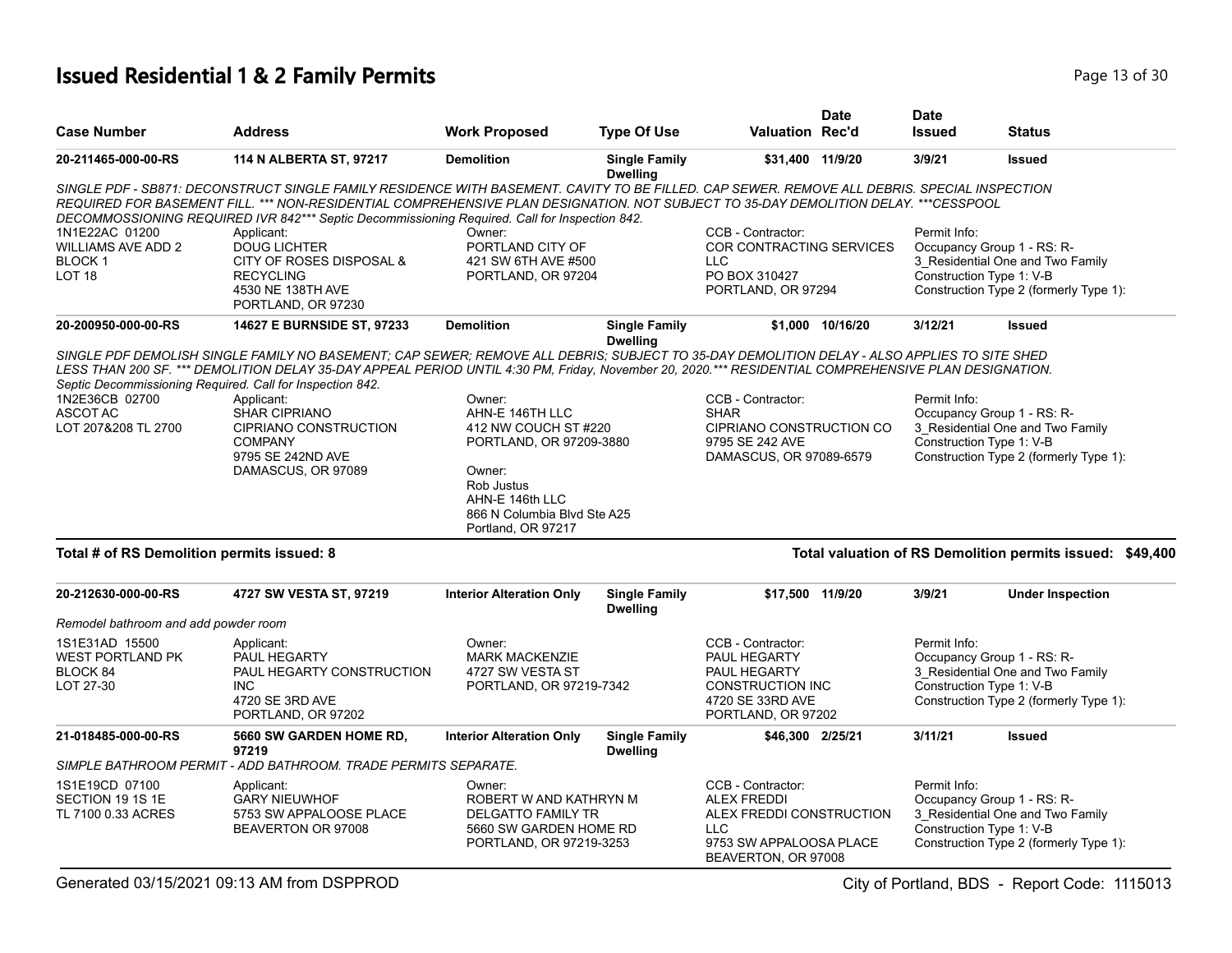# Issued Residential 1 & 2 Family Permits

| Case Number | Address | Work Proposed | Type Of Use | Valuation | Date Rec'd | Date Issued | Status |
|---|---|---|---|---|---|---|---|
| **20-211465-000-00-RS** | **114 N ALBERTA ST, 97217** | **Demolition** | **Single Family Dwelling** | **$31,400** | **11/9/20** | **3/9/21** | **Issued** |

*SINGLE PDF - SB871: DECONSTRUCT SINGLE FAMILY RESIDENCE WITH BASEMENT. CAVITY TO BE FILLED. CAP SEWER. REMOVE ALL DEBRIS. SPECIAL INSPECTION REQUIRED FOR BASEMENT FILL. *** NON-RESIDENTIAL COMPREHENSIVE PLAN DESIGNATION. NOT SUBJECT TO 35-DAY DEMOLITION DELAY. ***CESSPOOL DECOMMOSSIONING REQUIRED IVR 842*** Septic Decommissioning Required. Call for Inspection 842.*

1N1E22AC 01200
WILLIAMS AVE ADD 2
BLOCK 1
LOT 18

Applicant:
DOUG LICHTER
CITY OF ROSES DISPOSAL & RECYCLING
4530 NE 138TH AVE
PORTLAND, OR 97230

Owner:
PORTLAND CITY OF
421 SW 6TH AVE #500
PORTLAND, OR 97204

CCB - Contractor:
COR CONTRACTING SERVICES LLC
PO BOX 310427
PORTLAND, OR 97294

Permit Info:
Occupancy Group 1 - RS: R-3_Residential One and Two Family
Construction Type 1: V-B
Construction Type 2 (formerly Type 1):

| Case Number | Address | Work Proposed | Type Of Use | Valuation | Date Rec'd | Date Issued | Status |
|---|---|---|---|---|---|---|---|
| **20-200950-000-00-RS** | **14627 E BURNSIDE ST, 97233** | **Demolition** | **Single Family Dwelling** | **$1,000** | **10/16/20** | **3/12/21** | **Issued** |

*SINGLE PDF DEMOLISH SINGLE FAMILY NO BASEMENT; CAP SEWER; REMOVE ALL DEBRIS; SUBJECT TO 35-DAY DEMOLITION DELAY - ALSO APPLIES TO SITE SHED LESS THAN 200 SF. *** DEMOLITION DELAY 35-DAY APPEAL PERIOD UNTIL 4:30 PM, Friday, November 20, 2020.*** RESIDENTIAL COMPREHENSIVE PLAN DESIGNATION. Septic Decommissioning Required. Call for Inspection 842.*

1N2E36CB 02700
ASCOT AC
LOT 207&208 TL 2700

Applicant:
SHAR CIPRIANO
CIPRIANO CONSTRUCTION COMPANY
9795 SE 242ND AVE
DAMASCUS, OR 97089

Owner:
AHN-E 146TH LLC
412 NW COUCH ST #220
PORTLAND, OR 97209-3880

Owner:
Rob Justus
AHN-E 146th LLC
866 N Columbia Blvd Ste A25
Portland, OR 97217

CCB - Contractor:
SHAR
CIPRIANO CONSTRUCTION CO
9795 SE 242 AVE
DAMASCUS, OR 97089-6579

Permit Info:
Occupancy Group 1 - RS: R-3_Residential One and Two Family
Construction Type 1: V-B
Construction Type 2 (formerly Type 1):

**Total # of RS Demolition permits issued: 8**

**Total valuation of RS Demolition permits issued: $49,400**

| Case Number | Address | Work Proposed | Type Of Use | Valuation | Date Rec'd | Date Issued | Status |
|---|---|---|---|---|---|---|---|
| **20-212630-000-00-RS** | **4727 SW VESTA ST, 97219** | **Interior Alteration Only** | **Single Family Dwelling** | **$17,500** | **11/9/20** | **3/9/21** | **Under Inspection** |

*Remodel bathroom and add powder room*

1S1E31AD 15500
WEST PORTLAND PK
BLOCK 84
LOT 27-30

Applicant:
PAUL HEGARTY
PAUL HEGARTY CONSTRUCTION INC
4720 SE 3RD AVE
PORTLAND, OR 97202

Owner:
MARK MACKENZIE
4727 SW VESTA ST
PORTLAND, OR 97219-7342

CCB - Contractor:
PAUL HEGARTY
PAUL HEGARTY CONSTRUCTION INC
4720 SE 33RD AVE
PORTLAND, OR 97202

Permit Info:
Occupancy Group 1 - RS: R-3_Residential One and Two Family
Construction Type 1: V-B
Construction Type 2 (formerly Type 1):

| Case Number | Address | Work Proposed | Type Of Use | Valuation | Date Rec'd | Date Issued | Status |
|---|---|---|---|---|---|---|---|
| **21-018485-000-00-RS** | **5660 SW GARDEN HOME RD, 97219** | **Interior Alteration Only** | **Single Family Dwelling** | **$46,300** | **2/25/21** | **3/11/21** | **Issued** |

*SIMPLE BATHROOM PERMIT - ADD BATHROOM. TRADE PERMITS SEPARATE.*

1S1E19CD 07100
SECTION 19 1S 1E
TL 7100 0.33 ACRES

Applicant:
GARY NIEUWHOF
5753 SW APPALOOSE PLACE
BEAVERTON OR 97008

Owner:
ROBERT W AND KATHRYN M DELGATTO FAMILY TR
5660 SW GARDEN HOME RD
PORTLAND, OR 97219-3253

CCB - Contractor:
ALEX FREDDI
ALEX FREDDI CONSTRUCTION LLC
9753 SW APPALOOSA PLACE
BEAVERTON, OR 97008

Permit Info:
Occupancy Group 1 - RS: R-3_Residential One and Two Family
Construction Type 1: V-B
Construction Type 2 (formerly Type 1):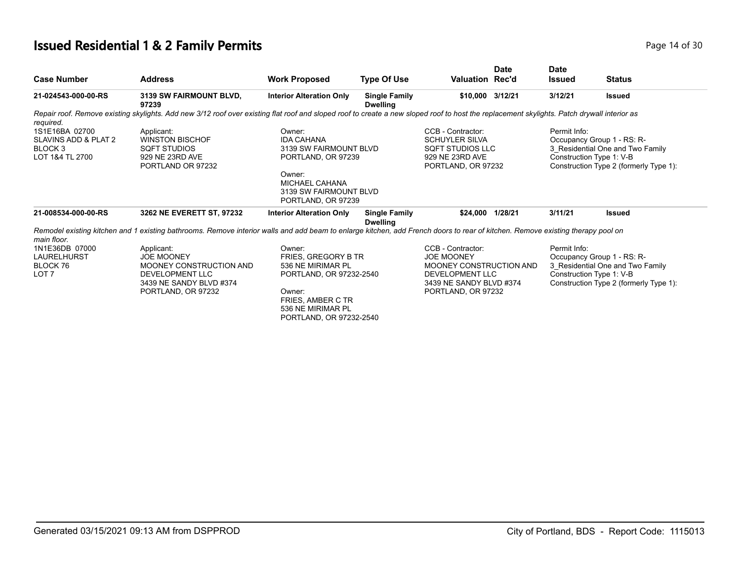# Issued Residential 1 & 2 Family Permits

| Case Number | Address | Work Proposed | Type Of Use | Valuation | Date Rec'd | Date Issued | Status |
|---|---|---|---|---|---|---|---|
| 21-024543-000-00-RS | 3139 SW FAIRMOUNT BLVD, 97239 | Interior Alteration Only | Single Family Dwelling | $10,000 | 3/12/21 | 3/12/21 | Issued |

*Repair roof. Remove existing skylights. Add new 3/12 roof over existing flat roof and sloped roof to create a new sloped roof to host the replacement skylights. Patch drywall interior as required.*

1S1E16BA 02700
SLAVINS ADD & PLAT 2
BLOCK 3
LOT 1&4 TL 2700

Applicant:
WINSTON BISCHOF
SQFT STUDIOS
929 NE 23RD AVE
PORTLAND OR 97232

Owner:
IDA CAHANA
3139 SW FAIRMOUNT BLVD
PORTLAND, OR 97239

Owner:
MICHAEL CAHANA
3139 SW FAIRMOUNT BLVD
PORTLAND, OR 97239

CCB - Contractor:
SCHUYLER SILVA
SQFT STUDIOS LLC
929 NE 23RD AVE
PORTLAND, OR 97232

Permit Info:
Occupancy Group 1 - RS: R-3_Residential One and Two Family
Construction Type 1: V-B
Construction Type 2 (formerly Type 1):

| Case Number | Address | Work Proposed | Type Of Use | Valuation | Date Rec'd | Date Issued | Status |
|---|---|---|---|---|---|---|---|
| 21-008534-000-00-RS | 3262 NE EVERETT ST, 97232 | Interior Alteration Only | Single Family Dwelling | $24,000 | 1/28/21 | 3/11/21 | Issued |

*Remodel existing kitchen and 1 existing bathrooms. Remove interior walls and add beam to enlarge kitchen, add French doors to rear of kitchen. Remove existing therapy pool on main floor.*

1N1E36DB 07000
LAURELHURST
BLOCK 76
LOT 7

Applicant:
JOE MOONEY
MOONEY CONSTRUCTION AND DEVELOPMENT LLC
3439 NE SANDY BLVD #374
PORTLAND, OR 97232

Owner:
FRIES, GREGORY B TR
536 NE MIRIMAR PL
PORTLAND, OR 97232-2540

Owner:
FRIES, AMBER C TR
536 NE MIRIMAR PL
PORTLAND, OR 97232-2540

CCB - Contractor:
JOE MOONEY
MOONEY CONSTRUCTION AND DEVELOPMENT LLC
3439 NE SANDY BLVD #374
PORTLAND, OR 97232

Permit Info:
Occupancy Group 1 - RS: R-3_Residential One and Two Family
Construction Type 1: V-B
Construction Type 2 (formerly Type 1):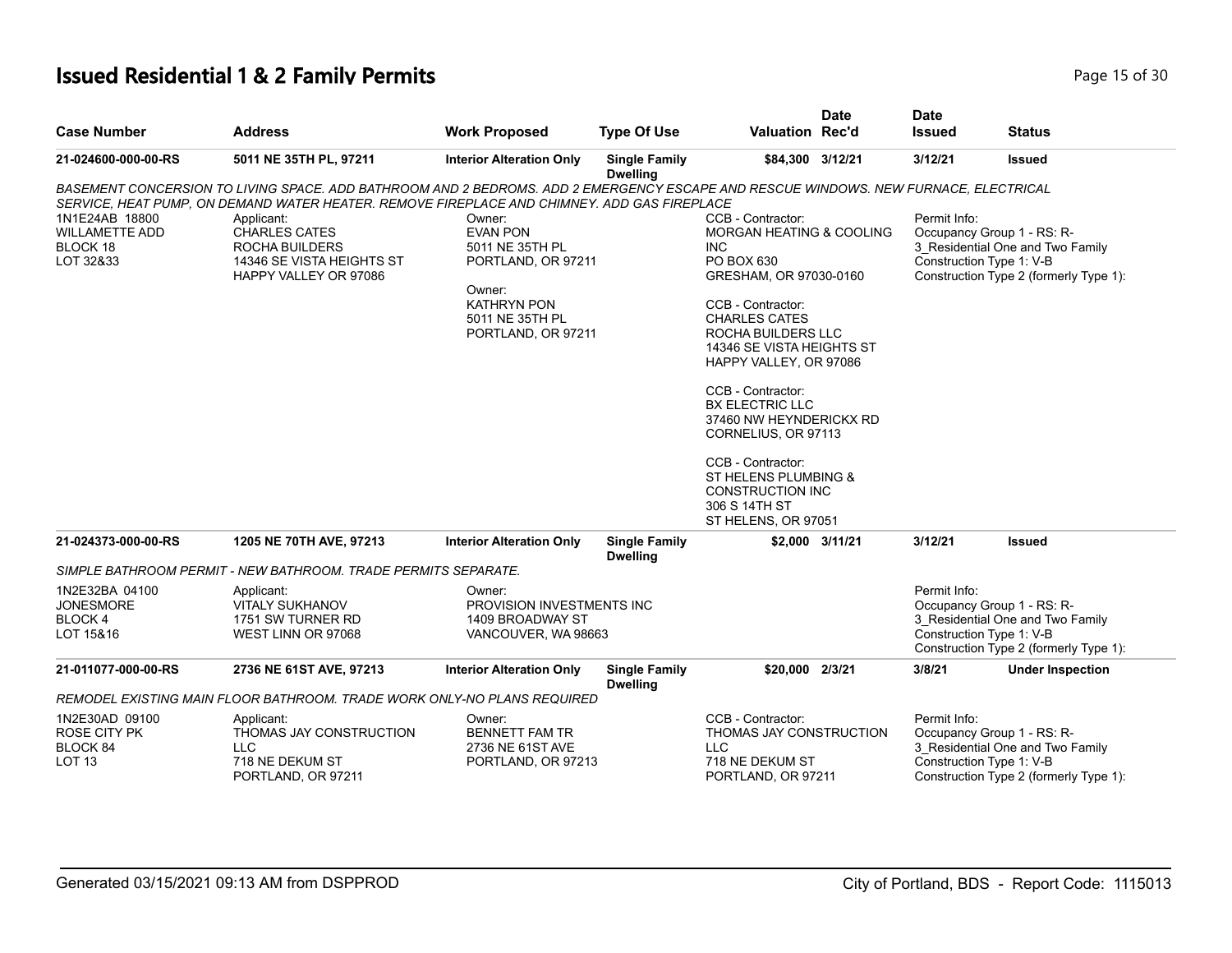# Issued Residential 1 & 2 Family Permits

| Case Number | Address | Work Proposed | Type Of Use | Valuation | Date Rec'd | Date Issued | Status |
|---|---|---|---|---|---|---|---|
| **21-024600-000-00-RS** | **5011 NE 35TH PL, 97211** | **Interior Alteration Only** | **Single Family Dwelling** | **$84,300** | **3/12/21** | **3/12/21** | **Issued** |

*BASEMENT CONCERSION TO LIVING SPACE. ADD BATHROOM AND 2 BEDROMS. ADD 2 EMERGENCY ESCAPE AND RESCUE WINDOWS. NEW FURNACE, ELECTRICAL SERVICE, HEAT PUMP, ON DEMAND WATER HEATER. REMOVE FIREPLACE AND CHIMNEY. ADD GAS FIREPLACE*

1N1E24AB 18800
WILLAMETTE ADD
BLOCK 18
LOT 32&33

Applicant:
CHARLES CATES
ROCHA BUILDERS
14346 SE VISTA HEIGHTS ST
HAPPY VALLEY OR 97086

Owner:
EVAN PON
5011 NE 35TH PL
PORTLAND, OR 97211

Owner:
KATHRYN PON
5011 NE 35TH PL
PORTLAND, OR 97211

CCB - Contractor:
MORGAN HEATING & COOLING INC
PO BOX 630
GRESHAM, OR 97030-0160

CCB - Contractor:
CHARLES CATES
ROCHA BUILDERS LLC
14346 SE VISTA HEIGHTS ST
HAPPY VALLEY, OR 97086

CCB - Contractor:
BX ELECTRIC LLC
37460 NW HEYNDERICKX RD
CORNELIUS, OR 97113

CCB - Contractor:
ST HELENS PLUMBING & CONSTRUCTION INC
306 S 14TH ST
ST HELENS, OR 97051

Permit Info:
Occupancy Group 1 - RS: R-3_Residential One and Two Family
Construction Type 1: V-B
Construction Type 2 (formerly Type 1):

| Case Number | Address | Work Proposed | Type Of Use | Valuation | Date Rec'd | Date Issued | Status |
|---|---|---|---|---|---|---|---|
| **21-024373-000-00-RS** | **1205 NE 70TH AVE, 97213** | **Interior Alteration Only** | **Single Family Dwelling** | **$2,000** | **3/11/21** | **3/12/21** | **Issued** |

*SIMPLE BATHROOM PERMIT - NEW BATHROOM. TRADE PERMITS SEPARATE.*

1N2E32BA 04100
JONESMORE
BLOCK 4
LOT 15&16

Applicant:
VITALY SUKHANOV
1751 SW TURNER RD
WEST LINN OR 97068

Owner:
PROVISION INVESTMENTS INC
1409 BROADWAY ST
VANCOUVER, WA 98663

Permit Info:
Occupancy Group 1 - RS: R-3_Residential One and Two Family
Construction Type 1: V-B
Construction Type 2 (formerly Type 1):

| Case Number | Address | Work Proposed | Type Of Use | Valuation | Date Rec'd | Date Issued | Status |
|---|---|---|---|---|---|---|---|
| **21-011077-000-00-RS** | **2736 NE 61ST AVE, 97213** | **Interior Alteration Only** | **Single Family Dwelling** | **$20,000** | **2/3/21** | **3/8/21** | **Under Inspection** |

*REMODEL EXISTING MAIN FLOOR BATHROOM. TRADE WORK ONLY-NO PLANS REQUIRED*

1N2E30AD 09100
ROSE CITY PK
BLOCK 84
LOT 13

Applicant:
THOMAS JAY CONSTRUCTION LLC
718 NE DEKUM ST
PORTLAND, OR 97211

Owner:
BENNETT FAM TR
2736 NE 61ST AVE
PORTLAND, OR 97213

CCB - Contractor:
THOMAS JAY CONSTRUCTION LLC
718 NE DEKUM ST
PORTLAND, OR 97211

Permit Info:
Occupancy Group 1 - RS: R-3_Residential One and Two Family
Construction Type 1: V-B
Construction Type 2 (formerly Type 1):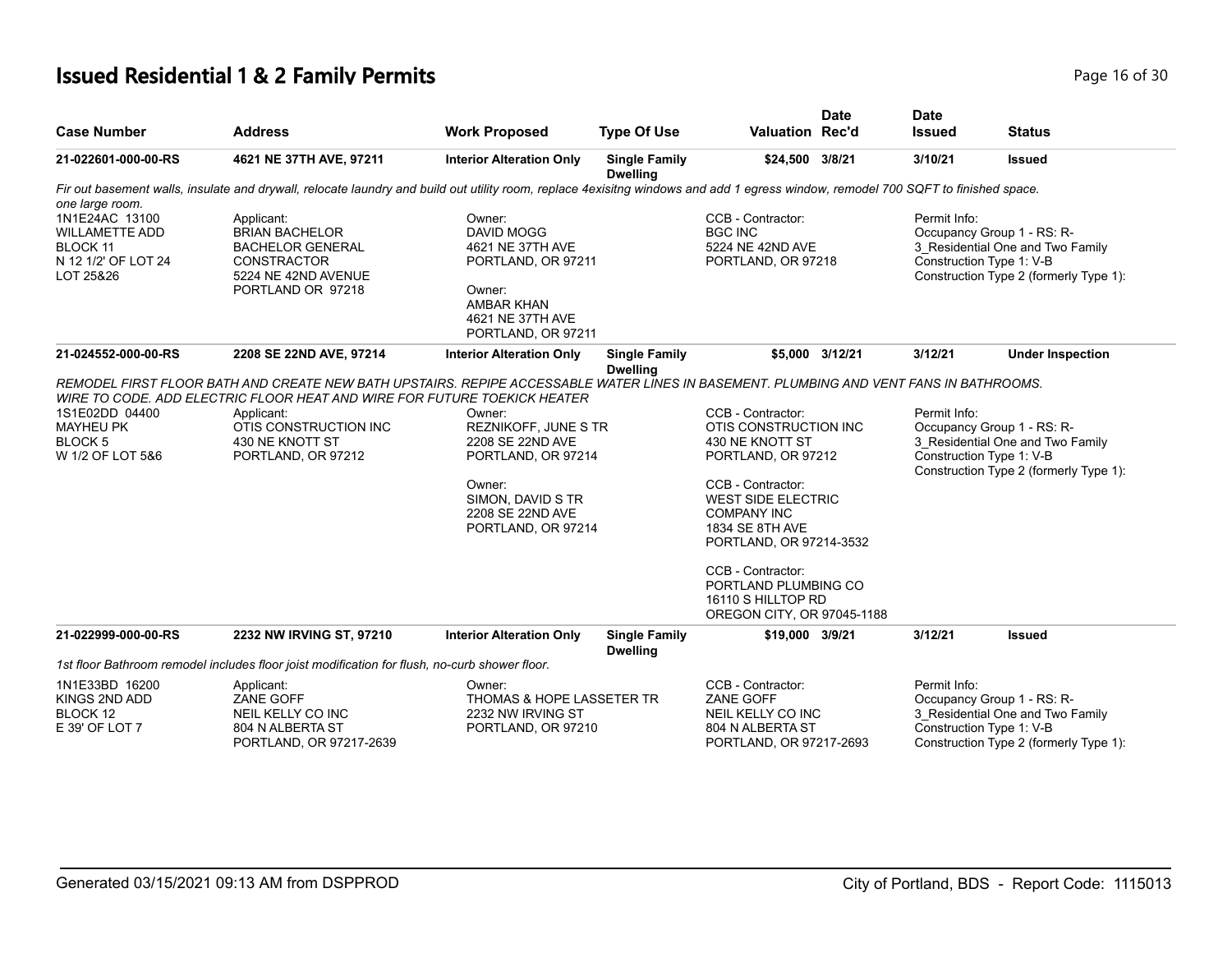# Issued Residential 1 & 2 Family Permits

| Case Number | Address | Work Proposed | Type Of Use | Valuation | Date Rec'd | Date Issued | Status |
|---|---|---|---|---|---|---|---|
| **21-022601-000-00-RS** | **4621 NE 37TH AVE, 97211** | **Interior Alteration Only** | **Single Family Dwelling** | **$24,500** | **3/8/21** | **3/10/21** | **Issued** |

*Fir out basement walls, insulate and drywall, relocate laundry and build out utility room, replace 4exisitng windows and add 1 egress window, remodel 700 SQFT to finished space. one large room.*

1N1E24AC 13100
WILLAMETTE ADD
BLOCK 11
N 12 1/2' OF LOT 24
LOT 25&26

Applicant:
BRIAN BACHELOR
BACHELOR GENERAL
CONSTRACTOR
5224 NE 42ND AVENUE
PORTLAND OR 97218

Owner:
DAVID MOGG
4621 NE 37TH AVE
PORTLAND, OR 97211

Owner:
AMBAR KHAN
4621 NE 37TH AVE
PORTLAND, OR 97211

CCB - Contractor:
BGC INC
5224 NE 42ND AVE
PORTLAND, OR 97218

Permit Info:
Occupancy Group 1 - RS: R-3_Residential One and Two Family
Construction Type 1: V-B
Construction Type 2 (formerly Type 1):

| Case Number | Address | Work Proposed | Type Of Use | Valuation | Date Rec'd | Date Issued | Status |
|---|---|---|---|---|---|---|---|
| **21-024552-000-00-RS** | **2208 SE 22ND AVE, 97214** | **Interior Alteration Only** | **Single Family Dwelling** | **$5,000** | **3/12/21** | **3/12/21** | **Under Inspection** |

*REMODEL FIRST FLOOR BATH AND CREATE NEW BATH UPSTAIRS. REPIPE ACCESSABLE WATER LINES IN BASEMENT. PLUMBING AND VENT FANS IN BATHROOMS. WIRE TO CODE. ADD ELECTRIC FLOOR HEAT AND WIRE FOR FUTURE TOEKICK HEATER*

1S1E02DD 04400
MAYHEU PK
BLOCK 5
W 1/2 OF LOT 5&6

Applicant:
OTIS CONSTRUCTION INC
430 NE KNOTT ST
PORTLAND, OR 97212

Owner:
REZNIKOFF, JUNE S TR
2208 SE 22ND AVE
PORTLAND, OR 97214

Owner:
SIMON, DAVID S TR
2208 SE 22ND AVE
PORTLAND, OR 97214

CCB - Contractor:
OTIS CONSTRUCTION INC
430 NE KNOTT ST
PORTLAND, OR 97212

CCB - Contractor:
WEST SIDE ELECTRIC
COMPANY INC
1834 SE 8TH AVE
PORTLAND, OR 97214-3532

CCB - Contractor:
PORTLAND PLUMBING CO
16110 S HILLTOP RD
OREGON CITY, OR 97045-1188

Permit Info:
Occupancy Group 1 - RS: R-3_Residential One and Two Family
Construction Type 1: V-B
Construction Type 2 (formerly Type 1):

| Case Number | Address | Work Proposed | Type Of Use | Valuation | Date Rec'd | Date Issued | Status |
|---|---|---|---|---|---|---|---|
| **21-022999-000-00-RS** | **2232 NW IRVING ST, 97210** | **Interior Alteration Only** | **Single Family Dwelling** | **$19,000** | **3/9/21** | **3/12/21** | **Issued** |

*1st floor Bathroom remodel includes floor joist modification for flush, no-curb shower floor.*

1N1E33BD 16200
KINGS 2ND ADD
BLOCK 12
E 39' OF LOT 7

Applicant:
ZANE GOFF
NEIL KELLY CO INC
804 N ALBERTA ST
PORTLAND, OR 97217-2639

Owner:
THOMAS & HOPE LASSETER TR
2232 NW IRVING ST
PORTLAND, OR 97210

CCB - Contractor:
ZANE GOFF
NEIL KELLY CO INC
804 N ALBERTA ST
PORTLAND, OR 97217-2693

Permit Info:
Occupancy Group 1 - RS: R-3_Residential One and Two Family
Construction Type 1: V-B
Construction Type 2 (formerly Type 1):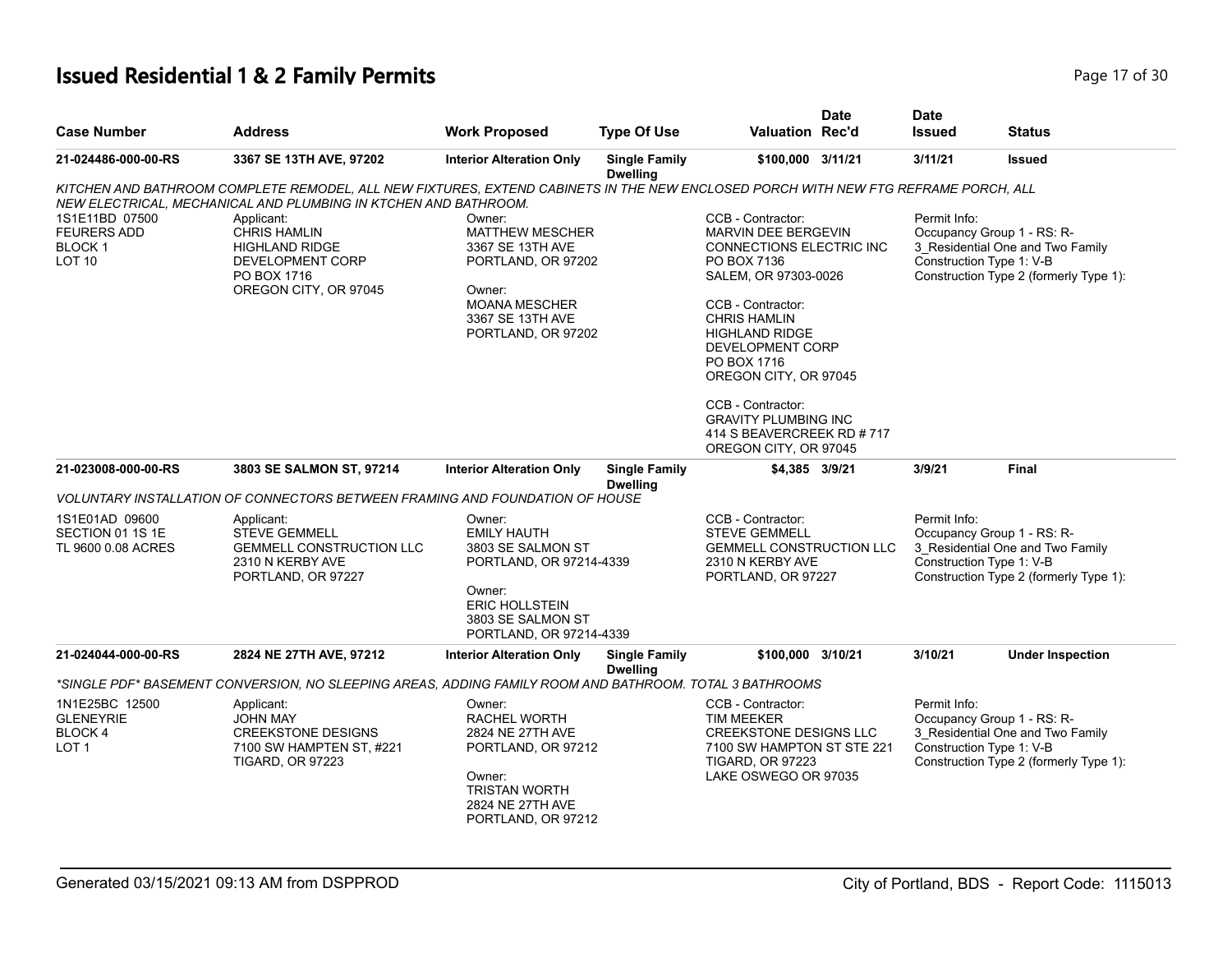# Issued Residential 1 & 2 Family Permits

| Case Number | Address | Work Proposed | Type Of Use | Valuation | Date Rec'd | Date Issued | Status |
|---|---|---|---|---|---|---|---|
| 21-024486-000-00-RS | 3367 SE 13TH AVE, 97202 | Interior Alteration Only | Single Family Dwelling | $100,000 | 3/11/21 | 3/11/21 | Issued |

*KITCHEN AND BATHROOM COMPLETE REMODEL, ALL NEW FIXTURES, EXTEND CABINETS IN THE NEW ENCLOSED PORCH WITH NEW FTG REFRAME PORCH, ALL NEW ELECTRICAL, MECHANICAL AND PLUMBING IN KTCHEN AND BATHROOM.*

1S1E11BD 07500
FEURERS ADD
BLOCK 1
LOT 10

Applicant:
CHRIS HAMLIN
HIGHLAND RIDGE DEVELOPMENT CORP
PO BOX 1716
OREGON CITY, OR 97045

Owner:
MATTHEW MESCHER
3367 SE 13TH AVE
PORTLAND, OR 97202

Owner:
MOANA MESCHER
3367 SE 13TH AVE
PORTLAND, OR 97202

CCB - Contractor:
MARVIN DEE BERGEVIN
CONNECTIONS ELECTRIC INC
PO BOX 7136
SALEM, OR 97303-0026

CCB - Contractor:
CHRIS HAMLIN
HIGHLAND RIDGE DEVELOPMENT CORP
PO BOX 1716
OREGON CITY, OR 97045

CCB - Contractor:
GRAVITY PLUMBING INC
414 S BEAVERCREEK RD # 717
OREGON CITY, OR 97045

Permit Info:
Occupancy Group 1 - RS: R-3_Residential One and Two Family
Construction Type 1: V-B
Construction Type 2 (formerly Type 1):

| Case Number | Address | Work Proposed | Type Of Use | Valuation | Date Rec'd | Date Issued | Status |
|---|---|---|---|---|---|---|---|
| 21-023008-000-00-RS | 3803 SE SALMON ST, 97214 | Interior Alteration Only | Single Family Dwelling | $4,385 | 3/9/21 | 3/9/21 | Final |

*VOLUNTARY INSTALLATION OF CONNECTORS BETWEEN FRAMING AND FOUNDATION OF HOUSE*

1S1E01AD 09600
SECTION 01 1S 1E
TL 9600 0.08 ACRES

Applicant:
STEVE GEMMELL
GEMMELL CONSTRUCTION LLC
2310 N KERBY AVE
PORTLAND, OR 97227

Owner:
EMILY HAUTH
3803 SE SALMON ST
PORTLAND, OR 97214-4339

Owner:
ERIC HOLLSTEIN
3803 SE SALMON ST
PORTLAND, OR 97214-4339

CCB - Contractor:
STEVE GEMMELL
GEMMELL CONSTRUCTION LLC
2310 N KERBY AVE
PORTLAND, OR 97227

Permit Info:
Occupancy Group 1 - RS: R-3_Residential One and Two Family
Construction Type 1: V-B
Construction Type 2 (formerly Type 1):

| Case Number | Address | Work Proposed | Type Of Use | Valuation | Date Rec'd | Date Issued | Status |
|---|---|---|---|---|---|---|---|
| 21-024044-000-00-RS | 2824 NE 27TH AVE, 97212 | Interior Alteration Only | Single Family Dwelling | $100,000 | 3/10/21 | 3/10/21 | Under Inspection |

*\*SINGLE PDF\* BASEMENT CONVERSION, NO SLEEPING AREAS, ADDING FAMILY ROOM AND BATHROOM. TOTAL 3 BATHROOMS*

1N1E25BC 12500
GLENEYRIE
BLOCK 4
LOT 1

Applicant:
JOHN MAY
CREEKSTONE DESIGNS
7100 SW HAMPTEN ST, #221
TIGARD, OR 97223

Owner:
RACHEL WORTH
2824 NE 27TH AVE
PORTLAND, OR 97212

Owner:
TRISTAN WORTH
2824 NE 27TH AVE
PORTLAND, OR 97212

CCB - Contractor:
TIM MEEKER
CREEKSTONE DESIGNS LLC
7100 SW HAMPTON ST STE 221
TIGARD, OR 97223
LAKE OSWEGO OR 97035

Permit Info:
Occupancy Group 1 - RS: R-3_Residential One and Two Family
Construction Type 1: V-B
Construction Type 2 (formerly Type 1):

Generated 03/15/2021 09:13 AM from DSPPROD

City of Portland, BDS - Report Code: 1115013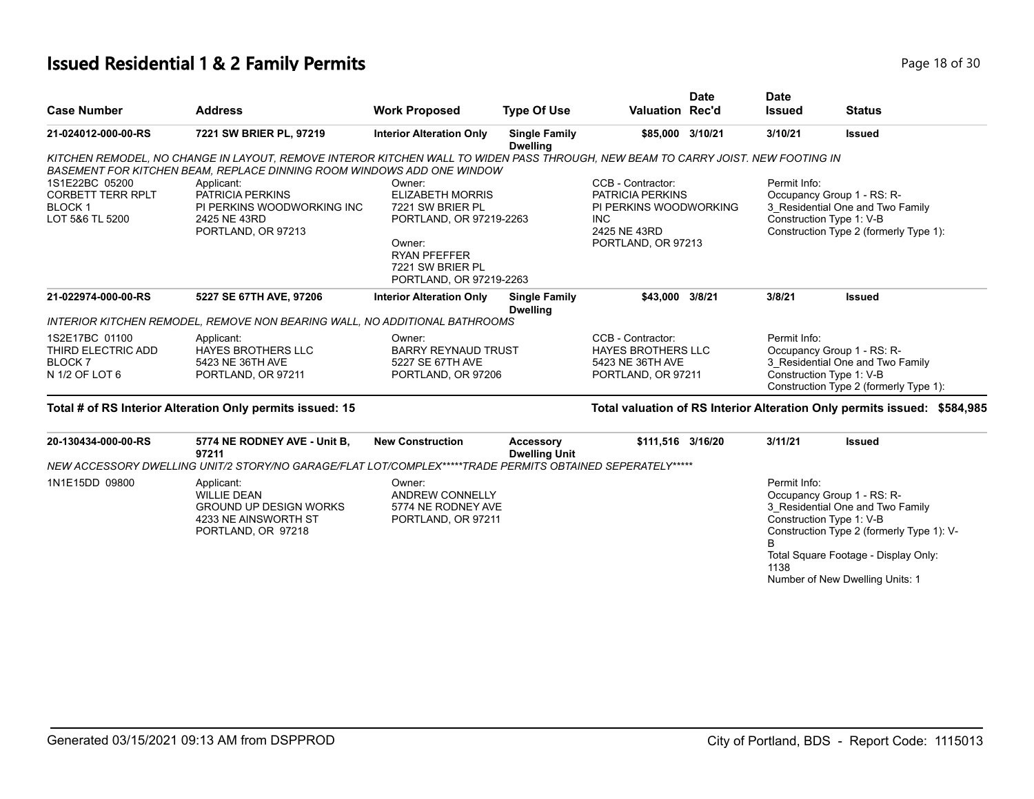# Issued Residential 1 & 2 Family Permits

| Case Number | Address | Work Proposed | Type Of Use | Valuation | Date Rec'd | Date Issued | Status |
|---|---|---|---|---|---|---|---|
| 21-024012-000-00-RS | 7221 SW BRIER PL, 97219 | Interior Alteration Only | Single Family Dwelling | $85,000 | 3/10/21 | 3/10/21 | Issued |

*KITCHEN REMODEL, NO CHANGE IN LAYOUT, REMOVE INTEROR KITCHEN WALL TO WIDEN PASS THROUGH, NEW BEAM TO CARRY JOIST. NEW FOOTING IN BASEMENT FOR KITCHEN BEAM, REPLACE DINNING ROOM WINDOWS ADD ONE WINDOW*

1S1E22BC 05200
CORBETT TERR RPLT
BLOCK 1
LOT 5&6 TL 5200

Applicant:
PATRICIA PERKINS
PI PERKINS WOODWORKING INC
2425 NE 43RD
PORTLAND, OR 97213

Owner:
ELIZABETH MORRIS
7221 SW BRIER PL
PORTLAND, OR 97219-2263

Owner:
RYAN PFEFFER
7221 SW BRIER PL
PORTLAND, OR 97219-2263

CCB - Contractor:
PATRICIA PERKINS
PI PERKINS WOODWORKING INC
2425 NE 43RD
PORTLAND, OR 97213

Permit Info:
Occupancy Group 1 - RS: R-3_Residential One and Two Family
Construction Type 1: V-B
Construction Type 2 (formerly Type 1):

| Case Number | Address | Work Proposed | Type Of Use | Valuation | Date Rec'd | Date Issued | Status |
|---|---|---|---|---|---|---|---|
| 21-022974-000-00-RS | 5227 SE 67TH AVE, 97206 | Interior Alteration Only | Single Family Dwelling | $43,000 | 3/8/21 | 3/8/21 | Issued |

*INTERIOR KITCHEN REMODEL, REMOVE NON BEARING WALL, NO ADDITIONAL BATHROOMS*

1S2E17BC 01100
THIRD ELECTRIC ADD
BLOCK 7
N 1/2 OF LOT 6

Applicant:
HAYES BROTHERS LLC
5423 NE 36TH AVE
PORTLAND, OR 97211

Owner:
BARRY REYNAUD TRUST
5227 SE 67TH AVE
PORTLAND, OR 97206

CCB - Contractor:
HAYES BROTHERS LLC
5423 NE 36TH AVE
PORTLAND, OR 97211

Permit Info:
Occupancy Group 1 - RS: R-3_Residential One and Two Family
Construction Type 1: V-B
Construction Type 2 (formerly Type 1):

**Total # of RS Interior Alteration Only permits issued: 15**

**Total valuation of RS Interior Alteration Only permits issued: $584,985**

| Case Number | Address | Work Proposed | Type Of Use | Valuation | Date Rec'd | Date Issued | Status |
|---|---|---|---|---|---|---|---|
| 20-130434-000-00-RS | 5774 NE RODNEY AVE - Unit B, 97211 | New Construction | Accessory Dwelling Unit | $111,516 | 3/16/20 | 3/11/21 | Issued |

*NEW ACCESSORY DWELLING UNIT/2 STORY/NO GARAGE/FLAT LOT/COMPLEX*****TRADE PERMITS OBTAINED SEPERATELY******

1N1E15DD 09800

Applicant:
WILLIE DEAN
GROUND UP DESIGN WORKS
4233 NE AINSWORTH ST
PORTLAND, OR 97218

Owner:
ANDREW CONNELLY
5774 NE RODNEY AVE
PORTLAND, OR 97211

Permit Info:
Occupancy Group 1 - RS: R-3_Residential One and Two Family
Construction Type 1: V-B
Construction Type 2 (formerly Type 1): V-B
Total Square Footage - Display Only: 1138
Number of New Dwelling Units: 1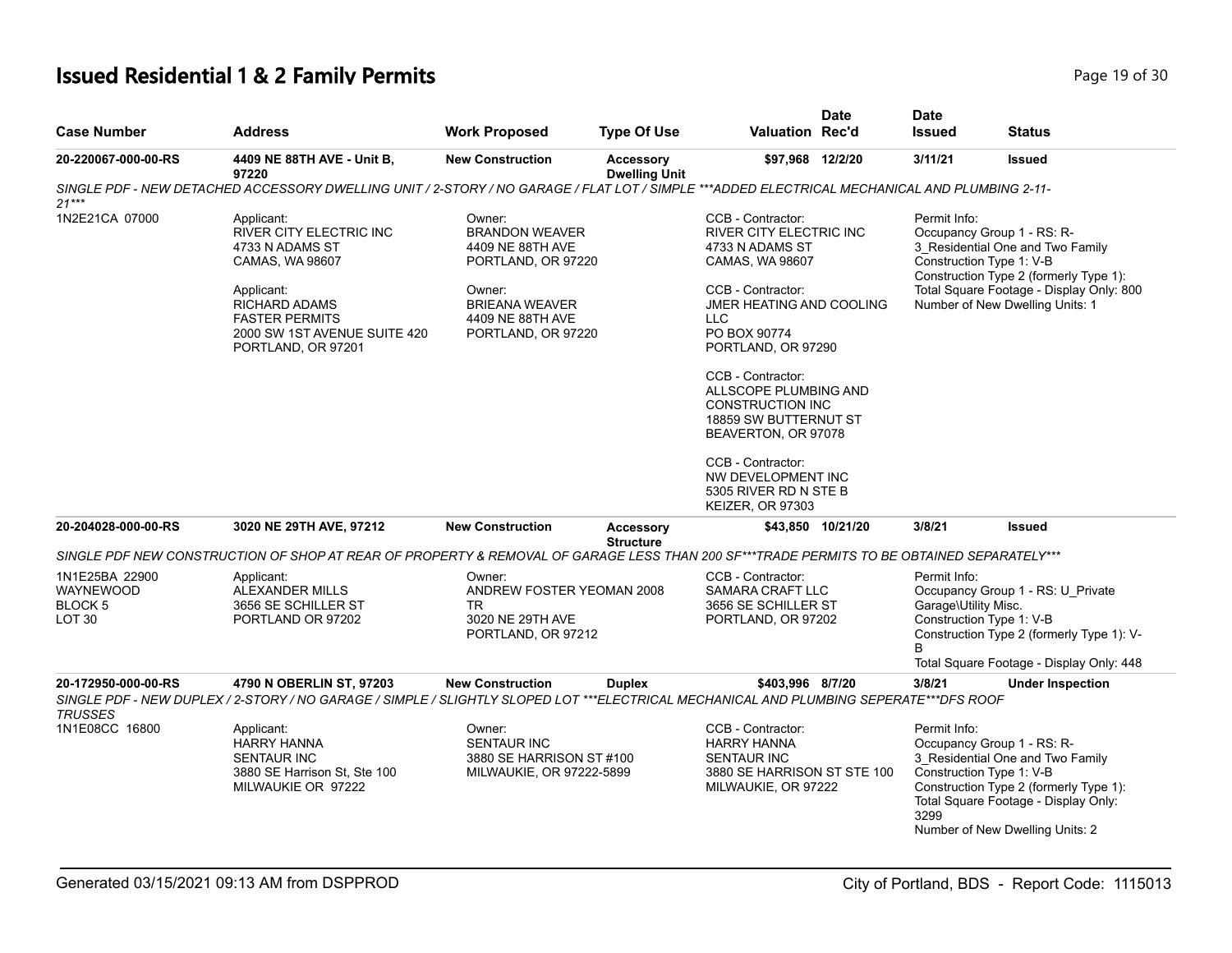# Issued Residential 1 & 2 Family Permits

| Case Number | Address | Work Proposed | Type Of Use | Valuation | Date Rec'd | Date Issued | Status |
|---|---|---|---|---|---|---|---|
| 20-220067-000-00-RS | 4409 NE 88TH AVE - Unit B, 97220 | New Construction | Accessory Dwelling Unit | $97,968 | 12/2/20 | 3/11/21 | Issued |

*SINGLE PDF - NEW DETACHED ACCESSORY DWELLING UNIT / 2-STORY / NO GARAGE / FLAT LOT / SIMPLE ***ADDED ELECTRICAL MECHANICAL AND PLUMBING 2-11-21****

1N2E21CA 07000

Applicant:
RIVER CITY ELECTRIC INC
4733 N ADAMS ST
CAMAS, WA 98607

Applicant:
RICHARD ADAMS
FASTER PERMITS
2000 SW 1ST AVENUE SUITE 420
PORTLAND, OR 97201

Owner:
BRANDON WEAVER
4409 NE 88TH AVE
PORTLAND, OR 97220

Owner:
BRIEANA WEAVER
4409 NE 88TH AVE
PORTLAND, OR 97220

CCB - Contractor:
RIVER CITY ELECTRIC INC
4733 N ADAMS ST
CAMAS, WA 98607

CCB - Contractor:
JMER HEATING AND COOLING LLC
PO BOX 90774
PORTLAND, OR 97290

CCB - Contractor:
ALLSCOPE PLUMBING AND CONSTRUCTION INC
18859 SW BUTTERNUT ST
BEAVERTON, OR 97078

CCB - Contractor:
NW DEVELOPMENT INC
5305 RIVER RD N STE B
KEIZER, OR 97303

Permit Info:
Occupancy Group 1 - RS: R-3_Residential One and Two Family
Construction Type 1: V-B
Construction Type 2 (formerly Type 1):
Total Square Footage - Display Only: 800
Number of New Dwelling Units: 1

| Case Number | Address | Work Proposed | Type Of Use | Valuation | Date Rec'd | Date Issued | Status |
|---|---|---|---|---|---|---|---|
| 20-204028-000-00-RS | 3020 NE 29TH AVE, 97212 | New Construction | Accessory Structure | $43,850 | 10/21/20 | 3/8/21 | Issued |

*SINGLE PDF NEW CONSTRUCTION OF SHOP AT REAR OF PROPERTY & REMOVAL OF GARAGE LESS THAN 200 SF***TRADE PERMITS TO BE OBTAINED SEPARATELY****

1N1E25BA 22900
WAYNEWOOD
BLOCK 5
LOT 30

Applicant:
ALEXANDER MILLS
3656 SE SCHILLER ST
PORTLAND OR 97202

Owner:
ANDREW FOSTER YEOMAN 2008 TR
3020 NE 29TH AVE
PORTLAND, OR 97212

CCB - Contractor:
SAMARA CRAFT LLC
3656 SE SCHILLER ST
PORTLAND, OR 97202

Permit Info:
Occupancy Group 1 - RS: U_Private Garage\Utility Misc.
Construction Type 1: V-B
Construction Type 2 (formerly Type 1): V-B
Total Square Footage - Display Only: 448

| Case Number | Address | Work Proposed | Type Of Use | Valuation | Date Rec'd | Date Issued | Status |
|---|---|---|---|---|---|---|---|
| 20-172950-000-00-RS | 4790 N OBERLIN ST, 97203 | New Construction | Duplex | $403,996 | 8/7/20 | 3/8/21 | Under Inspection |

*SINGLE PDF - NEW DUPLEX / 2-STORY / NO GARAGE / SIMPLE / SLIGHTLY SLOPED LOT ***ELECTRICAL MECHANICAL AND PLUMBING SEPERATE***DFS ROOF TRUSSES*

1N1E08CC 16800

Applicant:
HARRY HANNA
SENTAUR INC
3880 SE Harrison St, Ste 100
MILWAUKIE OR 97222

Owner:
SENTAUR INC
3880 SE HARRISON ST #100
MILWAUKIE, OR 97222-5899

CCB - Contractor:
HARRY HANNA
SENTAUR INC
3880 SE HARRISON ST STE 100
MILWAUKIE, OR 97222

Permit Info:
Occupancy Group 1 - RS: R-3_Residential One and Two Family
Construction Type 1: V-B
Construction Type 2 (formerly Type 1):
Total Square Footage - Display Only: 3299
Number of New Dwelling Units: 2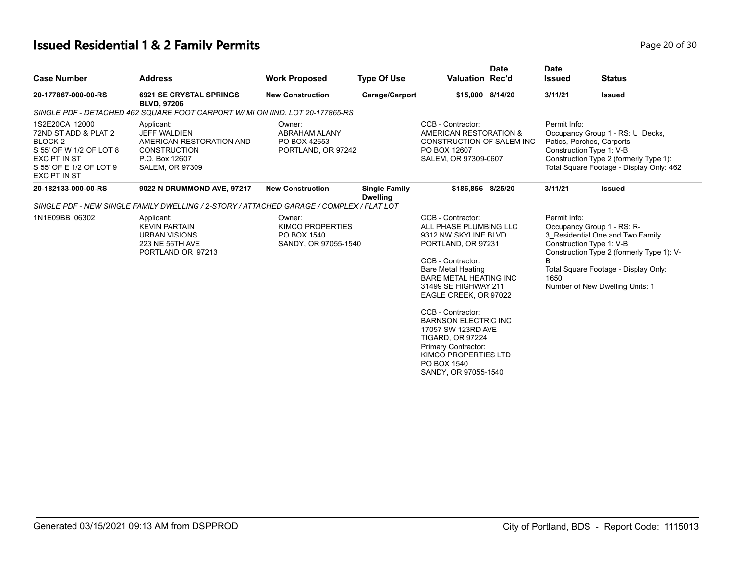## Issued Residential 1 & 2 Family Permits

| Case Number | Address | Work Proposed | Type Of Use | Valuation | Date Rec'd | Date Issued | Status |
|---|---|---|---|---|---|---|---|
| **20-177867-000-00-RS** | **6921 SE CRYSTAL SPRINGS BLVD, 97206** | **New Construction** | **Garage/Carport** | **$15,000** | **8/14/20** | **3/11/21** | **Issued** |

*SINGLE PDF - DETACHED 462 SQUARE FOOT CARPORT W/ MI ON IIND. LOT 20-177865-RS*

1S2E20CA 12000
72ND ST ADD & PLAT 2
BLOCK 2
S 55' OF W 1/2 OF LOT 8
EXC PT IN ST
S 55' OF E 1/2 OF LOT 9
EXC PT IN ST

Applicant:
JEFF WALDIEN
AMERICAN RESTORATION AND CONSTRUCTION
P.O. Box 12607
SALEM, OR 97309

Owner:
ABRAHAM ALANY
PO BOX 42653
PORTLAND, OR 97242

CCB - Contractor:
AMERICAN RESTORATION & CONSTRUCTION OF SALEM INC
PO BOX 12607
SALEM, OR 97309-0607

Permit Info:
Occupancy Group 1 - RS: U_Decks, Patios, Porches, Carports
Construction Type 1: V-B
Construction Type 2 (formerly Type 1):
Total Square Footage - Display Only: 462

| Case Number | Address | Work Proposed | Type Of Use | Valuation | Date Rec'd | Date Issued | Status |
|---|---|---|---|---|---|---|---|
| **20-182133-000-00-RS** | **9022 N DRUMMOND AVE, 97217** | **New Construction** | **Single Family Dwelling** | **$186,856** | **8/25/20** | **3/11/21** | **Issued** |

*SINGLE PDF - NEW SINGLE FAMILY DWELLING / 2-STORY / ATTACHED GARAGE / COMPLEX / FLAT LOT*

1N1E09BB 06302

Applicant:
KEVIN PARTAIN
URBAN VISIONS
223 NE 56TH AVE
PORTLAND OR 97213

Owner:
KIMCO PROPERTIES
PO BOX 1540
SANDY, OR 97055-1540

CCB - Contractor:
ALL PHASE PLUMBING LLC
9312 NW SKYLINE BLVD
PORTLAND, OR 97231

CCB - Contractor:
Bare Metal Heating
BARE METAL HEATING INC
31499 SE HIGHWAY 211
EAGLE CREEK, OR 97022

CCB - Contractor:
BARNSON ELECTRIC INC
17057 SW 123RD AVE
TIGARD, OR 97224

Primary Contractor:
KIMCO PROPERTIES LTD
PO BOX 1540
SANDY, OR 97055-1540

Permit Info:
Occupancy Group 1 - RS: R-3_Residential One and Two Family
Construction Type 1: V-B
Construction Type 2 (formerly Type 1): V-B
Total Square Footage - Display Only: 1650
Number of New Dwelling Units: 1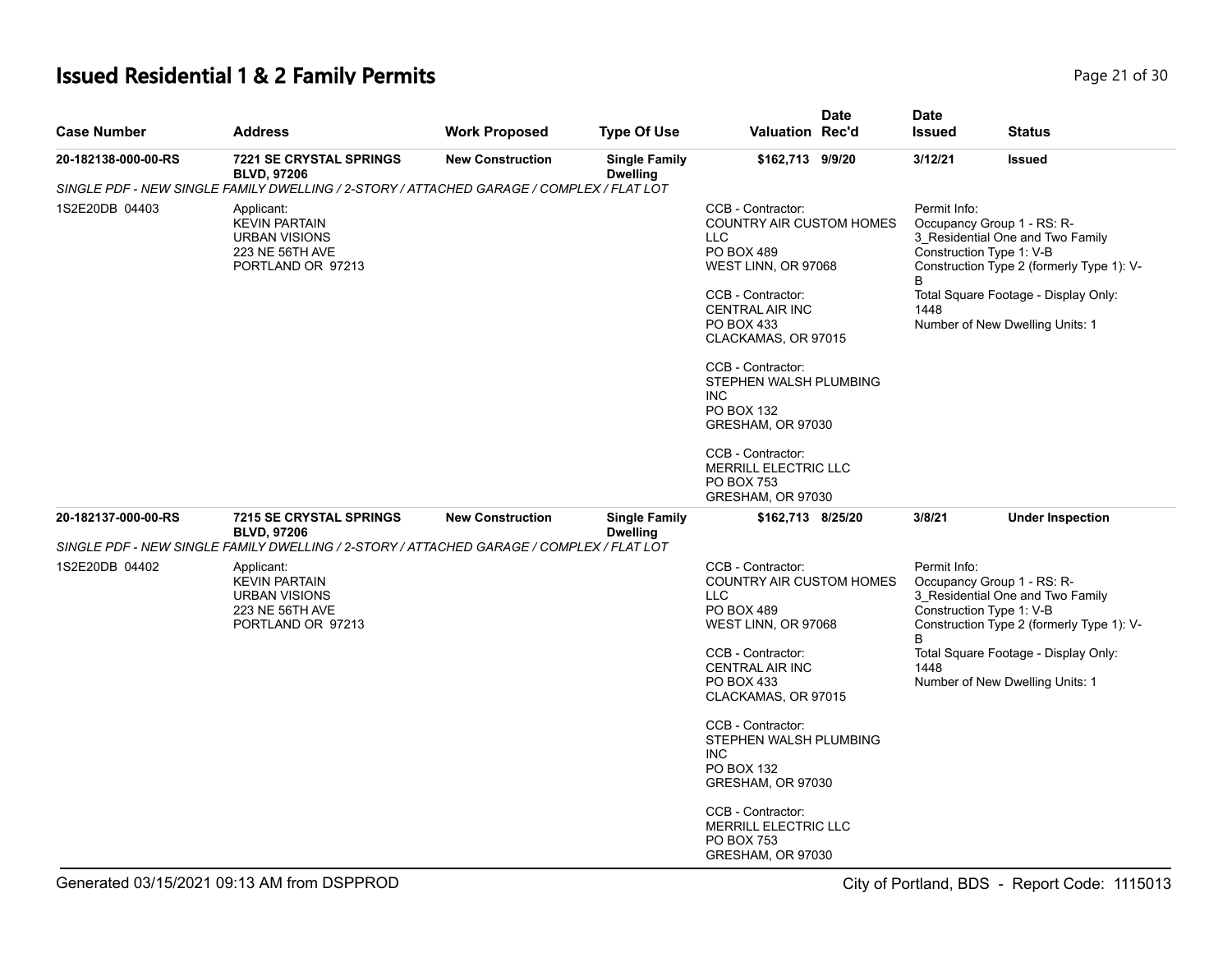# Issued Residential 1 & 2 Family Permits

| Case Number | Address | Work Proposed | Type Of Use | Valuation | Date Rec'd | Date Issued | Status |
|---|---|---|---|---|---|---|---|
| 20-182138-000-00-RS | **7221 SE CRYSTAL SPRINGS BLVD, 97206** | New Construction | Single Family Dwelling | $162,713 | 9/9/20 | 3/12/21 | Issued |

*SINGLE PDF - NEW SINGLE FAMILY DWELLING / 2-STORY / ATTACHED GARAGE / COMPLEX / FLAT LOT*

1S2E20DB 04403

Applicant:
KEVIN PARTAIN
URBAN VISIONS
223 NE 56TH AVE
PORTLAND OR 97213

CCB - Contractor:
COUNTRY AIR CUSTOM HOMES LLC
PO BOX 489
WEST LINN, OR 97068

CCB - Contractor:
CENTRAL AIR INC
PO BOX 433
CLACKAMAS, OR 97015

CCB - Contractor:
STEPHEN WALSH PLUMBING INC
PO BOX 132
GRESHAM, OR 97030

CCB - Contractor:
MERRILL ELECTRIC LLC
PO BOX 753
GRESHAM, OR 97030

Permit Info:
Occupancy Group 1 - RS: R-3_Residential One and Two Family
Construction Type 1: V-B
Construction Type 2 (formerly Type 1): V-B
Total Square Footage - Display Only: 1448
Number of New Dwelling Units: 1

| Case Number | Address | Work Proposed | Type Of Use | Valuation | Date Rec'd | Date Issued | Status |
|---|---|---|---|---|---|---|---|
| 20-182137-000-00-RS | **7215 SE CRYSTAL SPRINGS BLVD, 97206** | New Construction | Single Family Dwelling | $162,713 | 8/25/20 | 3/8/21 | Under Inspection |

*SINGLE PDF - NEW SINGLE FAMILY DWELLING / 2-STORY / ATTACHED GARAGE / COMPLEX / FLAT LOT*

1S2E20DB 04402

Applicant:
KEVIN PARTAIN
URBAN VISIONS
223 NE 56TH AVE
PORTLAND OR 97213

CCB - Contractor:
COUNTRY AIR CUSTOM HOMES LLC
PO BOX 489
WEST LINN, OR 97068

CCB - Contractor:
CENTRAL AIR INC
PO BOX 433
CLACKAMAS, OR 97015

CCB - Contractor:
STEPHEN WALSH PLUMBING INC
PO BOX 132
GRESHAM, OR 97030

CCB - Contractor:
MERRILL ELECTRIC LLC
PO BOX 753
GRESHAM, OR 97030

Permit Info:
Occupancy Group 1 - RS: R-3_Residential One and Two Family
Construction Type 1: V-B
Construction Type 2 (formerly Type 1): V-B
Total Square Footage - Display Only: 1448
Number of New Dwelling Units: 1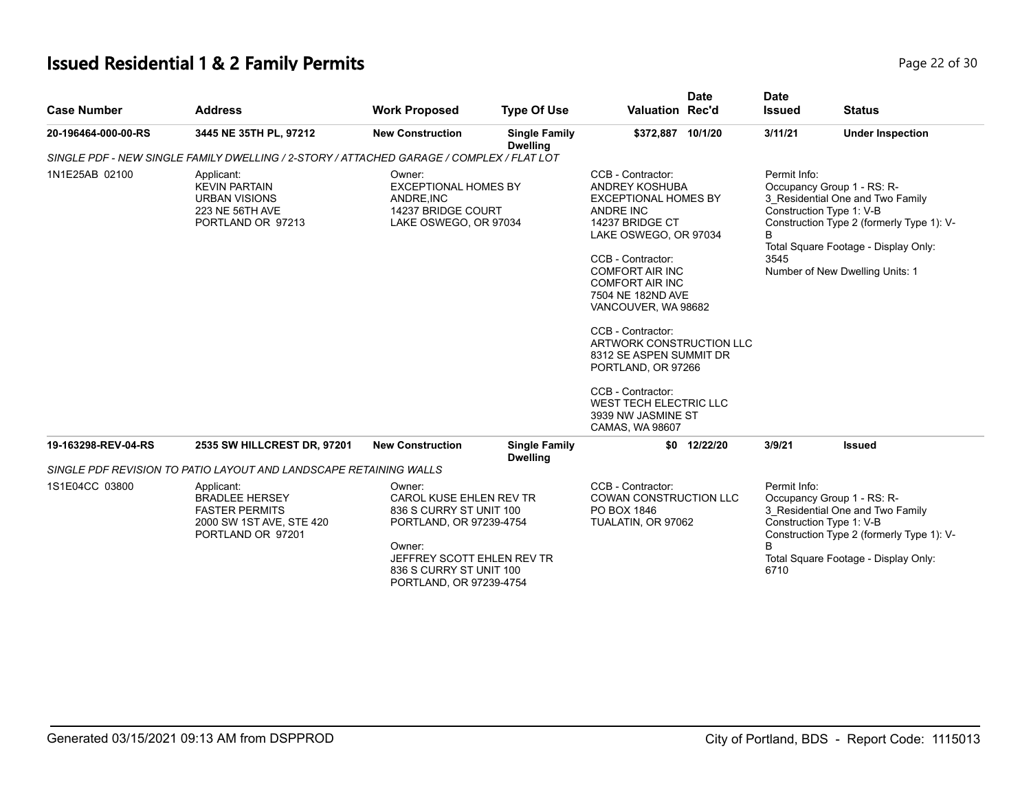# Issued Residential 1 & 2 Family Permits

| Case Number | Address | Work Proposed | Type Of Use | Valuation | Date Rec'd | Date Issued | Status |
|---|---|---|---|---|---|---|---|
| 20-196464-000-00-RS | 3445 NE 35TH PL, 97212 | New Construction | Single Family Dwelling | $372,887 | 10/1/20 | 3/11/21 | Under Inspection |

*SINGLE PDF - NEW SINGLE FAMILY DWELLING / 2-STORY / ATTACHED GARAGE / COMPLEX / FLAT LOT*

1N1E25AB 02100

Applicant:
KEVIN PARTAIN
URBAN VISIONS
223 NE 56TH AVE
PORTLAND OR 97213

Owner:
EXCEPTIONAL HOMES BY ANDRE,INC
14237 BRIDGE COURT
LAKE OSWEGO, OR 97034

CCB - Contractor:
ANDREY KOSHUBA
EXCEPTIONAL HOMES BY ANDRE INC
14237 BRIDGE CT
LAKE OSWEGO, OR 97034

CCB - Contractor:
COMFORT AIR INC
COMFORT AIR INC
7504 NE 182ND AVE
VANCOUVER, WA 98682

CCB - Contractor:
ARTWORK CONSTRUCTION LLC
8312 SE ASPEN SUMMIT DR
PORTLAND, OR 97266

CCB - Contractor:
WEST TECH ELECTRIC LLC
3939 NW JASMINE ST
CAMAS, WA 98607

Permit Info:
Occupancy Group 1 - RS: R-3_Residential One and Two Family
Construction Type 1: V-B
Construction Type 2 (formerly Type 1): V-B
Total Square Footage - Display Only: 3545
Number of New Dwelling Units: 1

| Case Number | Address | Work Proposed | Type Of Use | Valuation | Date Rec'd | Date Issued | Status |
|---|---|---|---|---|---|---|---|
| 19-163298-REV-04-RS | 2535 SW HILLCREST DR, 97201 | New Construction | Single Family Dwelling | $0 | 12/22/20 | 3/9/21 | Issued |

*SINGLE PDF REVISION TO PATIO LAYOUT AND LANDSCAPE RETAINING WALLS*

1S1E04CC 03800

Applicant:
BRADLEE HERSEY
FASTER PERMITS
2000 SW 1ST AVE, STE 420
PORTLAND OR 97201

Owner:
CAROL KUSE EHLEN REV TR
836 S CURRY ST UNIT 100
PORTLAND, OR 97239-4754

Owner:
JEFFREY SCOTT EHLEN REV TR
836 S CURRY ST UNIT 100
PORTLAND, OR 97239-4754

CCB - Contractor:
COWAN CONSTRUCTION LLC
PO BOX 1846
TUALATIN, OR 97062

Permit Info:
Occupancy Group 1 - RS: R-3_Residential One and Two Family
Construction Type 1: V-B
Construction Type 2 (formerly Type 1): V-B
Total Square Footage - Display Only: 6710

Generated 03/15/2021 09:13 AM from DSPPROD

City of Portland, BDS - Report Code: 1115013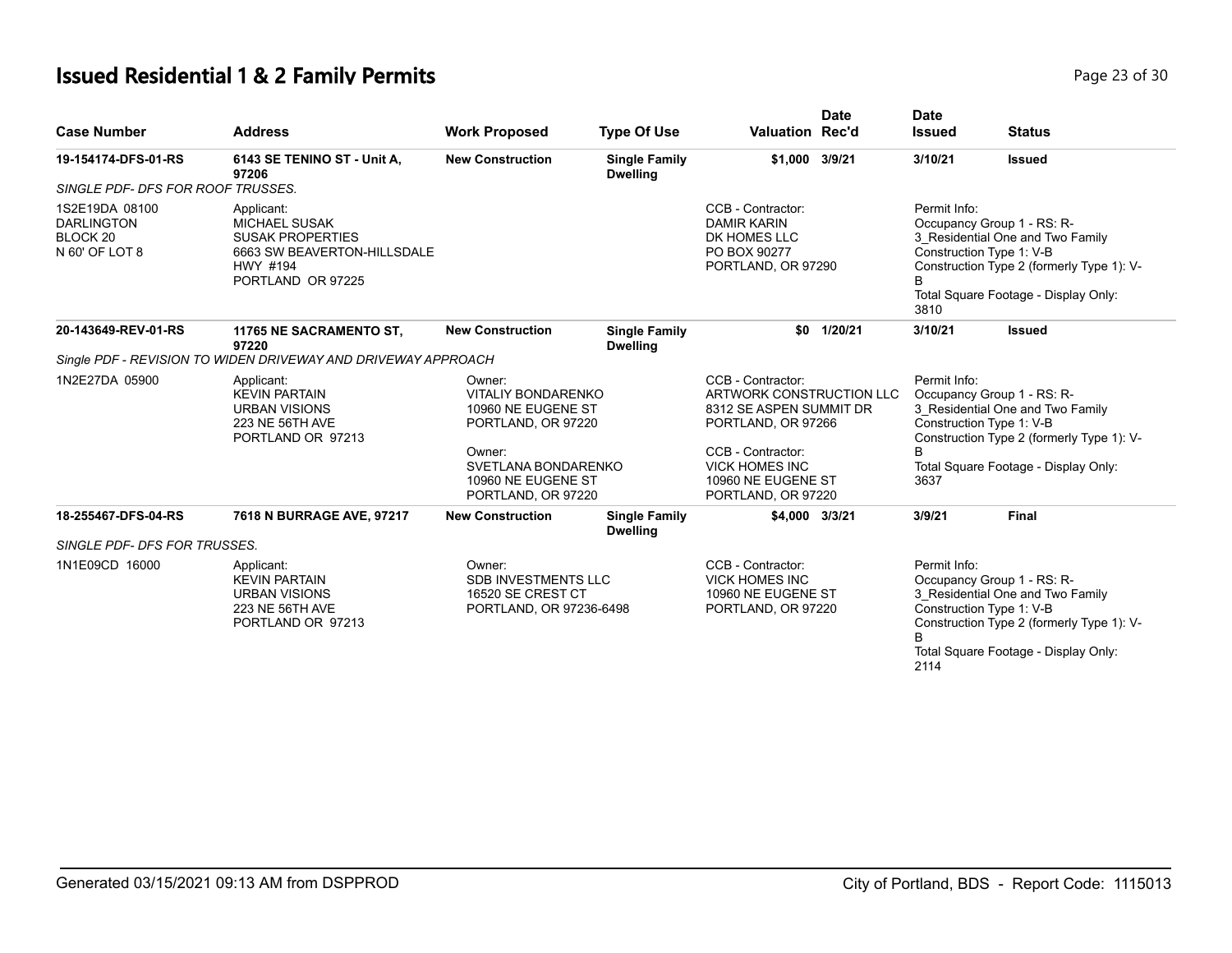## Issued Residential 1 & 2 Family Permits

| Case Number | Address | Work Proposed | Type Of Use | Valuation | Date Rec'd | Date Issued | Status |
|---|---|---|---|---|---|---|---|
| 19-154174-DFS-01-RS | 6143 SE TENINO ST - Unit A, 97206 | New Construction | Single Family Dwelling | $1,000 | 3/9/21 | 3/10/21 | Issued |
| SINGLE PDF- DFS FOR ROOF TRUSSES. | | | | | | | |
| 1S2E19DA 08100 DARLINGTON BLOCK 20 N 60' OF LOT 8 | Applicant: MICHAEL SUSAK SUSAK PROPERTIES 6663 SW BEAVERTON-HILLSDALE HWY #194 PORTLAND OR 97225 | | | CCB - Contractor: DAMIR KARIN DK HOMES LLC PO BOX 90277 PORTLAND, OR 97290 | | Permit Info: Occupancy Group 1 - RS: R-3_Residential One and Two Family Construction Type 1: V-B Construction Type 2 (formerly Type 1): V-B Total Square Footage - Display Only: 3810 | |
| 20-143649-REV-01-RS | 11765 NE SACRAMENTO ST, 97220 | New Construction | Single Family Dwelling | $0 | 1/20/21 | 3/10/21 | Issued |
| Single PDF - REVISION TO WIDEN DRIVEWAY AND DRIVEWAY APPROACH | | | | | | | |
| 1N2E27DA 05900 | Applicant: KEVIN PARTAIN URBAN VISIONS 223 NE 56TH AVE PORTLAND OR 97213 | Owner: VITALIY BONDARENKO 10960 NE EUGENE ST PORTLAND, OR 97220 Owner: SVETLANA BONDARENKO 10960 NE EUGENE ST PORTLAND, OR 97220 | | CCB - Contractor: ARTWORK CONSTRUCTION LLC 8312 SE ASPEN SUMMIT DR PORTLAND, OR 97266 CCB - Contractor: VICK HOMES INC 10960 NE EUGENE ST PORTLAND, OR 97220 | | Permit Info: Occupancy Group 1 - RS: R-3_Residential One and Two Family Construction Type 1: V-B Construction Type 2 (formerly Type 1): V-B Total Square Footage - Display Only: 3637 | |
| 18-255467-DFS-04-RS | 7618 N BURRAGE AVE, 97217 | New Construction | Single Family Dwelling | $4,000 | 3/3/21 | 3/9/21 | Final |
| SINGLE PDF- DFS FOR TRUSSES. | | | | | | | |
| 1N1E09CD 16000 | Applicant: KEVIN PARTAIN URBAN VISIONS 223 NE 56TH AVE PORTLAND OR 97213 | Owner: SDB INVESTMENTS LLC 16520 SE CREST CT PORTLAND, OR 97236-6498 | | CCB - Contractor: VICK HOMES INC 10960 NE EUGENE ST PORTLAND, OR 97220 | | Permit Info: Occupancy Group 1 - RS: R-3_Residential One and Two Family Construction Type 1: V-B Construction Type 2 (formerly Type 1): V-B Total Square Footage - Display Only: 2114 | |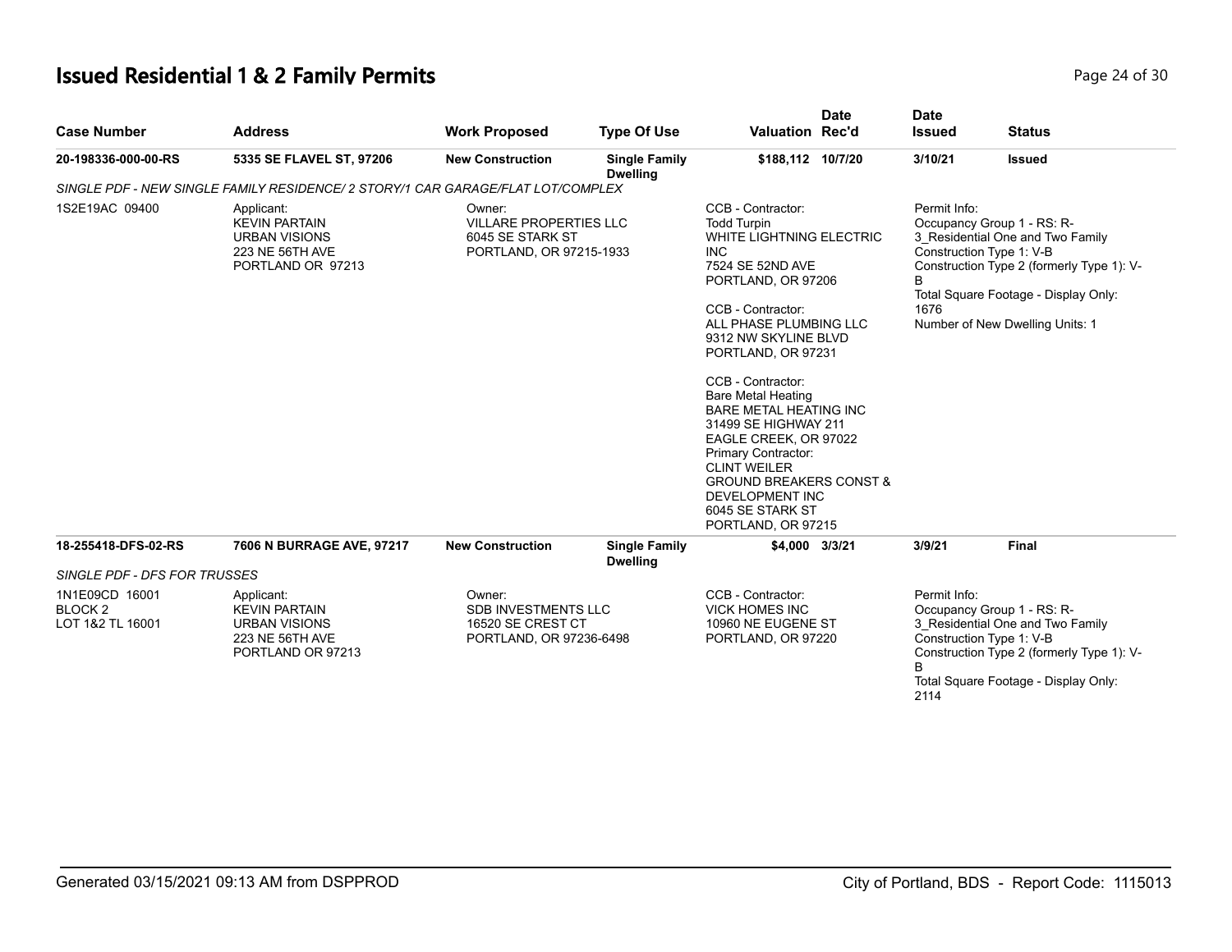# Issued Residential 1 & 2 Family Permits

| Case Number | Address | Work Proposed | Type Of Use | Valuation | Date Rec'd | Date Issued | Status |
|---|---|---|---|---|---|---|---|
| **20-198336-000-00-RS** | **5335 SE FLAVEL ST, 97206** | **New Construction** | **Single Family Dwelling** | **$188,112** | **10/7/20** | **3/10/21** | **Issued** |

*SINGLE PDF - NEW SINGLE FAMILY RESIDENCE/ 2 STORY/1 CAR GARAGE/FLAT LOT/COMPLEX*

1S2E19AC 09400

Applicant:
KEVIN PARTAIN
URBAN VISIONS
223 NE 56TH AVE
PORTLAND OR 97213

Owner:
VILLARE PROPERTIES LLC
6045 SE STARK ST
PORTLAND, OR 97215-1933

CCB - Contractor:
Todd Turpin
WHITE LIGHTNING ELECTRIC INC
7524 SE 52ND AVE
PORTLAND, OR 97206

CCB - Contractor:
ALL PHASE PLUMBING LLC
9312 NW SKYLINE BLVD
PORTLAND, OR 97231

CCB - Contractor:
Bare Metal Heating
BARE METAL HEATING INC
31499 SE HIGHWAY 211
EAGLE CREEK, OR 97022

Primary Contractor:
CLINT WEILER
GROUND BREAKERS CONST & DEVELOPMENT INC
6045 SE STARK ST
PORTLAND, OR 97215

Permit Info:
Occupancy Group 1 - RS: R-3_Residential One and Two Family
Construction Type 1: V-B
Construction Type 2 (formerly Type 1): V-B
Total Square Footage - Display Only: 1676
Number of New Dwelling Units: 1

| Case Number | Address | Work Proposed | Type Of Use | Valuation | Date Rec'd | Date Issued | Status |
|---|---|---|---|---|---|---|---|
| **18-255418-DFS-02-RS** | **7606 N BURRAGE AVE, 97217** | **New Construction** | **Single Family Dwelling** | **$4,000** | **3/3/21** | **3/9/21** | **Final** |

*SINGLE PDF - DFS FOR TRUSSES*

1N1E09CD 16001
BLOCK 2
LOT 1&2 TL 16001

Applicant:
KEVIN PARTAIN
URBAN VISIONS
223 NE 56TH AVE
PORTLAND OR 97213

Owner:
SDB INVESTMENTS LLC
16520 SE CREST CT
PORTLAND, OR 97236-6498

CCB - Contractor:
VICK HOMES INC
10960 NE EUGENE ST
PORTLAND, OR 97220

Permit Info:
Occupancy Group 1 - RS: R-3_Residential One and Two Family
Construction Type 1: V-B
Construction Type 2 (formerly Type 1): V-B
Total Square Footage - Display Only: 2114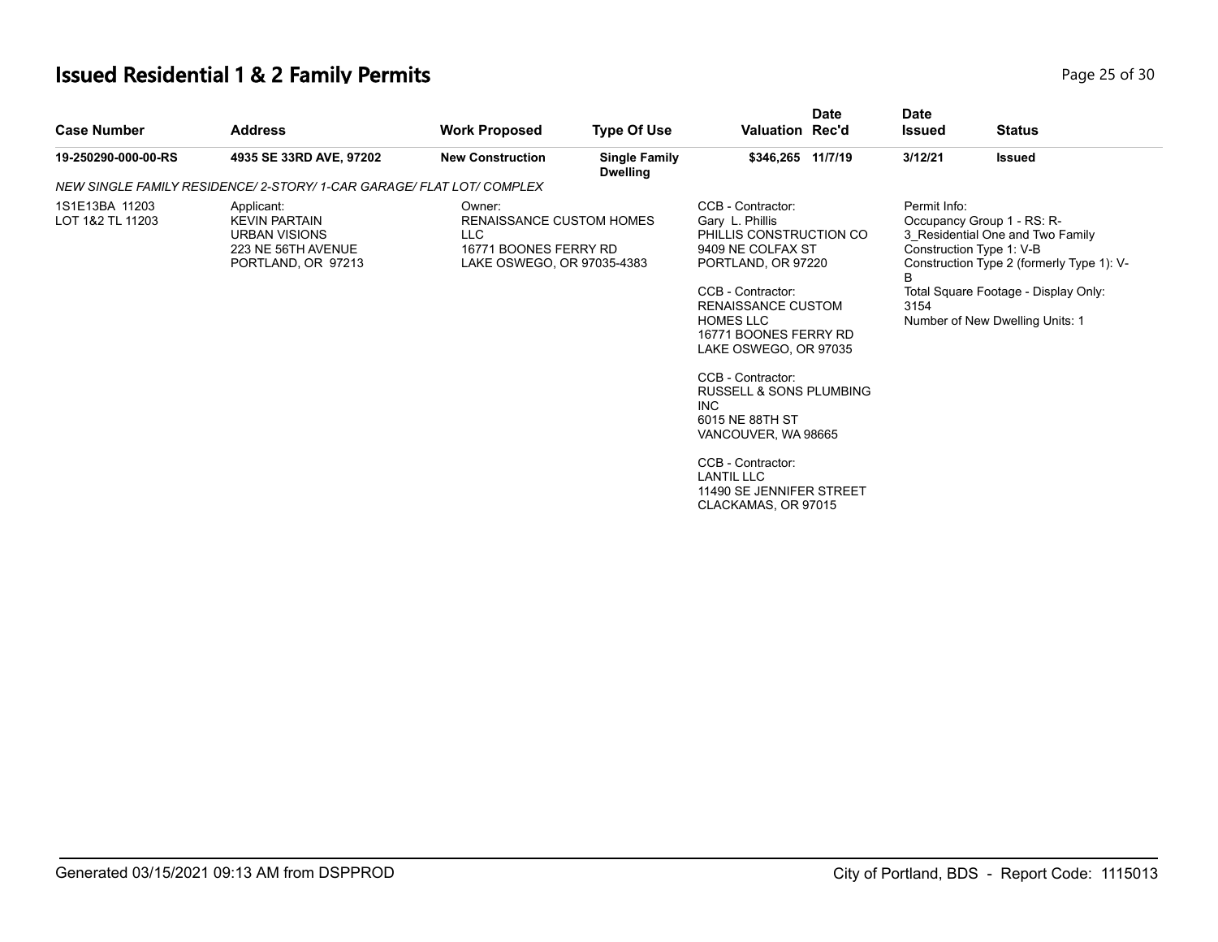# Issued Residential 1 & 2 Family Permits

| Case Number | Address | Work Proposed | Type Of Use | Valuation | Date Rec'd | Date Issued | Status |
|---|---|---|---|---|---|---|---|
| **19-250290-000-00-RS** | **4935 SE 33RD AVE, 97202** | **New Construction** | **Single Family Dwelling** | **$346,265** | **11/7/19** | **3/12/21** | **Issued** |

*NEW SINGLE FAMILY RESIDENCE/ 2-STORY/ 1-CAR GARAGE/ FLAT LOT/ COMPLEX*

1S1E13BA 11203
LOT 1&2 TL 11203

Applicant:
KEVIN PARTAIN
URBAN VISIONS
223 NE 56TH AVENUE
PORTLAND, OR 97213

Owner:
RENAISSANCE CUSTOM HOMES LLC
16771 BOONES FERRY RD
LAKE OSWEGO, OR 97035-4383

CCB - Contractor:
Gary L. Phillis
PHILLIS CONSTRUCTION CO
9409 NE COLFAX ST
PORTLAND, OR 97220

CCB - Contractor:
RENAISSANCE CUSTOM HOMES LLC
16771 BOONES FERRY RD
LAKE OSWEGO, OR 97035

CCB - Contractor:
RUSSELL & SONS PLUMBING INC
6015 NE 88TH ST
VANCOUVER, WA 98665

CCB - Contractor:
LANTIL LLC
11490 SE JENNIFER STREET
CLACKAMAS, OR 97015

Permit Info:
Occupancy Group 1 - RS: R-3_Residential One and Two Family
Construction Type 1: V-B
Construction Type 2 (formerly Type 1): V-B
Total Square Footage - Display Only: 3154
Number of New Dwelling Units: 1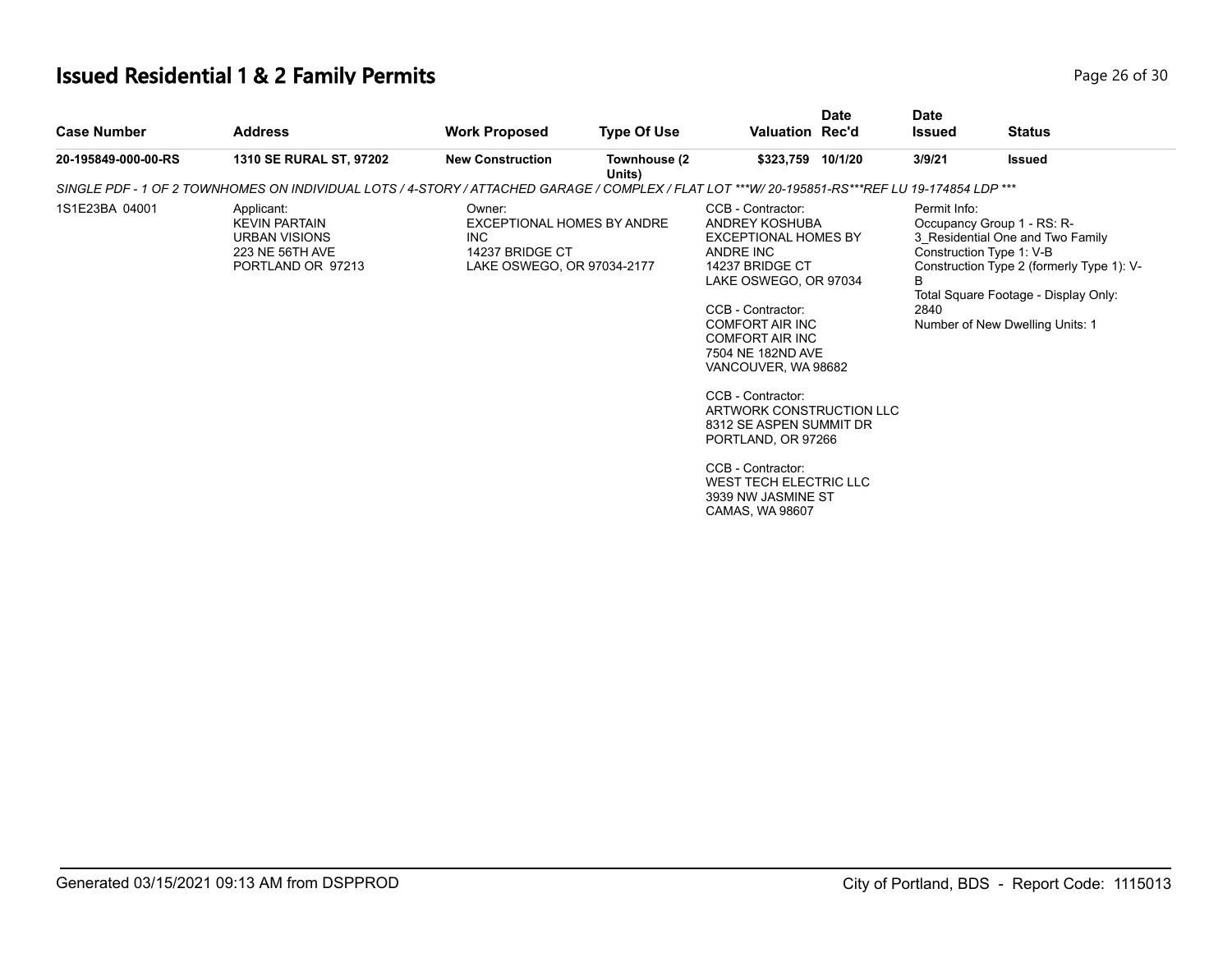## Issued Residential 1 & 2 Family Permits

| Case Number | Address | Work Proposed | Type Of Use | Valuation | Date Rec'd | Date Issued | Status |
|---|---|---|---|---|---|---|---|
| **20-195849-000-00-RS** | **1310 SE RURAL ST, 97202** | **New Construction** | **Townhouse (2 Units)** | **$323,759** | **10/1/20** | **3/9/21** | **Issued** |

*SINGLE PDF - 1 OF 2 TOWNHOMES ON INDIVIDUAL LOTS / 4-STORY / ATTACHED GARAGE / COMPLEX / FLAT LOT ***W/ 20-195851-RS***REF LU 19-174854 LDP ****

1S1E23BA 04001

Applicant:
KEVIN PARTAIN
URBAN VISIONS
223 NE 56TH AVE
PORTLAND OR 97213

Owner:
EXCEPTIONAL HOMES BY ANDRE INC
14237 BRIDGE CT
LAKE OSWEGO, OR 97034-2177

CCB - Contractor:
ANDREY KOSHUBA
EXCEPTIONAL HOMES BY ANDRE INC
14237 BRIDGE CT
LAKE OSWEGO, OR 97034

CCB - Contractor:
COMFORT AIR INC
COMFORT AIR INC
7504 NE 182ND AVE
VANCOUVER, WA 98682

CCB - Contractor:
ARTWORK CONSTRUCTION LLC
8312 SE ASPEN SUMMIT DR
PORTLAND, OR 97266

CCB - Contractor:
WEST TECH ELECTRIC LLC
3939 NW JASMINE ST
CAMAS, WA 98607

Permit Info:
Occupancy Group 1 - RS: R-3_Residential One and Two Family
Construction Type 1: V-B
Construction Type 2 (formerly Type 1): V-B
Total Square Footage - Display Only: 2840
Number of New Dwelling Units: 1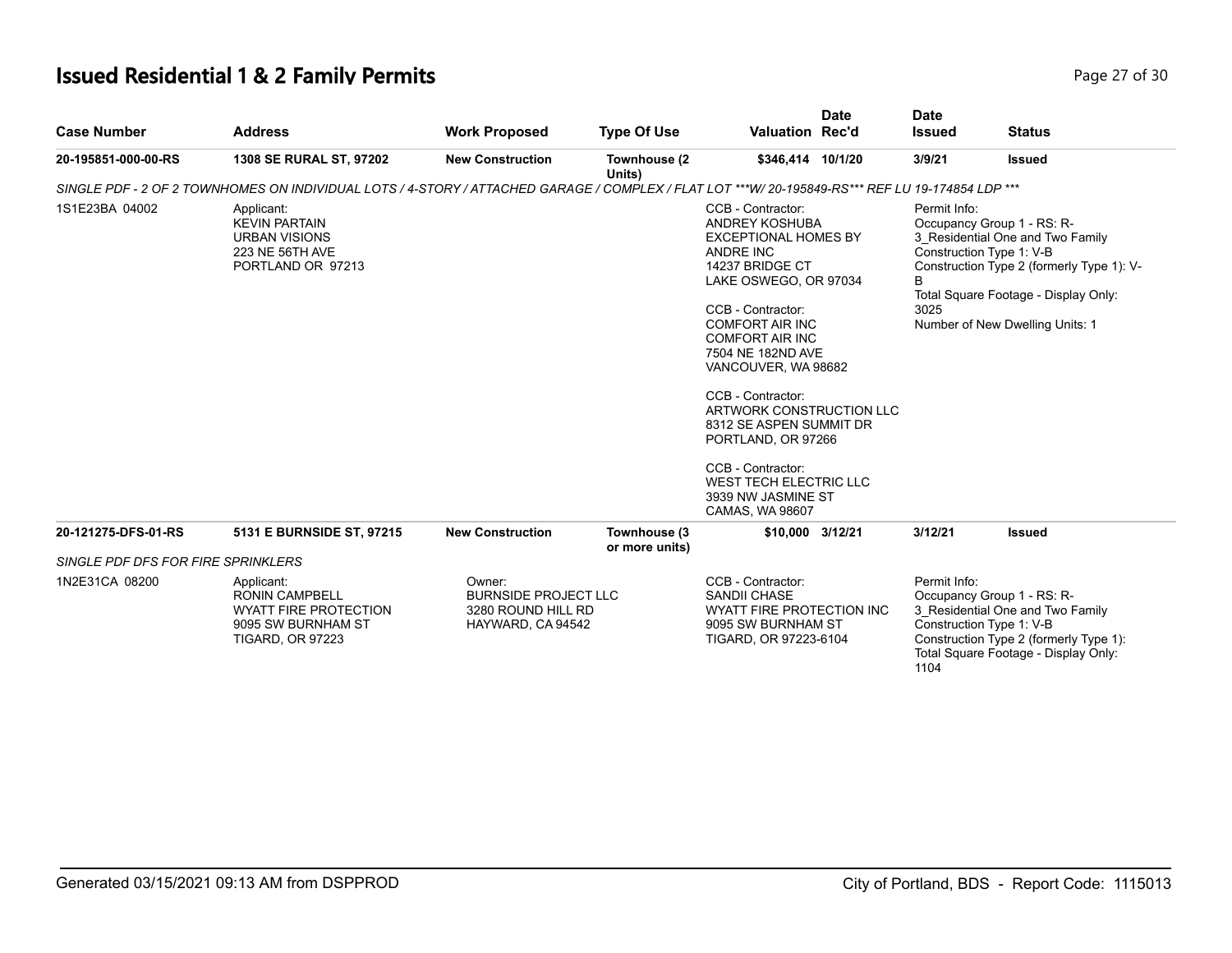# Issued Residential 1 & 2 Family Permits

| Case Number | Address | Work Proposed | Type Of Use | Valuation | Date Rec'd | Date Issued | Status |
|---|---|---|---|---|---|---|---|
| 20-195851-000-00-RS | 1308 SE RURAL ST, 97202 | New Construction | Townhouse (2 Units) | $346,414 | 10/1/20 | 3/9/21 | Issued |

*SINGLE PDF - 2 OF 2 TOWNHOMES ON INDIVIDUAL LOTS / 4-STORY / ATTACHED GARAGE / COMPLEX / FLAT LOT ***W/ 20-195849-RS*** REF LU 19-174854 LDP ****

1S1E23BA 04002

Applicant:
KEVIN PARTAIN
URBAN VISIONS
223 NE 56TH AVE
PORTLAND OR 97213

CCB - Contractor:
ANDREY KOSHUBA
EXCEPTIONAL HOMES BY ANDRE INC
14237 BRIDGE CT
LAKE OSWEGO, OR 97034

CCB - Contractor:
COMFORT AIR INC
COMFORT AIR INC
7504 NE 182ND AVE
VANCOUVER, WA 98682

CCB - Contractor:
ARTWORK CONSTRUCTION LLC
8312 SE ASPEN SUMMIT DR
PORTLAND, OR 97266

CCB - Contractor:
WEST TECH ELECTRIC LLC
3939 NW JASMINE ST
CAMAS, WA 98607

Permit Info:
Occupancy Group 1 - RS: R-3_Residential One and Two Family
Construction Type 1: V-B
Construction Type 2 (formerly Type 1): V-B
Total Square Footage - Display Only: 3025
Number of New Dwelling Units: 1

| Case Number | Address | Work Proposed | Type Of Use | Valuation | Date Rec'd | Date Issued | Status |
|---|---|---|---|---|---|---|---|
| 20-121275-DFS-01-RS | 5131 E BURNSIDE ST, 97215 | New Construction | Townhouse (3 or more units) | $10,000 | 3/12/21 | 3/12/21 | Issued |

*SINGLE PDF DFS FOR FIRE SPRINKLERS*

1N2E31CA 08200

Applicant:
RONIN CAMPBELL
WYATT FIRE PROTECTION
9095 SW BURNHAM ST
TIGARD, OR 97223

Owner:
BURNSIDE PROJECT LLC
3280 ROUND HILL RD
HAYWARD, CA 94542

CCB - Contractor:
SANDII CHASE
WYATT FIRE PROTECTION INC
9095 SW BURNHAM ST
TIGARD, OR 97223-6104

Permit Info:
Occupancy Group 1 - RS: R-3_Residential One and Two Family
Construction Type 1: V-B
Construction Type 2 (formerly Type 1):
Total Square Footage - Display Only: 1104

Generated 03/15/2021 09:13 AM from DSPPROD

City of Portland, BDS - Report Code: 1115013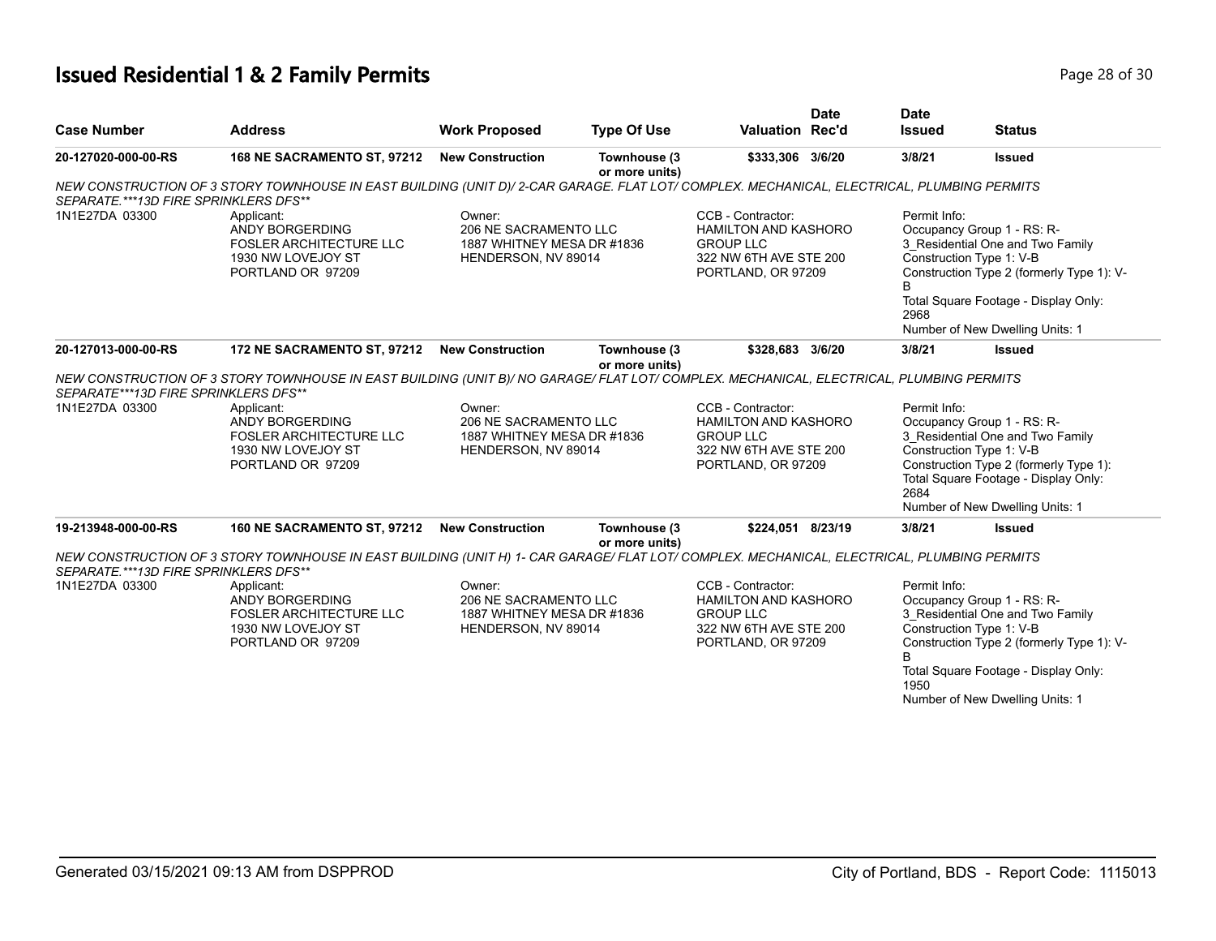# Issued Residential 1 & 2 Family Permits

| Case Number | Address | Work Proposed | Type Of Use | Valuation | Date Rec'd | Date Issued | Status |
|---|---|---|---|---|---|---|---|
| **20-127020-000-00-RS** | **168 NE SACRAMENTO ST, 97212** | **New Construction** | **Townhouse (3 or more units)** | **$333,306** | **3/6/20** | **3/8/21** | **Issued** |

*NEW CONSTRUCTION OF 3 STORY TOWNHOUSE IN EAST BUILDING (UNIT D)/ 2-CAR GARAGE. FLAT LOT/ COMPLEX. MECHANICAL, ELECTRICAL, PLUMBING PERMITS SEPARATE.***13D FIRE SPRINKLERS DFS***

1N1E27DA 03300

Applicant:
ANDY BORGERDING
FOSLER ARCHITECTURE LLC
1930 NW LOVEJOY ST
PORTLAND OR 97209

Owner:
206 NE SACRAMENTO LLC
1887 WHITNEY MESA DR #1836
HENDERSON, NV 89014

CCB - Contractor:
HAMILTON AND KASHORO GROUP LLC
322 NW 6TH AVE STE 200
PORTLAND, OR 97209

Permit Info:
Occupancy Group 1 - RS: R-3_Residential One and Two Family
Construction Type 1: V-B
Construction Type 2 (formerly Type 1): V-B
Total Square Footage - Display Only: 2968
Number of New Dwelling Units: 1

| Case Number | Address | Work Proposed | Type Of Use | Valuation | Date Rec'd | Date Issued | Status |
|---|---|---|---|---|---|---|---|
| **20-127013-000-00-RS** | **172 NE SACRAMENTO ST, 97212** | **New Construction** | **Townhouse (3 or more units)** | **$328,683** | **3/6/20** | **3/8/21** | **Issued** |

*NEW CONSTRUCTION OF 3 STORY TOWNHOUSE IN EAST BUILDING (UNIT B)/ NO GARAGE/ FLAT LOT/ COMPLEX. MECHANICAL, ELECTRICAL, PLUMBING PERMITS SEPARATE***13D FIRE SPRINKLERS DFS***

1N1E27DA 03300

Applicant:
ANDY BORGERDING
FOSLER ARCHITECTURE LLC
1930 NW LOVEJOY ST
PORTLAND OR 97209

Owner:
206 NE SACRAMENTO LLC
1887 WHITNEY MESA DR #1836
HENDERSON, NV 89014

CCB - Contractor:
HAMILTON AND KASHORO GROUP LLC
322 NW 6TH AVE STE 200
PORTLAND, OR 97209

Permit Info:
Occupancy Group 1 - RS: R-3_Residential One and Two Family
Construction Type 1: V-B
Construction Type 2 (formerly Type 1):
Total Square Footage - Display Only: 2684
Number of New Dwelling Units: 1

| Case Number | Address | Work Proposed | Type Of Use | Valuation | Date Rec'd | Date Issued | Status |
|---|---|---|---|---|---|---|---|
| **19-213948-000-00-RS** | **160 NE SACRAMENTO ST, 97212** | **New Construction** | **Townhouse (3 or more units)** | **$224,051** | **8/23/19** | **3/8/21** | **Issued** |

*NEW CONSTRUCTION OF 3 STORY TOWNHOUSE IN EAST BUILDING (UNIT H) 1- CAR GARAGE/ FLAT LOT/ COMPLEX. MECHANICAL, ELECTRICAL, PLUMBING PERMITS SEPARATE.***13D FIRE SPRINKLERS DFS***

1N1E27DA 03300

Applicant:
ANDY BORGERDING
FOSLER ARCHITECTURE LLC
1930 NW LOVEJOY ST
PORTLAND OR 97209

Owner:
206 NE SACRAMENTO LLC
1887 WHITNEY MESA DR #1836
HENDERSON, NV 89014

CCB - Contractor:
HAMILTON AND KASHORO GROUP LLC
322 NW 6TH AVE STE 200
PORTLAND, OR 97209

Permit Info:
Occupancy Group 1 - RS: R-3_Residential One and Two Family
Construction Type 1: V-B
Construction Type 2 (formerly Type 1): V-B
Total Square Footage - Display Only: 1950
Number of New Dwelling Units: 1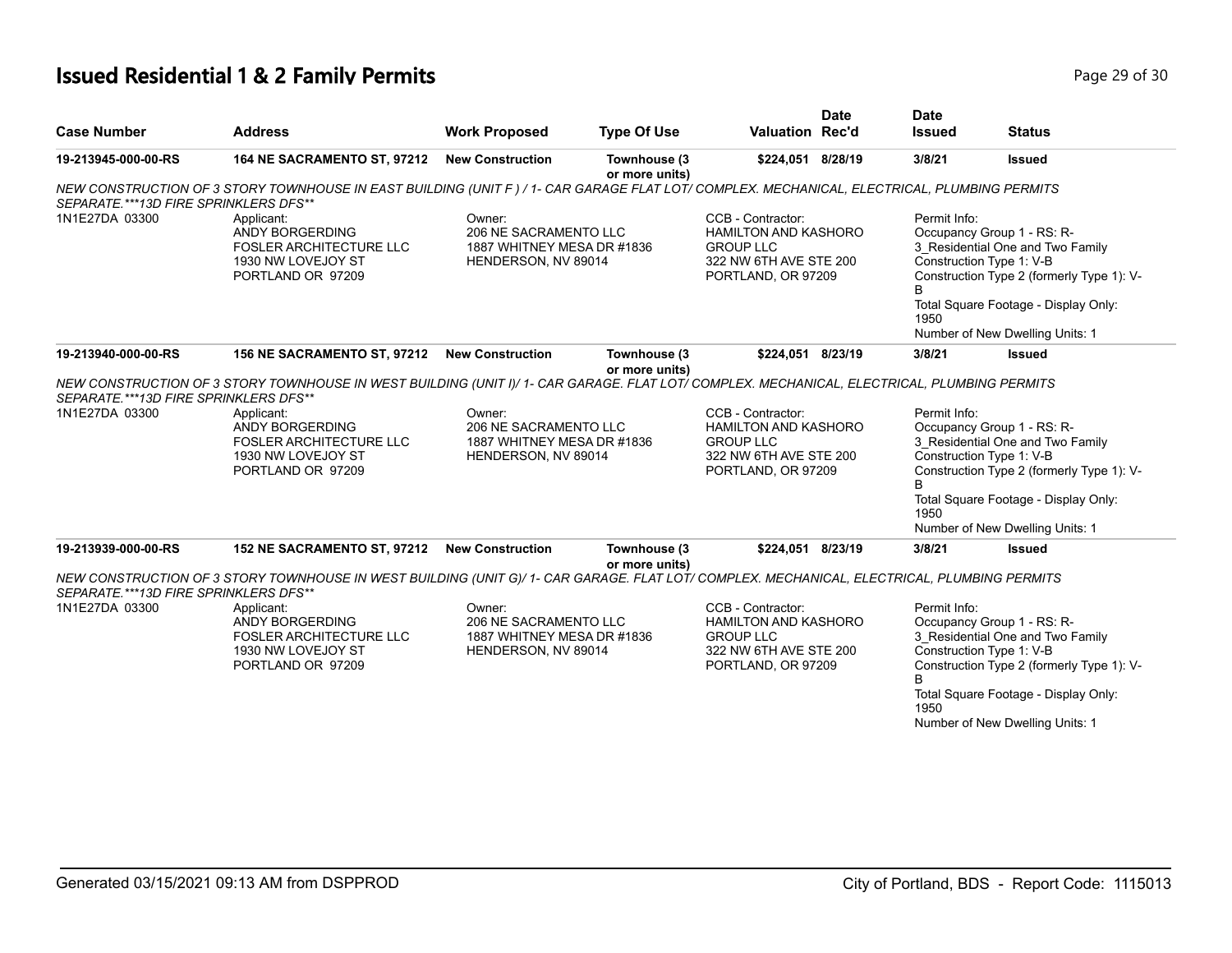## Issued Residential 1 & 2 Family Permits

| Case Number | Address | Work Proposed | Type Of Use | Valuation | Date Rec'd | Date Issued | Status |
|---|---|---|---|---|---|---|---|
| 19-213945-000-00-RS | 164 NE SACRAMENTO ST, 97212 | New Construction | Townhouse (3 or more units) | $224,051 | 8/28/19 | 3/8/21 | Issued |

*NEW CONSTRUCTION OF 3 STORY TOWNHOUSE IN EAST BUILDING (UNIT F ) / 1- CAR GARAGE FLAT LOT/ COMPLEX. MECHANICAL, ELECTRICAL, PLUMBING PERMITS SEPARATE.***13D FIRE SPRINKLERS DFS***

1N1E27DA 03300

Applicant:
ANDY BORGERDING
FOSLER ARCHITECTURE LLC
1930 NW LOVEJOY ST
PORTLAND OR 97209

Owner:
206 NE SACRAMENTO LLC
1887 WHITNEY MESA DR #1836
HENDERSON, NV 89014

CCB - Contractor:
HAMILTON AND KASHORO GROUP LLC
322 NW 6TH AVE STE 200
PORTLAND, OR 97209

Permit Info:
Occupancy Group 1 - RS: R-3_Residential One and Two Family
Construction Type 1: V-B
Construction Type 2 (formerly Type 1): V-B
Total Square Footage - Display Only: 1950
Number of New Dwelling Units: 1

| Case Number | Address | Work Proposed | Type Of Use | Valuation | Date Rec'd | Date Issued | Status |
|---|---|---|---|---|---|---|---|
| 19-213940-000-00-RS | 156 NE SACRAMENTO ST, 97212 | New Construction | Townhouse (3 or more units) | $224,051 | 8/23/19 | 3/8/21 | Issued |

*NEW CONSTRUCTION OF 3 STORY TOWNHOUSE IN WEST BUILDING (UNIT I)/ 1- CAR GARAGE. FLAT LOT/ COMPLEX. MECHANICAL, ELECTRICAL, PLUMBING PERMITS SEPARATE.***13D FIRE SPRINKLERS DFS***

1N1E27DA 03300

Applicant:
ANDY BORGERDING
FOSLER ARCHITECTURE LLC
1930 NW LOVEJOY ST
PORTLAND OR 97209

Owner:
206 NE SACRAMENTO LLC
1887 WHITNEY MESA DR #1836
HENDERSON, NV 89014

CCB - Contractor:
HAMILTON AND KASHORO GROUP LLC
322 NW 6TH AVE STE 200
PORTLAND, OR 97209

Permit Info:
Occupancy Group 1 - RS: R-3_Residential One and Two Family
Construction Type 1: V-B
Construction Type 2 (formerly Type 1): V-B
Total Square Footage - Display Only: 1950
Number of New Dwelling Units: 1

| Case Number | Address | Work Proposed | Type Of Use | Valuation | Date Rec'd | Date Issued | Status |
|---|---|---|---|---|---|---|---|
| 19-213939-000-00-RS | 152 NE SACRAMENTO ST, 97212 | New Construction | Townhouse (3 or more units) | $224,051 | 8/23/19 | 3/8/21 | Issued |

*NEW CONSTRUCTION OF 3 STORY TOWNHOUSE IN WEST BUILDING (UNIT G)/ 1- CAR GARAGE. FLAT LOT/ COMPLEX. MECHANICAL, ELECTRICAL, PLUMBING PERMITS SEPARATE.***13D FIRE SPRINKLERS DFS***

1N1E27DA 03300

Applicant:
ANDY BORGERDING
FOSLER ARCHITECTURE LLC
1930 NW LOVEJOY ST
PORTLAND OR 97209

Owner:
206 NE SACRAMENTO LLC
1887 WHITNEY MESA DR #1836
HENDERSON, NV 89014

CCB - Contractor:
HAMILTON AND KASHORO GROUP LLC
322 NW 6TH AVE STE 200
PORTLAND, OR 97209

Permit Info:
Occupancy Group 1 - RS: R-3_Residential One and Two Family
Construction Type 1: V-B
Construction Type 2 (formerly Type 1): V-B
Total Square Footage - Display Only: 1950
Number of New Dwelling Units: 1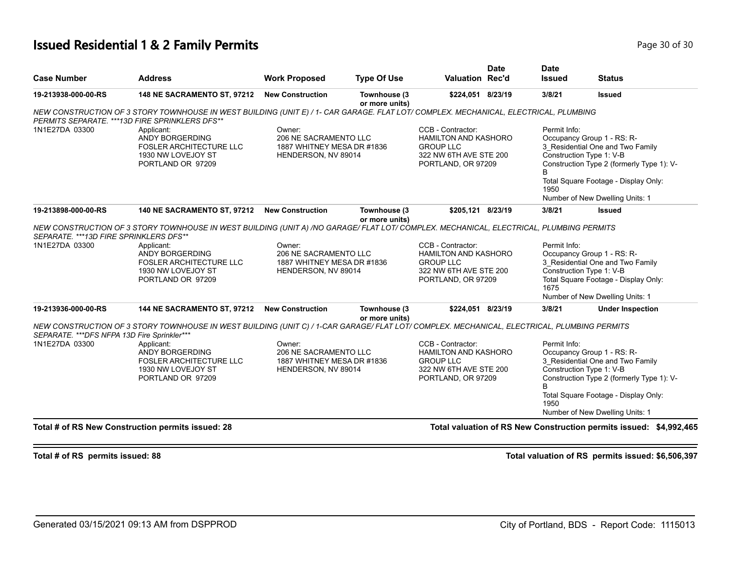# Issued Residential 1 & 2 Family Permits

| Case Number | Address | Work Proposed | Type Of Use | Valuation | Date Rec'd | Date Issued | Status |
|---|---|---|---|---|---|---|---|
| **19-213938-000-00-RS** | **148 NE SACRAMENTO ST, 97212** | **New Construction** | **Townhouse (3 or more units)** | **$224,051** | **8/23/19** | **3/8/21** | **Issued** |

*NEW CONSTRUCTION OF 3 STORY TOWNHOUSE IN WEST BUILDING (UNIT E) / 1- CAR GARAGE. FLAT LOT/ COMPLEX. MECHANICAL, ELECTRICAL, PLUMBING PERMITS SEPARATE. ***13D FIRE SPRINKLERS DFS***

1N1E27DA 03300

Applicant:
ANDY BORGERDING
FOSLER ARCHITECTURE LLC
1930 NW LOVEJOY ST
PORTLAND OR 97209

Owner:
206 NE SACRAMENTO LLC
1887 WHITNEY MESA DR #1836
HENDERSON, NV 89014

CCB - Contractor:
HAMILTON AND KASHORO GROUP LLC
322 NW 6TH AVE STE 200
PORTLAND, OR 97209

Permit Info:
Occupancy Group 1 - RS: R-3_Residential One and Two Family
Construction Type 1: V-B
Construction Type 2 (formerly Type 1): V-B
Total Square Footage - Display Only: 1950
Number of New Dwelling Units: 1

| Case Number | Address | Work Proposed | Type Of Use | Valuation | Date Rec'd | Date Issued | Status |
|---|---|---|---|---|---|---|---|
| **19-213898-000-00-RS** | **140 NE SACRAMENTO ST, 97212** | **New Construction** | **Townhouse (3 or more units)** | **$205,121** | **8/23/19** | **3/8/21** | **Issued** |

*NEW CONSTRUCTION OF 3 STORY TOWNHOUSE IN WEST BUILDING (UNIT A) /NO GARAGE/ FLAT LOT/ COMPLEX. MECHANICAL, ELECTRICAL, PLUMBING PERMITS SEPARATE. ***13D FIRE SPRINKLERS DFS***

1N1E27DA 03300

Applicant:
ANDY BORGERDING
FOSLER ARCHITECTURE LLC
1930 NW LOVEJOY ST
PORTLAND OR 97209

Owner:
206 NE SACRAMENTO LLC
1887 WHITNEY MESA DR #1836
HENDERSON, NV 89014

CCB - Contractor:
HAMILTON AND KASHORO GROUP LLC
322 NW 6TH AVE STE 200
PORTLAND, OR 97209

Permit Info:
Occupancy Group 1 - RS: R-3_Residential One and Two Family
Construction Type 1: V-B
Total Square Footage - Display Only: 1675
Number of New Dwelling Units: 1

| Case Number | Address | Work Proposed | Type Of Use | Valuation | Date Rec'd | Date Issued | Status |
|---|---|---|---|---|---|---|---|
| **19-213936-000-00-RS** | **144 NE SACRAMENTO ST, 97212** | **New Construction** | **Townhouse (3 or more units)** | **$224,051** | **8/23/19** | **3/8/21** | **Under Inspection** |

*NEW CONSTRUCTION OF 3 STORY TOWNHOUSE IN WEST BUILDING (UNIT C) / 1-CAR GARAGE/ FLAT LOT/ COMPLEX. MECHANICAL, ELECTRICAL, PLUMBING PERMITS SEPARATE. ***DFS NFPA 13D Fire Sprinkler****

1N1E27DA 03300

Applicant:
ANDY BORGERDING
FOSLER ARCHITECTURE LLC
1930 NW LOVEJOY ST
PORTLAND OR 97209

Owner:
206 NE SACRAMENTO LLC
1887 WHITNEY MESA DR #1836
HENDERSON, NV 89014

CCB - Contractor:
HAMILTON AND KASHORO GROUP LLC
322 NW 6TH AVE STE 200
PORTLAND, OR 97209

Permit Info:
Occupancy Group 1 - RS: R-3_Residential One and Two Family
Construction Type 1: V-B
Construction Type 2 (formerly Type 1): V-B
Total Square Footage - Display Only: 1950
Number of New Dwelling Units: 1

**Total # of RS New Construction permits issued: 28**

**Total valuation of RS New Construction permits issued: $4,992,465**

**Total # of RS permits issued: 88**

**Total valuation of RS permits issued: $6,506,397**

Generated 03/15/2021 09:13 AM from DSPPROD

City of Portland, BDS - Report Code: 1115013